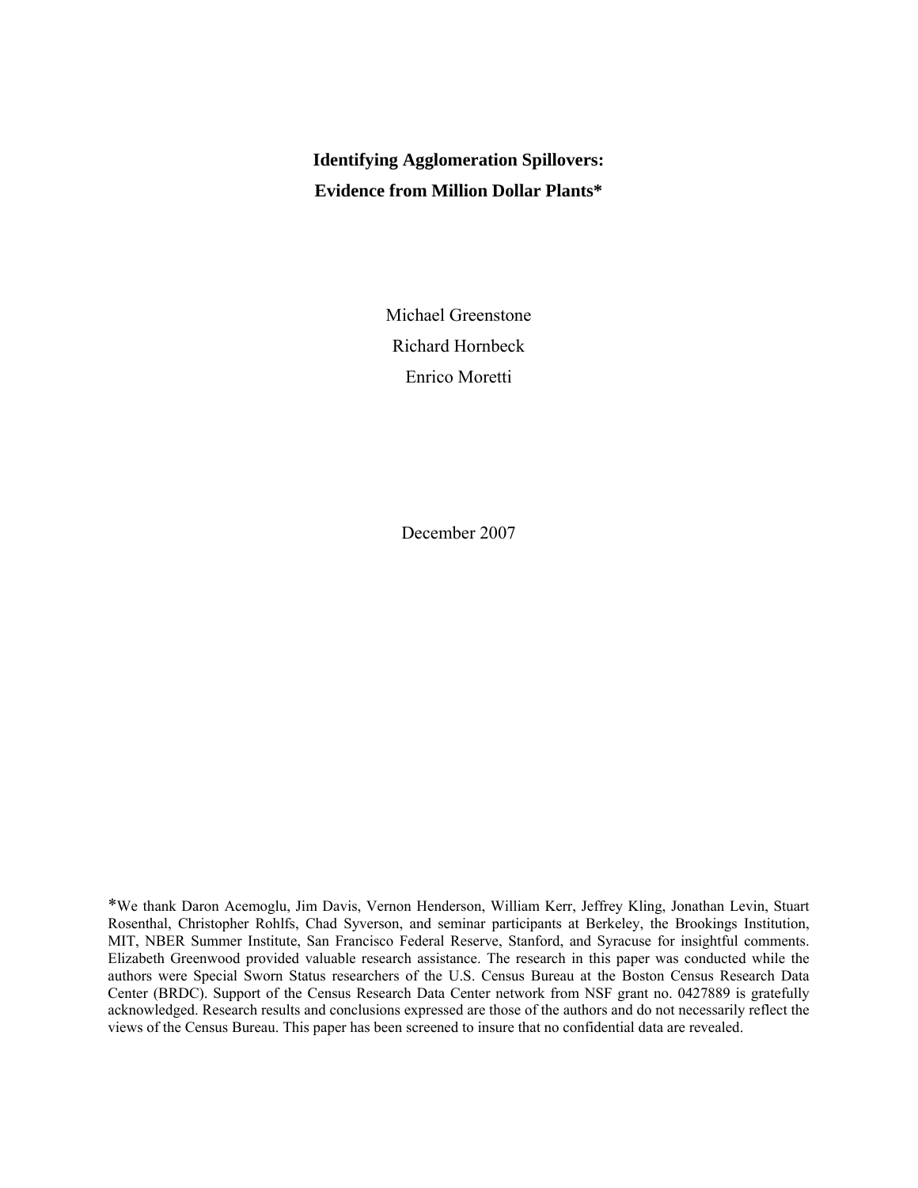# Identifying Agglomeration Spillovers:
# Evidence from Million Dollar Plants*

Michael Greenstone

Richard Hornbeck

Enrico Moretti

December 2007

*We thank Daron Acemoglu, Jim Davis, Vernon Henderson, William Kerr, Jeffrey Kling, Jonathan Levin, Stuart Rosenthal, Christopher Rohlfs, Chad Syverson, and seminar participants at Berkeley, the Brookings Institution, MIT, NBER Summer Institute, San Francisco Federal Reserve, Stanford, and Syracuse for insightful comments. Elizabeth Greenwood provided valuable research assistance. The research in this paper was conducted while the authors were Special Sworn Status researchers of the U.S. Census Bureau at the Boston Census Research Data Center (BRDC). Support of the Census Research Data Center network from NSF grant no. 0427889 is gratefully acknowledged. Research results and conclusions expressed are those of the authors and do not necessarily reflect the views of the Census Bureau. This paper has been screened to insure that no confidential data are revealed.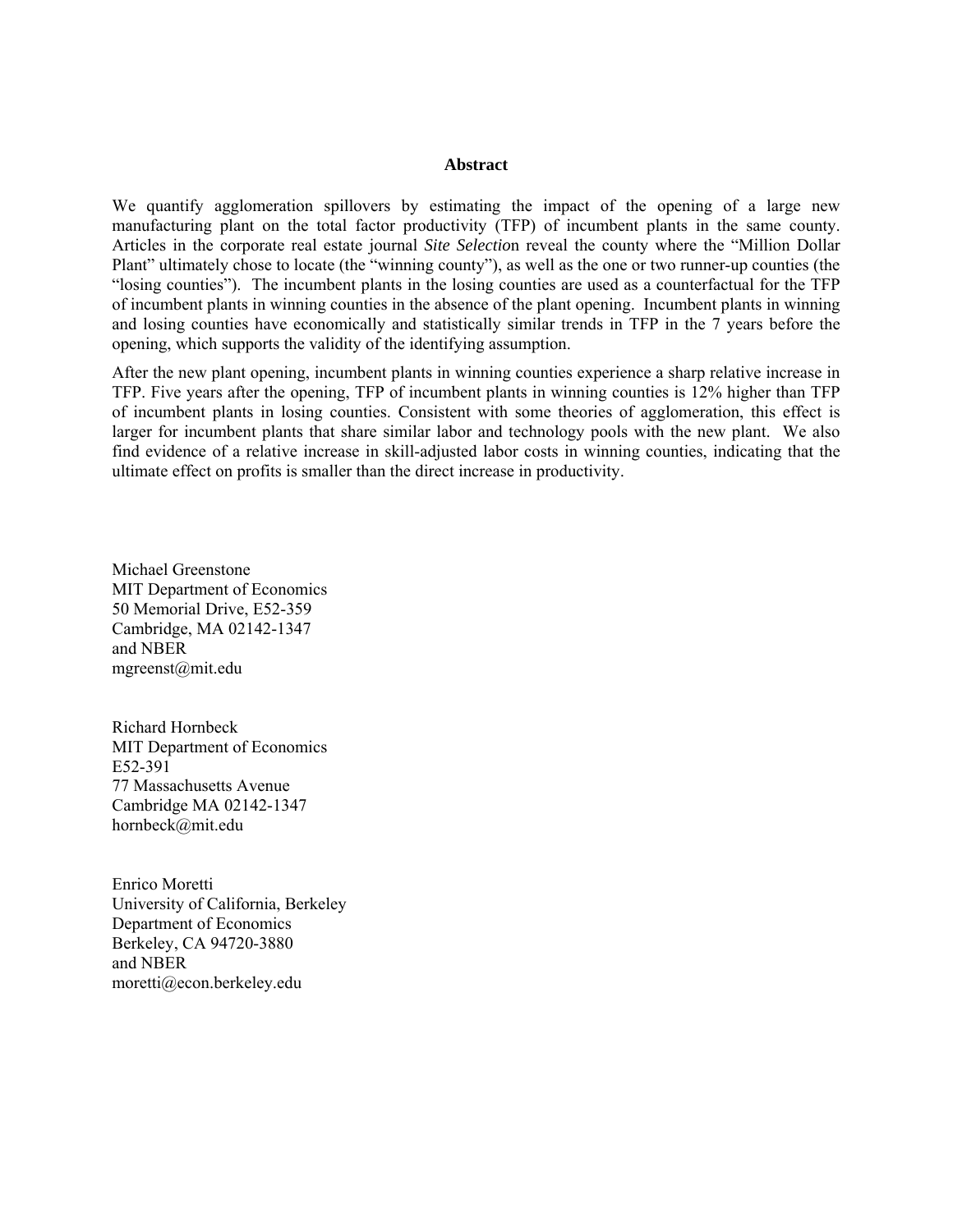**Abstract**

We quantify agglomeration spillovers by estimating the impact of the opening of a large new manufacturing plant on the total factor productivity (TFP) of incumbent plants in the same county. Articles in the corporate real estate journal *Site Selection* reveal the county where the "Million Dollar Plant" ultimately chose to locate (the "winning county"), as well as the one or two runner-up counties (the "losing counties"). The incumbent plants in the losing counties are used as a counterfactual for the TFP of incumbent plants in winning counties in the absence of the plant opening. Incumbent plants in winning and losing counties have economically and statistically similar trends in TFP in the 7 years before the opening, which supports the validity of the identifying assumption.

After the new plant opening, incumbent plants in winning counties experience a sharp relative increase in TFP. Five years after the opening, TFP of incumbent plants in winning counties is 12% higher than TFP of incumbent plants in losing counties. Consistent with some theories of agglomeration, this effect is larger for incumbent plants that share similar labor and technology pools with the new plant. We also find evidence of a relative increase in skill-adjusted labor costs in winning counties, indicating that the ultimate effect on profits is smaller than the direct increase in productivity.

Michael Greenstone
MIT Department of Economics
50 Memorial Drive, E52-359
Cambridge, MA 02142-1347
and NBER
mgreenst@mit.edu

Richard Hornbeck
MIT Department of Economics
E52-391
77 Massachusetts Avenue
Cambridge MA 02142-1347
hornbeck@mit.edu

Enrico Moretti
University of California, Berkeley
Department of Economics
Berkeley, CA 94720-3880
and NBER
moretti@econ.berkeley.edu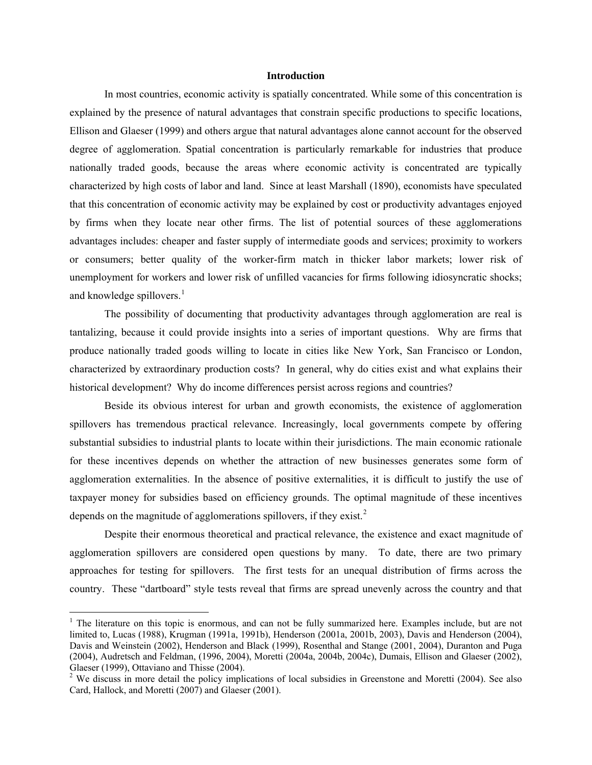## Introduction

In most countries, economic activity is spatially concentrated. While some of this concentration is explained by the presence of natural advantages that constrain specific productions to specific locations, Ellison and Glaeser (1999) and others argue that natural advantages alone cannot account for the observed degree of agglomeration. Spatial concentration is particularly remarkable for industries that produce nationally traded goods, because the areas where economic activity is concentrated are typically characterized by high costs of labor and land. Since at least Marshall (1890), economists have speculated that this concentration of economic activity may be explained by cost or productivity advantages enjoyed by firms when they locate near other firms. The list of potential sources of these agglomerations advantages includes: cheaper and faster supply of intermediate goods and services; proximity to workers or consumers; better quality of the worker-firm match in thicker labor markets; lower risk of unemployment for workers and lower risk of unfilled vacancies for firms following idiosyncratic shocks; and knowledge spillovers.[1]

The possibility of documenting that productivity advantages through agglomeration are real is tantalizing, because it could provide insights into a series of important questions. Why are firms that produce nationally traded goods willing to locate in cities like New York, San Francisco or London, characterized by extraordinary production costs? In general, why do cities exist and what explains their historical development? Why do income differences persist across regions and countries?

Beside its obvious interest for urban and growth economists, the existence of agglomeration spillovers has tremendous practical relevance. Increasingly, local governments compete by offering substantial subsidies to industrial plants to locate within their jurisdictions. The main economic rationale for these incentives depends on whether the attraction of new businesses generates some form of agglomeration externalities. In the absence of positive externalities, it is difficult to justify the use of taxpayer money for subsidies based on efficiency grounds. The optimal magnitude of these incentives depends on the magnitude of agglomerations spillovers, if they exist.[2]

Despite their enormous theoretical and practical relevance, the existence and exact magnitude of agglomeration spillovers are considered open questions by many. To date, there are two primary approaches for testing for spillovers. The first tests for an unequal distribution of firms across the country. These "dartboard" style tests reveal that firms are spread unevenly across the country and that

---

[1] The literature on this topic is enormous, and can not be fully summarized here. Examples include, but are not limited to, Lucas (1988), Krugman (1991a, 1991b), Henderson (2001a, 2001b, 2003), Davis and Henderson (2004), Davis and Weinstein (2002), Henderson and Black (1999), Rosenthal and Stange (2001, 2004), Duranton and Puga (2004), Audretsch and Feldman, (1996, 2004), Moretti (2004a, 2004b, 2004c), Dumais, Ellison and Glaeser (2002), Glaeser (1999), Ottaviano and Thisse (2004).

[2] We discuss in more detail the policy implications of local subsidies in Greenstone and Moretti (2004). See also Card, Hallock, and Moretti (2007) and Glaeser (2001).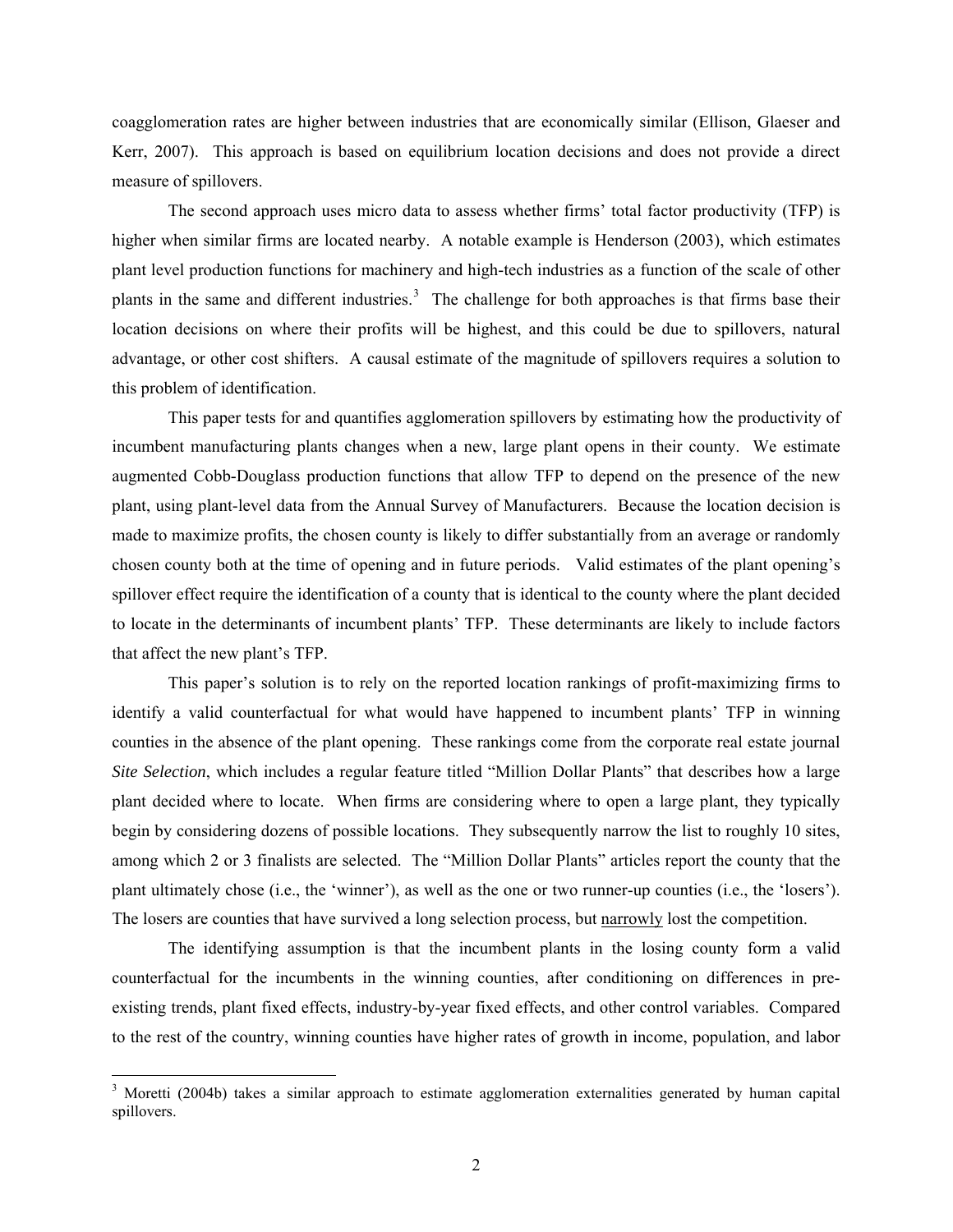coagglomeration rates are higher between industries that are economically similar (Ellison, Glaeser and Kerr, 2007). This approach is based on equilibrium location decisions and does not provide a direct measure of spillovers.

The second approach uses micro data to assess whether firms' total factor productivity (TFP) is higher when similar firms are located nearby. A notable example is Henderson (2003), which estimates plant level production functions for machinery and high-tech industries as a function of the scale of other plants in the same and different industries.[3] The challenge for both approaches is that firms base their location decisions on where their profits will be highest, and this could be due to spillovers, natural advantage, or other cost shifters. A causal estimate of the magnitude of spillovers requires a solution to this problem of identification.

This paper tests for and quantifies agglomeration spillovers by estimating how the productivity of incumbent manufacturing plants changes when a new, large plant opens in their county. We estimate augmented Cobb-Douglass production functions that allow TFP to depend on the presence of the new plant, using plant-level data from the Annual Survey of Manufacturers. Because the location decision is made to maximize profits, the chosen county is likely to differ substantially from an average or randomly chosen county both at the time of opening and in future periods. Valid estimates of the plant opening's spillover effect require the identification of a county that is identical to the county where the plant decided to locate in the determinants of incumbent plants' TFP. These determinants are likely to include factors that affect the new plant's TFP.

This paper's solution is to rely on the reported location rankings of profit-maximizing firms to identify a valid counterfactual for what would have happened to incumbent plants' TFP in winning counties in the absence of the plant opening. These rankings come from the corporate real estate journal *Site Selection*, which includes a regular feature titled "Million Dollar Plants" that describes how a large plant decided where to locate. When firms are considering where to open a large plant, they typically begin by considering dozens of possible locations. They subsequently narrow the list to roughly 10 sites, among which 2 or 3 finalists are selected. The "Million Dollar Plants" articles report the county that the plant ultimately chose (i.e., the 'winner'), as well as the one or two runner-up counties (i.e., the 'losers'). The losers are counties that have survived a long selection process, but narrowly lost the competition.

The identifying assumption is that the incumbent plants in the losing county form a valid counterfactual for the incumbents in the winning counties, after conditioning on differences in pre-existing trends, plant fixed effects, industry-by-year fixed effects, and other control variables. Compared to the rest of the country, winning counties have higher rates of growth in income, population, and labor

[3] Moretti (2004b) takes a similar approach to estimate agglomeration externalities generated by human capital spillovers.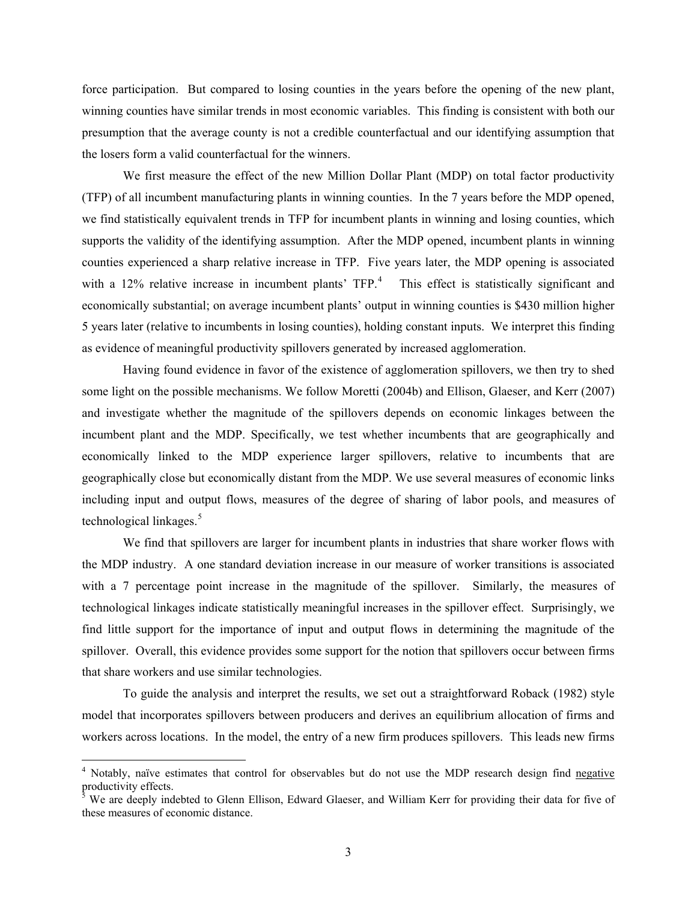force participation. But compared to losing counties in the years before the opening of the new plant, winning counties have similar trends in most economic variables. This finding is consistent with both our presumption that the average county is not a credible counterfactual and our identifying assumption that the losers form a valid counterfactual for the winners.

We first measure the effect of the new Million Dollar Plant (MDP) on total factor productivity (TFP) of all incumbent manufacturing plants in winning counties. In the 7 years before the MDP opened, we find statistically equivalent trends in TFP for incumbent plants in winning and losing counties, which supports the validity of the identifying assumption. After the MDP opened, incumbent plants in winning counties experienced a sharp relative increase in TFP. Five years later, the MDP opening is associated with a 12% relative increase in incumbent plants' TFP.[4] This effect is statistically significant and economically substantial; on average incumbent plants' output in winning counties is $430 million higher 5 years later (relative to incumbents in losing counties), holding constant inputs. We interpret this finding as evidence of meaningful productivity spillovers generated by increased agglomeration.

Having found evidence in favor of the existence of agglomeration spillovers, we then try to shed some light on the possible mechanisms. We follow Moretti (2004b) and Ellison, Glaeser, and Kerr (2007) and investigate whether the magnitude of the spillovers depends on economic linkages between the incumbent plant and the MDP. Specifically, we test whether incumbents that are geographically and economically linked to the MDP experience larger spillovers, relative to incumbents that are geographically close but economically distant from the MDP. We use several measures of economic links including input and output flows, measures of the degree of sharing of labor pools, and measures of technological linkages.[5]

We find that spillovers are larger for incumbent plants in industries that share worker flows with the MDP industry. A one standard deviation increase in our measure of worker transitions is associated with a 7 percentage point increase in the magnitude of the spillover. Similarly, the measures of technological linkages indicate statistically meaningful increases in the spillover effect. Surprisingly, we find little support for the importance of input and output flows in determining the magnitude of the spillover. Overall, this evidence provides some support for the notion that spillovers occur between firms that share workers and use similar technologies.

To guide the analysis and interpret the results, we set out a straightforward Roback (1982) style model that incorporates spillovers between producers and derives an equilibrium allocation of firms and workers across locations. In the model, the entry of a new firm produces spillovers. This leads new firms

---

[4] Notably, naïve estimates that control for observables but do not use the MDP research design find negative productivity effects.

[5] We are deeply indebted to Glenn Ellison, Edward Glaeser, and William Kerr for providing their data for five of these measures of economic distance.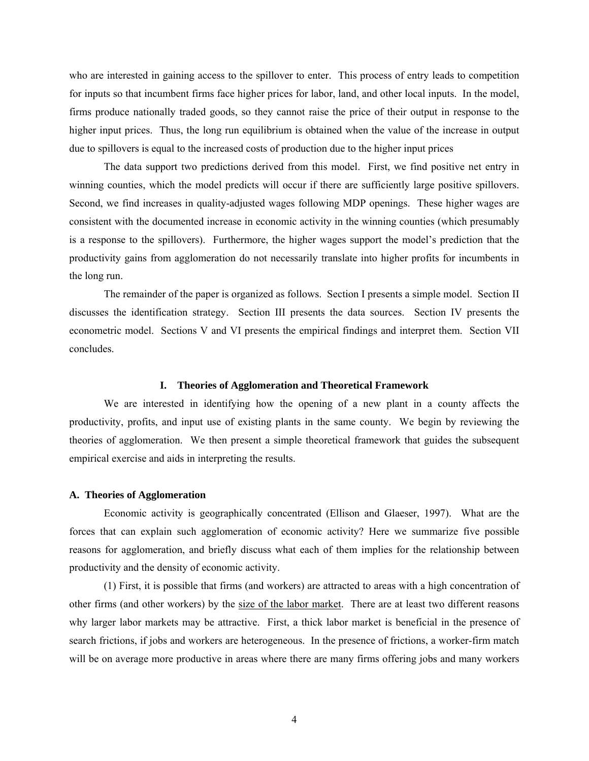who are interested in gaining access to the spillover to enter. This process of entry leads to competition for inputs so that incumbent firms face higher prices for labor, land, and other local inputs. In the model, firms produce nationally traded goods, so they cannot raise the price of their output in response to the higher input prices. Thus, the long run equilibrium is obtained when the value of the increase in output due to spillovers is equal to the increased costs of production due to the higher input prices

The data support two predictions derived from this model. First, we find positive net entry in winning counties, which the model predicts will occur if there are sufficiently large positive spillovers. Second, we find increases in quality-adjusted wages following MDP openings. These higher wages are consistent with the documented increase in economic activity in the winning counties (which presumably is a response to the spillovers). Furthermore, the higher wages support the model's prediction that the productivity gains from agglomeration do not necessarily translate into higher profits for incumbents in the long run.

The remainder of the paper is organized as follows. Section I presents a simple model. Section II discusses the identification strategy. Section III presents the data sources. Section IV presents the econometric model. Sections V and VI presents the empirical findings and interpret them. Section VII concludes.

## I. Theories of Agglomeration and Theoretical Framework

We are interested in identifying how the opening of a new plant in a county affects the productivity, profits, and input use of existing plants in the same county. We begin by reviewing the theories of agglomeration. We then present a simple theoretical framework that guides the subsequent empirical exercise and aids in interpreting the results.

### A. Theories of Agglomeration

Economic activity is geographically concentrated (Ellison and Glaeser, 1997). What are the forces that can explain such agglomeration of economic activity? Here we summarize five possible reasons for agglomeration, and briefly discuss what each of them implies for the relationship between productivity and the density of economic activity.

(1) First, it is possible that firms (and workers) are attracted to areas with a high concentration of other firms (and other workers) by the <u>size of the labor market</u>. There are at least two different reasons why larger labor markets may be attractive. First, a thick labor market is beneficial in the presence of search frictions, if jobs and workers are heterogeneous. In the presence of frictions, a worker-firm match will be on average more productive in areas where there are many firms offering jobs and many workers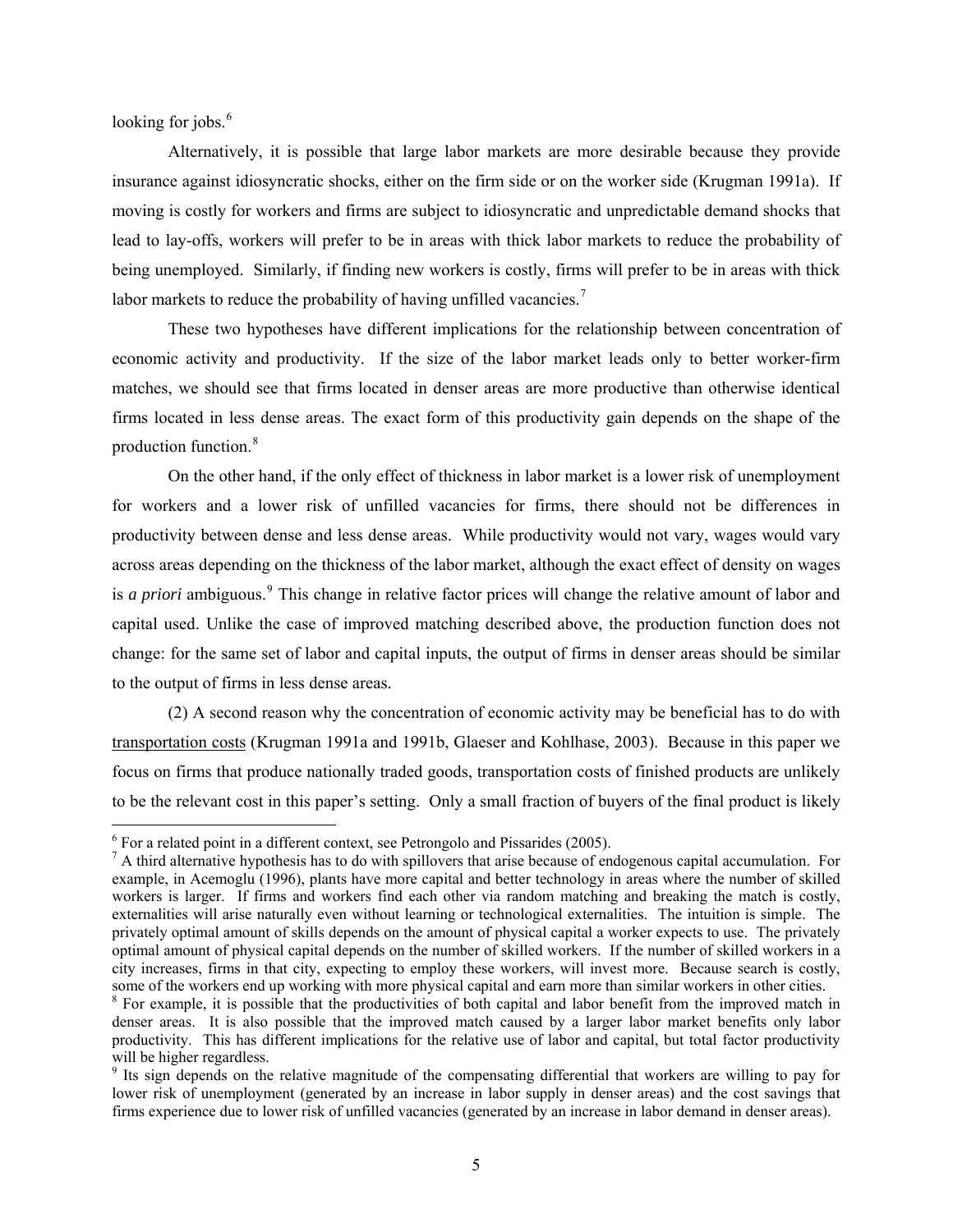looking for jobs.[6]

Alternatively, it is possible that large labor markets are more desirable because they provide insurance against idiosyncratic shocks, either on the firm side or on the worker side (Krugman 1991a). If moving is costly for workers and firms are subject to idiosyncratic and unpredictable demand shocks that lead to lay-offs, workers will prefer to be in areas with thick labor markets to reduce the probability of being unemployed. Similarly, if finding new workers is costly, firms will prefer to be in areas with thick labor markets to reduce the probability of having unfilled vacancies.[7]

These two hypotheses have different implications for the relationship between concentration of economic activity and productivity. If the size of the labor market leads only to better worker-firm matches, we should see that firms located in denser areas are more productive than otherwise identical firms located in less dense areas. The exact form of this productivity gain depends on the shape of the production function.[8]

On the other hand, if the only effect of thickness in labor market is a lower risk of unemployment for workers and a lower risk of unfilled vacancies for firms, there should not be differences in productivity between dense and less dense areas. While productivity would not vary, wages would vary across areas depending on the thickness of the labor market, although the exact effect of density on wages is *a priori* ambiguous.[9] This change in relative factor prices will change the relative amount of labor and capital used. Unlike the case of improved matching described above, the production function does not change: for the same set of labor and capital inputs, the output of firms in denser areas should be similar to the output of firms in less dense areas.

(2) A second reason why the concentration of economic activity may be beneficial has to do with <u>transportation costs</u> (Krugman 1991a and 1991b, Glaeser and Kohlhase, 2003). Because in this paper we focus on firms that produce nationally traded goods, transportation costs of finished products are unlikely to be the relevant cost in this paper's setting. Only a small fraction of buyers of the final product is likely

---

[6] For a related point in a different context, see Petrongolo and Pissarides (2005).

[7] A third alternative hypothesis has to do with spillovers that arise because of endogenous capital accumulation. For example, in Acemoglu (1996), plants have more capital and better technology in areas where the number of skilled workers is larger. If firms and workers find each other via random matching and breaking the match is costly, externalities will arise naturally even without learning or technological externalities. The intuition is simple. The privately optimal amount of skills depends on the amount of physical capital a worker expects to use. The privately optimal amount of physical capital depends on the number of skilled workers. If the number of skilled workers in a city increases, firms in that city, expecting to employ these workers, will invest more. Because search is costly, some of the workers end up working with more physical capital and earn more than similar workers in other cities.

[8] For example, it is possible that the productivities of both capital and labor benefit from the improved match in denser areas. It is also possible that the improved match caused by a larger labor market benefits only labor productivity. This has different implications for the relative use of labor and capital, but total factor productivity will be higher regardless.

[9] Its sign depends on the relative magnitude of the compensating differential that workers are willing to pay for lower risk of unemployment (generated by an increase in labor supply in denser areas) and the cost savings that firms experience due to lower risk of unfilled vacancies (generated by an increase in labor demand in denser areas).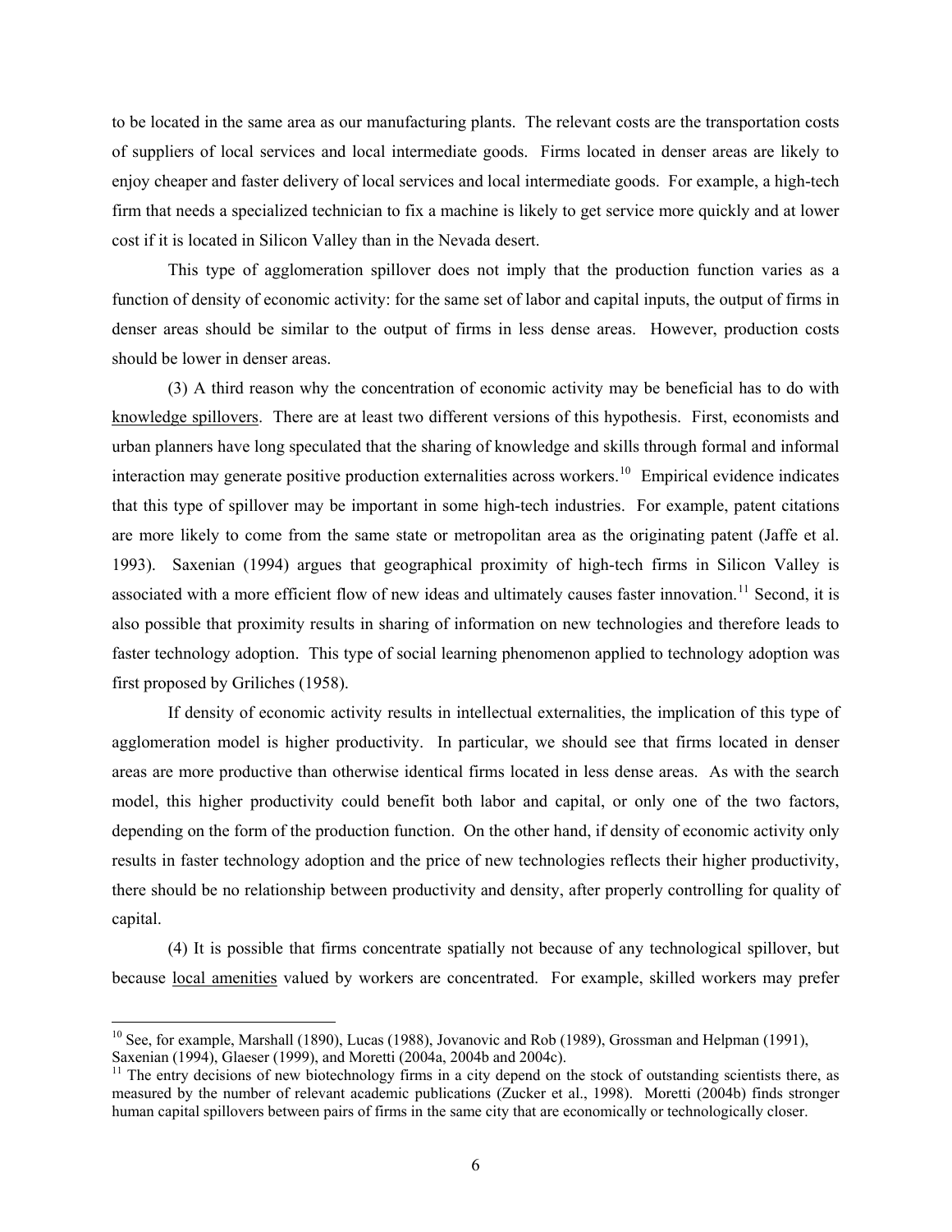to be located in the same area as our manufacturing plants. The relevant costs are the transportation costs of suppliers of local services and local intermediate goods. Firms located in denser areas are likely to enjoy cheaper and faster delivery of local services and local intermediate goods. For example, a high-tech firm that needs a specialized technician to fix a machine is likely to get service more quickly and at lower cost if it is located in Silicon Valley than in the Nevada desert.

This type of agglomeration spillover does not imply that the production function varies as a function of density of economic activity: for the same set of labor and capital inputs, the output of firms in denser areas should be similar to the output of firms in less dense areas. However, production costs should be lower in denser areas.

(3) A third reason why the concentration of economic activity may be beneficial has to do with <u>knowledge spillovers</u>. There are at least two different versions of this hypothesis. First, economists and urban planners have long speculated that the sharing of knowledge and skills through formal and informal interaction may generate positive production externalities across workers.[10] Empirical evidence indicates that this type of spillover may be important in some high-tech industries. For example, patent citations are more likely to come from the same state or metropolitan area as the originating patent (Jaffe et al. 1993). Saxenian (1994) argues that geographical proximity of high-tech firms in Silicon Valley is associated with a more efficient flow of new ideas and ultimately causes faster innovation.[11] Second, it is also possible that proximity results in sharing of information on new technologies and therefore leads to faster technology adoption. This type of social learning phenomenon applied to technology adoption was first proposed by Griliches (1958).

If density of economic activity results in intellectual externalities, the implication of this type of agglomeration model is higher productivity. In particular, we should see that firms located in denser areas are more productive than otherwise identical firms located in less dense areas. As with the search model, this higher productivity could benefit both labor and capital, or only one of the two factors, depending on the form of the production function. On the other hand, if density of economic activity only results in faster technology adoption and the price of new technologies reflects their higher productivity, there should be no relationship between productivity and density, after properly controlling for quality of capital.

(4) It is possible that firms concentrate spatially not because of any technological spillover, but because <u>local amenities</u> valued by workers are concentrated. For example, skilled workers may prefer

[10] See, for example, Marshall (1890), Lucas (1988), Jovanovic and Rob (1989), Grossman and Helpman (1991), Saxenian (1994), Glaeser (1999), and Moretti (2004a, 2004b and 2004c).

[11] The entry decisions of new biotechnology firms in a city depend on the stock of outstanding scientists there, as measured by the number of relevant academic publications (Zucker et al., 1998). Moretti (2004b) finds stronger human capital spillovers between pairs of firms in the same city that are economically or technologically closer.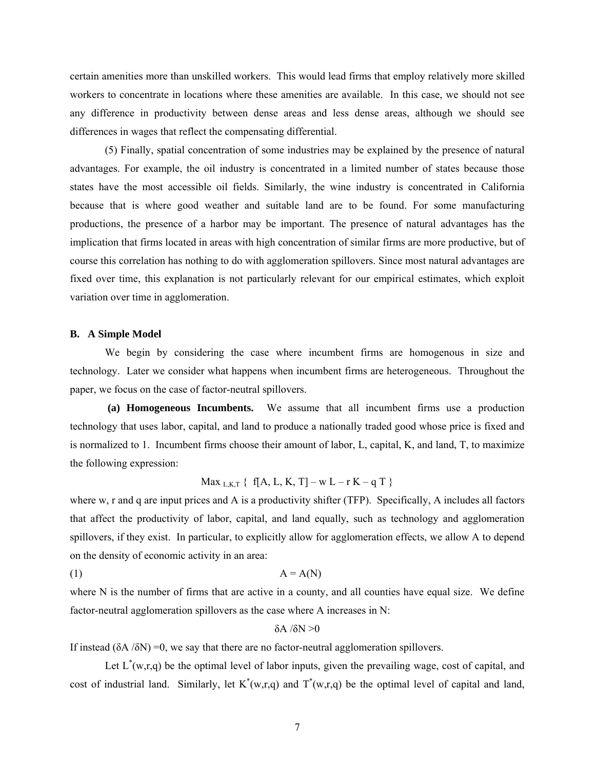certain amenities more than unskilled workers. This would lead firms that employ relatively more skilled workers to concentrate in locations where these amenities are available. In this case, we should not see any difference in productivity between dense areas and less dense areas, although we should see differences in wages that reflect the compensating differential.

(5) Finally, spatial concentration of some industries may be explained by the presence of natural advantages. For example, the oil industry is concentrated in a limited number of states because those states have the most accessible oil fields. Similarly, the wine industry is concentrated in California because that is where good weather and suitable land are to be found. For some manufacturing productions, the presence of a harbor may be important. The presence of natural advantages has the implication that firms located in areas with high concentration of similar firms are more productive, but of course this correlation has nothing to do with agglomeration spillovers. Since most natural advantages are fixed over time, this explanation is not particularly relevant for our empirical estimates, which exploit variation over time in agglomeration.

### B. A Simple Model

We begin by considering the case where incumbent firms are homogenous in size and technology. Later we consider what happens when incumbent firms are heterogeneous. Throughout the paper, we focus on the case of factor-neutral spillovers.

**(a) Homogeneous Incumbents.** We assume that all incumbent firms use a production technology that uses labor, capital, and land to produce a nationally traded good whose price is fixed and is normalized to 1. Incumbent firms choose their amount of labor, L, capital, K, and land, T, to maximize the following expression:

$$\text{Max}_{L,K,T} \{ f[A, L, K, T] - w L - r K - q T \}$$

where w, r and q are input prices and A is a productivity shifter (TFP). Specifically, A includes all factors that affect the productivity of labor, capital, and land equally, such as technology and agglomeration spillovers, if they exist. In particular, to explicitly allow for agglomeration effects, we allow A to depend on the density of economic activity in an area:

$$A = A(N) \tag{1}$$

where N is the number of firms that are active in a county, and all counties have equal size. We define factor-neutral agglomeration spillovers as the case where A increases in N:

$$\delta A / \delta N > 0$$

If instead $(\delta A / \delta N) = 0$, we say that there are no factor-neutral agglomeration spillovers.

Let $L^*(w,r,q)$ be the optimal level of labor inputs, given the prevailing wage, cost of capital, and cost of industrial land. Similarly, let $K^*(w,r,q)$ and $T^*(w,r,q)$ be the optimal level of capital and land,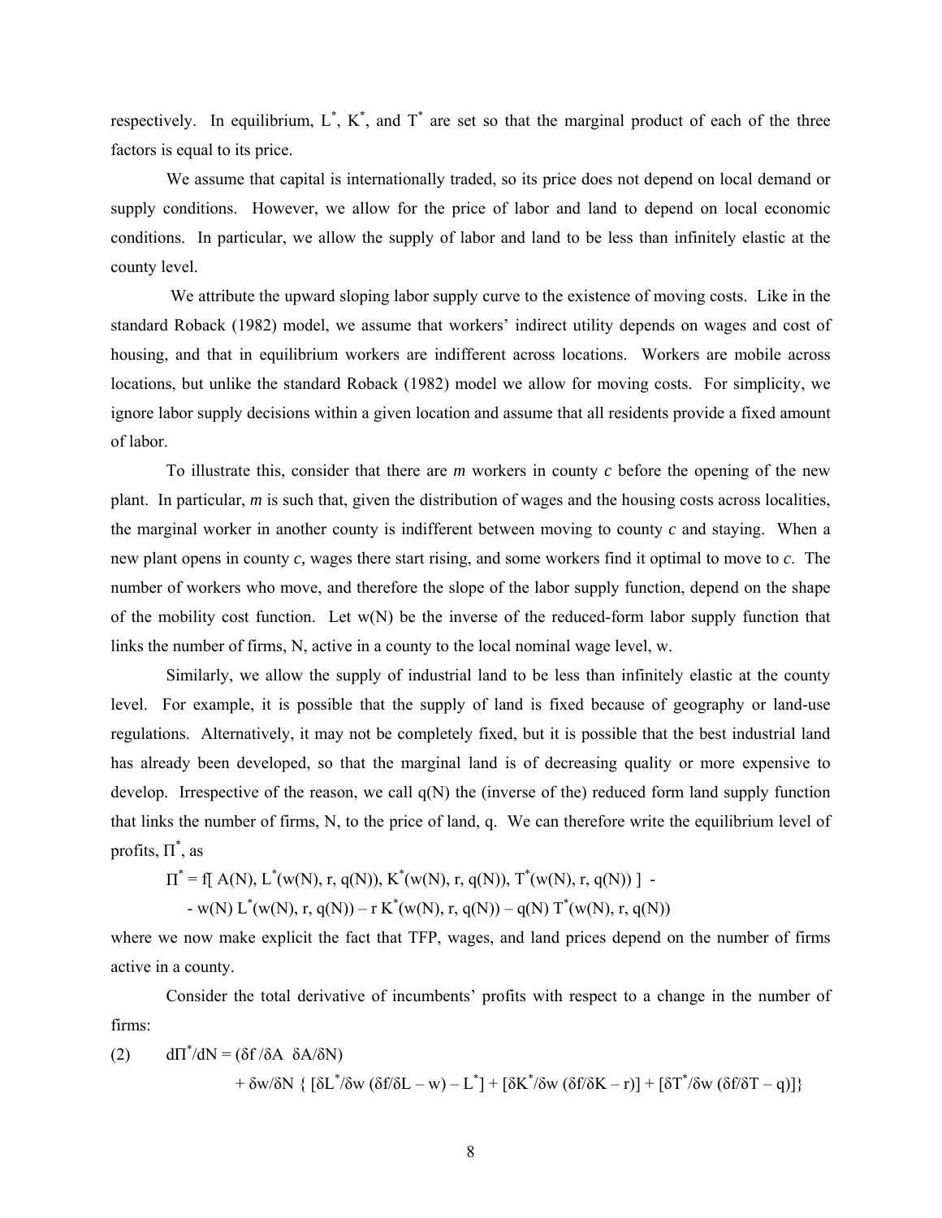respectively. In equilibrium, $L^*$, $K^*$, and $T^*$ are set so that the marginal product of each of the three factors is equal to its price.

We assume that capital is internationally traded, so its price does not depend on local demand or supply conditions. However, we allow for the price of labor and land to depend on local economic conditions. In particular, we allow the supply of labor and land to be less than infinitely elastic at the county level.

We attribute the upward sloping labor supply curve to the existence of moving costs. Like in the standard Roback (1982) model, we assume that workers' indirect utility depends on wages and cost of housing, and that in equilibrium workers are indifferent across locations. Workers are mobile across locations, but unlike the standard Roback (1982) model we allow for moving costs. For simplicity, we ignore labor supply decisions within a given location and assume that all residents provide a fixed amount of labor.

To illustrate this, consider that there are $m$ workers in county $c$ before the opening of the new plant. In particular, $m$ is such that, given the distribution of wages and the housing costs across localities, the marginal worker in another county is indifferent between moving to county $c$ and staying. When a new plant opens in county $c$, wages there start rising, and some workers find it optimal to move to $c$. The number of workers who move, and therefore the slope of the labor supply function, depend on the shape of the mobility cost function. Let $w(N)$ be the inverse of the reduced-form labor supply function that links the number of firms, $N$, active in a county to the local nominal wage level, $w$.

Similarly, we allow the supply of industrial land to be less than infinitely elastic at the county level. For example, it is possible that the supply of land is fixed because of geography or land-use regulations. Alternatively, it may not be completely fixed, but it is possible that the best industrial land has already been developed, so that the marginal land is of decreasing quality or more expensive to develop. Irrespective of the reason, we call $q(N)$ the (inverse of the) reduced form land supply function that links the number of firms, $N$, to the price of land, $q$. We can therefore write the equilibrium level of profits, $\Pi^*$, as

$$\Pi^* = f[\,A(N),\, L^*(w(N), r, q(N)),\, K^*(w(N), r, q(N)),\, T^*(w(N), r, q(N))\,] - w(N)\, L^*(w(N), r, q(N)) - r\, K^*(w(N), r, q(N)) - q(N)\, T^*(w(N), r, q(N))$$

where we now make explicit the fact that TFP, wages, and land prices depend on the number of firms active in a county.

Consider the total derivative of incumbents' profits with respect to a change in the number of firms:

$$d\Pi^*/dN = (\delta f/\delta A \;\; \delta A/\delta N) + \delta w/\delta N \; \{ [\delta L^*/\delta w\, (\delta f/\delta L - w) - L^*] + [\delta K^*/\delta w\, (\delta f/\delta K - r)] + [\delta T^*/\delta w\, (\delta f/\delta T - q)] \} \tag{2}$$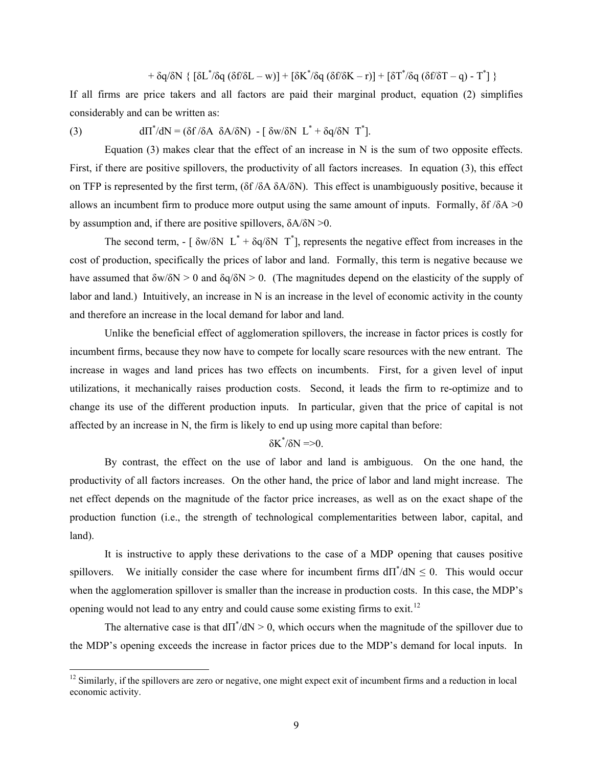$$+ \delta q/\delta N \{ [\delta L^*/\delta q\ (\delta f/\delta L - w)] + [\delta K^*/\delta q\ (\delta f/\delta K - r)] + [\delta T^*/\delta q\ (\delta f/\delta T - q) - T^*] \}$$

If all firms are price takers and all factors are paid their marginal product, equation (2) simplifies considerably and can be written as:

$$(3) \qquad d\Pi^*/dN = (\delta f/\delta A\ \ \delta A/\delta N) - [\ \delta w/\delta N\ \ L^* + \delta q/\delta N\ \ T^*].$$

Equation (3) makes clear that the effect of an increase in N is the sum of two opposite effects. First, if there are positive spillovers, the productivity of all factors increases. In equation (3), this effect on TFP is represented by the first term, $(\delta f/\delta A\ \delta A/\delta N)$. This effect is unambiguously positive, because it allows an incumbent firm to produce more output using the same amount of inputs. Formally, $\delta f/\delta A > 0$ by assumption and, if there are positive spillovers, $\delta A/\delta N > 0$.

The second term, $- [\ \delta w/\delta N\ \ L^* + \delta q/\delta N\ \ T^*]$, represents the negative effect from increases in the cost of production, specifically the prices of labor and land. Formally, this term is negative because we have assumed that $\delta w/\delta N > 0$ and $\delta q/\delta N > 0$. (The magnitudes depend on the elasticity of the supply of labor and land.) Intuitively, an increase in N is an increase in the level of economic activity in the county and therefore an increase in the local demand for labor and land.

Unlike the beneficial effect of agglomeration spillovers, the increase in factor prices is costly for incumbent firms, because they now have to compete for locally scare resources with the new entrant. The increase in wages and land prices has two effects on incumbents. First, for a given level of input utilizations, it mechanically raises production costs. Second, it leads the firm to re-optimize and to change its use of the different production inputs. In particular, given that the price of capital is not affected by an increase in N, the firm is likely to end up using more capital than before:

$$\delta K^*/\delta N => 0.$$

By contrast, the effect on the use of labor and land is ambiguous. On the one hand, the productivity of all factors increases. On the other hand, the price of labor and land might increase. The net effect depends on the magnitude of the factor price increases, as well as on the exact shape of the production function (i.e., the strength of technological complementarities between labor, capital, and land).

It is instructive to apply these derivations to the case of a MDP opening that causes positive spillovers. We initially consider the case where for incumbent firms $d\Pi^*/dN \leq 0$. This would occur when the agglomeration spillover is smaller than the increase in production costs. In this case, the MDP's opening would not lead to any entry and could cause some existing firms to exit.[12]

The alternative case is that $d\Pi^*/dN > 0$, which occurs when the magnitude of the spillover due to the MDP's opening exceeds the increase in factor prices due to the MDP's demand for local inputs. In

[12] Similarly, if the spillovers are zero or negative, one might expect exit of incumbent firms and a reduction in local economic activity.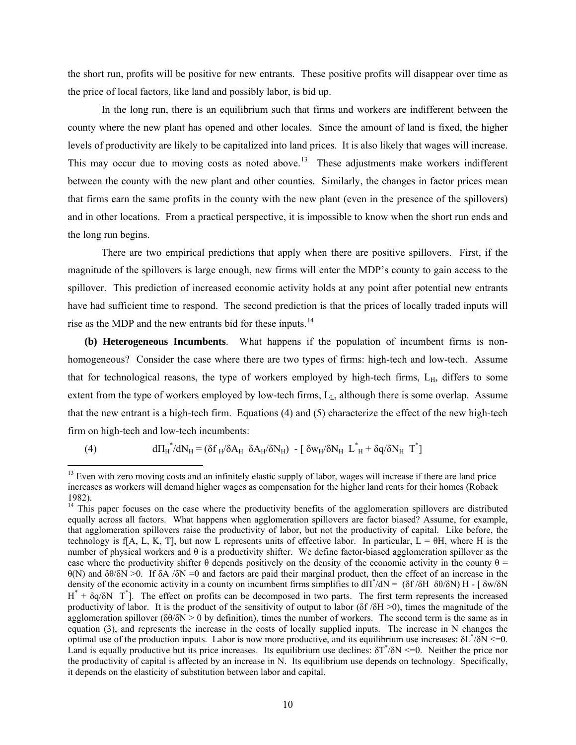the short run, profits will be positive for new entrants. These positive profits will disappear over time as the price of local factors, like land and possibly labor, is bid up.

In the long run, there is an equilibrium such that firms and workers are indifferent between the county where the new plant has opened and other locales. Since the amount of land is fixed, the higher levels of productivity are likely to be capitalized into land prices. It is also likely that wages will increase. This may occur due to moving costs as noted above.[13] These adjustments make workers indifferent between the county with the new plant and other counties. Similarly, the changes in factor prices mean that firms earn the same profits in the county with the new plant (even in the presence of the spillovers) and in other locations. From a practical perspective, it is impossible to know when the short run ends and the long run begins.

There are two empirical predictions that apply when there are positive spillovers. First, if the magnitude of the spillovers is large enough, new firms will enter the MDP's county to gain access to the spillover. This prediction of increased economic activity holds at any point after potential new entrants have had sufficient time to respond. The second prediction is that the prices of locally traded inputs will rise as the MDP and the new entrants bid for these inputs.[14]

**(b) Heterogeneous Incumbents**. What happens if the population of incumbent firms is non-homogeneous? Consider the case where there are two types of firms: high-tech and low-tech. Assume that for technological reasons, the type of workers employed by high-tech firms, $L_H$, differs to some extent from the type of workers employed by low-tech firms, $L_L$, although there is some overlap. Assume that the new entrant is a high-tech firm. Equations (4) and (5) characterize the effect of the new high-tech firm on high-tech and low-tech incumbents:

$$d\Pi_H^*/dN_H = (\delta f_H/\delta A_H \ \ \delta A_H/\delta N_H) - [\ \delta w_H/\delta N_H \ \ L_H^* + \delta q/\delta N_H \ \ T^*] \tag{4}$$

[13] Even with zero moving costs and an infinitely elastic supply of labor, wages will increase if there are land price increases as workers will demand higher wages as compensation for the higher land rents for their homes (Roback 1982).

[14] This paper focuses on the case where the productivity benefits of the agglomeration spillovers are distributed equally across all factors. What happens when agglomeration spillovers are factor biased? Assume, for example, that agglomeration spillovers raise the productivity of labor, but not the productivity of capital. Like before, the technology is f[A, L, K, T], but now L represents units of effective labor. In particular, $L = \theta H$, where H is the number of physical workers and $\theta$ is a productivity shifter. We define factor-biased agglomeration spillover as the case where the productivity shifter $\theta$ depends positively on the density of the economic activity in the county $\theta = \theta(N)$ and $\delta\theta/\delta N > 0$. If $\delta A/\delta N = 0$ and factors are paid their marginal product, then the effect of an increase in the density of the economic activity in a county on incumbent firms simplifies to $d\Pi^*/dN = (\delta f/\delta H \ \ \delta\theta/\delta N)\, H - [\ \delta w/\delta N \ \ H^* + \delta q/\delta N \ \ T^*]$. The effect on profits can be decomposed in two parts. The first term represents the increased productivity of labor. It is the product of the sensitivity of output to labor ($\delta f/\delta H > 0$), times the magnitude of the agglomeration spillover ($\delta\theta/\delta N > 0$ by definition), times the number of workers. The second term is the same as in equation (3), and represents the increase in the costs of locally supplied inputs. The increase in N changes the optimal use of the production inputs. Labor is now more productive, and its equilibrium use increases: $\delta L^*/\delta N <= 0$. Land is equally productive but its price increases. Its equilibrium use declines: $\delta T^*/\delta N <= 0$. Neither the price nor the productivity of capital is affected by an increase in N. Its equilibrium use depends on technology. Specifically, it depends on the elasticity of substitution between labor and capital.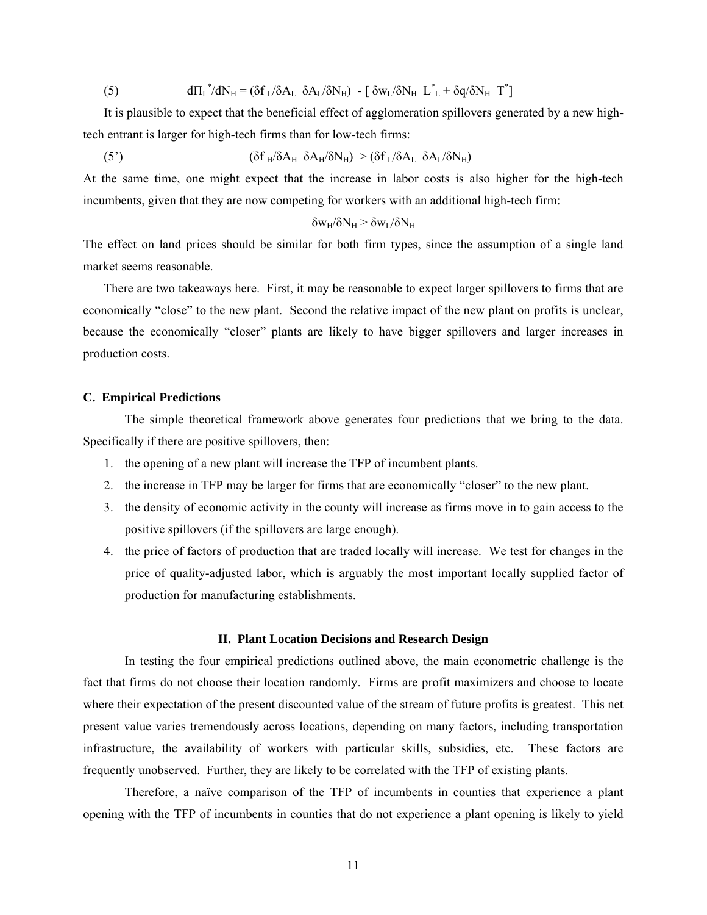$$(5) \qquad d\Pi_L^*/dN_H = (\delta f_L/\delta A_L \ \ \delta A_L/\delta N_H) - [\ \delta w_L/\delta N_H \ \ L^*_L + \delta q/\delta N_H \ \ T^*]$$

It is plausible to expect that the beneficial effect of agglomeration spillovers generated by a new high-tech entrant is larger for high-tech firms than for low-tech firms:

$$(5') \qquad (\delta f_H/\delta A_H \ \ \delta A_H/\delta N_H) > (\delta f_L/\delta A_L \ \ \delta A_L/\delta N_H)$$

At the same time, one might expect that the increase in labor costs is also higher for the high-tech incumbents, given that they are now competing for workers with an additional high-tech firm:

$$\delta w_H/\delta N_H > \delta w_L/\delta N_H$$

The effect on land prices should be similar for both firm types, since the assumption of a single land market seems reasonable.

There are two takeaways here. First, it may be reasonable to expect larger spillovers to firms that are economically "close" to the new plant. Second the relative impact of the new plant on profits is unclear, because the economically "closer" plants are likely to have bigger spillovers and larger increases in production costs.

### C. Empirical Predictions

The simple theoretical framework above generates four predictions that we bring to the data. Specifically if there are positive spillovers, then:

1. the opening of a new plant will increase the TFP of incumbent plants.
2. the increase in TFP may be larger for firms that are economically "closer" to the new plant.
3. the density of economic activity in the county will increase as firms move in to gain access to the positive spillovers (if the spillovers are large enough).
4. the price of factors of production that are traded locally will increase. We test for changes in the price of quality-adjusted labor, which is arguably the most important locally supplied factor of production for manufacturing establishments.

## II. Plant Location Decisions and Research Design

In testing the four empirical predictions outlined above, the main econometric challenge is the fact that firms do not choose their location randomly. Firms are profit maximizers and choose to locate where their expectation of the present discounted value of the stream of future profits is greatest. This net present value varies tremendously across locations, depending on many factors, including transportation infrastructure, the availability of workers with particular skills, subsidies, etc. These factors are frequently unobserved. Further, they are likely to be correlated with the TFP of existing plants.

Therefore, a naïve comparison of the TFP of incumbents in counties that experience a plant opening with the TFP of incumbents in counties that do not experience a plant opening is likely to yield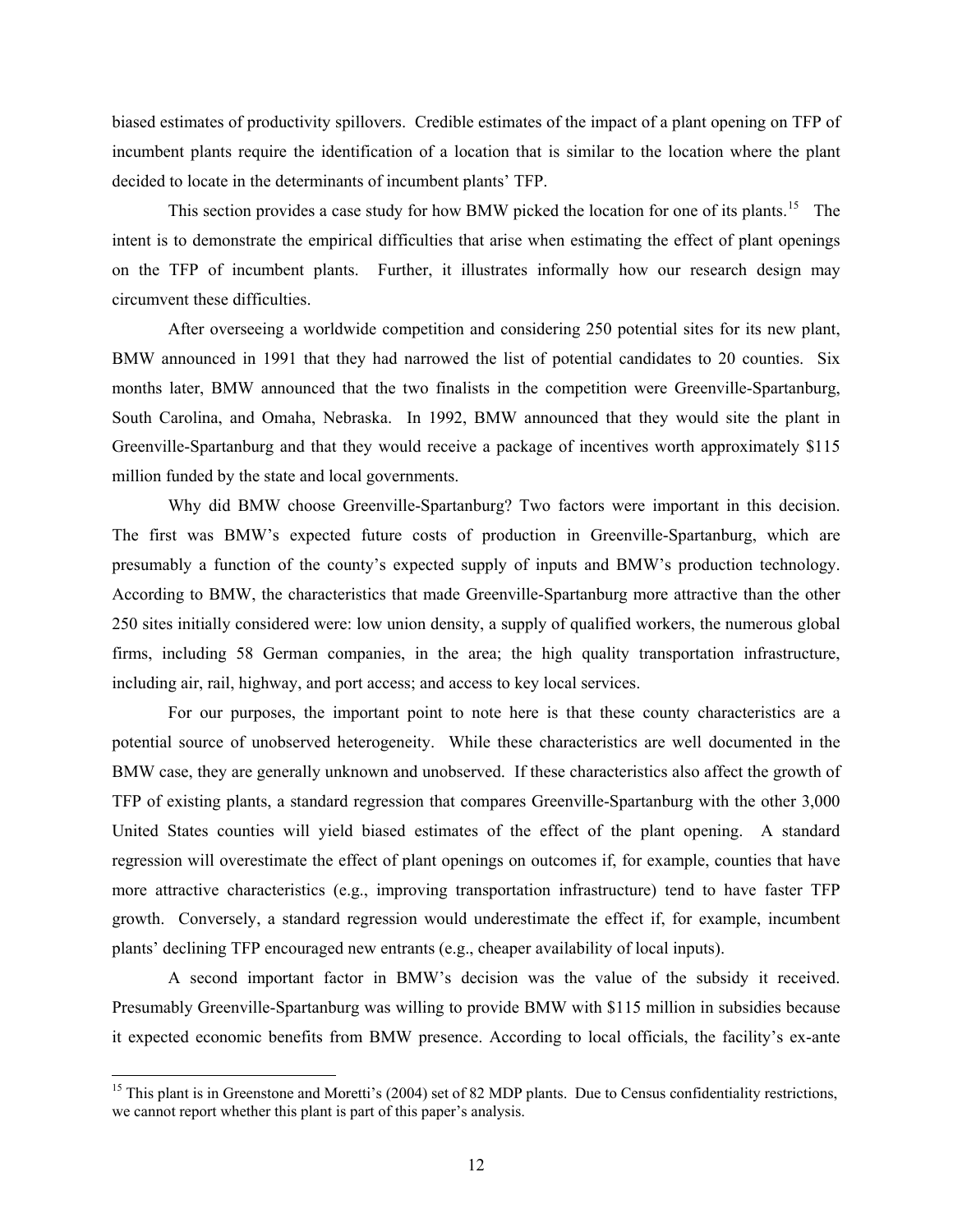biased estimates of productivity spillovers. Credible estimates of the impact of a plant opening on TFP of incumbent plants require the identification of a location that is similar to the location where the plant decided to locate in the determinants of incumbent plants' TFP.

This section provides a case study for how BMW picked the location for one of its plants.[15] The intent is to demonstrate the empirical difficulties that arise when estimating the effect of plant openings on the TFP of incumbent plants. Further, it illustrates informally how our research design may circumvent these difficulties.

After overseeing a worldwide competition and considering 250 potential sites for its new plant, BMW announced in 1991 that they had narrowed the list of potential candidates to 20 counties. Six months later, BMW announced that the two finalists in the competition were Greenville-Spartanburg, South Carolina, and Omaha, Nebraska. In 1992, BMW announced that they would site the plant in Greenville-Spartanburg and that they would receive a package of incentives worth approximately $115 million funded by the state and local governments.

Why did BMW choose Greenville-Spartanburg? Two factors were important in this decision. The first was BMW's expected future costs of production in Greenville-Spartanburg, which are presumably a function of the county's expected supply of inputs and BMW's production technology. According to BMW, the characteristics that made Greenville-Spartanburg more attractive than the other 250 sites initially considered were: low union density, a supply of qualified workers, the numerous global firms, including 58 German companies, in the area; the high quality transportation infrastructure, including air, rail, highway, and port access; and access to key local services.

For our purposes, the important point to note here is that these county characteristics are a potential source of unobserved heterogeneity. While these characteristics are well documented in the BMW case, they are generally unknown and unobserved. If these characteristics also affect the growth of TFP of existing plants, a standard regression that compares Greenville-Spartanburg with the other 3,000 United States counties will yield biased estimates of the effect of the plant opening. A standard regression will overestimate the effect of plant openings on outcomes if, for example, counties that have more attractive characteristics (e.g., improving transportation infrastructure) tend to have faster TFP growth. Conversely, a standard regression would underestimate the effect if, for example, incumbent plants' declining TFP encouraged new entrants (e.g., cheaper availability of local inputs).

A second important factor in BMW's decision was the value of the subsidy it received. Presumably Greenville-Spartanburg was willing to provide BMW with $115 million in subsidies because it expected economic benefits from BMW presence. According to local officials, the facility's ex-ante

[15] This plant is in Greenstone and Moretti's (2004) set of 82 MDP plants. Due to Census confidentiality restrictions, we cannot report whether this plant is part of this paper's analysis.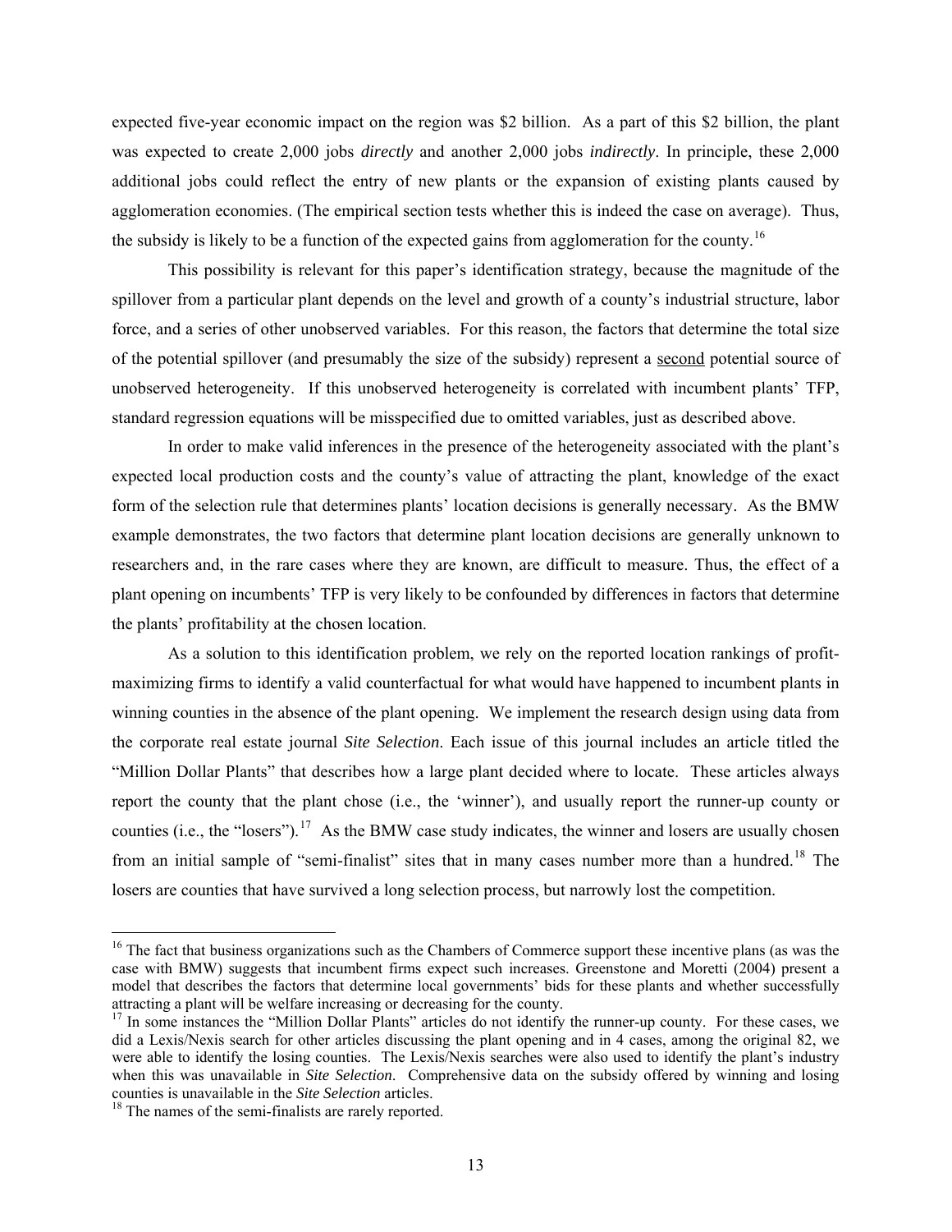expected five-year economic impact on the region was $2 billion. As a part of this $2 billion, the plant was expected to create 2,000 jobs *directly* and another 2,000 jobs *indirectly*. In principle, these 2,000 additional jobs could reflect the entry of new plants or the expansion of existing plants caused by agglomeration economies. (The empirical section tests whether this is indeed the case on average). Thus, the subsidy is likely to be a function of the expected gains from agglomeration for the county.[16]

This possibility is relevant for this paper's identification strategy, because the magnitude of the spillover from a particular plant depends on the level and growth of a county's industrial structure, labor force, and a series of other unobserved variables. For this reason, the factors that determine the total size of the potential spillover (and presumably the size of the subsidy) represent a <u>second</u> potential source of unobserved heterogeneity. If this unobserved heterogeneity is correlated with incumbent plants' TFP, standard regression equations will be misspecified due to omitted variables, just as described above.

In order to make valid inferences in the presence of the heterogeneity associated with the plant's expected local production costs and the county's value of attracting the plant, knowledge of the exact form of the selection rule that determines plants' location decisions is generally necessary. As the BMW example demonstrates, the two factors that determine plant location decisions are generally unknown to researchers and, in the rare cases where they are known, are difficult to measure. Thus, the effect of a plant opening on incumbents' TFP is very likely to be confounded by differences in factors that determine the plants' profitability at the chosen location.

As a solution to this identification problem, we rely on the reported location rankings of profit-maximizing firms to identify a valid counterfactual for what would have happened to incumbent plants in winning counties in the absence of the plant opening. We implement the research design using data from the corporate real estate journal *Site Selection*. Each issue of this journal includes an article titled the "Million Dollar Plants" that describes how a large plant decided where to locate. These articles always report the county that the plant chose (i.e., the 'winner'), and usually report the runner-up county or counties (i.e., the "losers").[17] As the BMW case study indicates, the winner and losers are usually chosen from an initial sample of "semi-finalist" sites that in many cases number more than a hundred.[18] The losers are counties that have survived a long selection process, but narrowly lost the competition.

---

[16] The fact that business organizations such as the Chambers of Commerce support these incentive plans (as was the case with BMW) suggests that incumbent firms expect such increases. Greenstone and Moretti (2004) present a model that describes the factors that determine local governments' bids for these plants and whether successfully attracting a plant will be welfare increasing or decreasing for the county.

[17] In some instances the "Million Dollar Plants" articles do not identify the runner-up county. For these cases, we did a Lexis/Nexis search for other articles discussing the plant opening and in 4 cases, among the original 82, we were able to identify the losing counties. The Lexis/Nexis searches were also used to identify the plant's industry when this was unavailable in *Site Selection*. Comprehensive data on the subsidy offered by winning and losing counties is unavailable in the *Site Selection* articles.

[18] The names of the semi-finalists are rarely reported.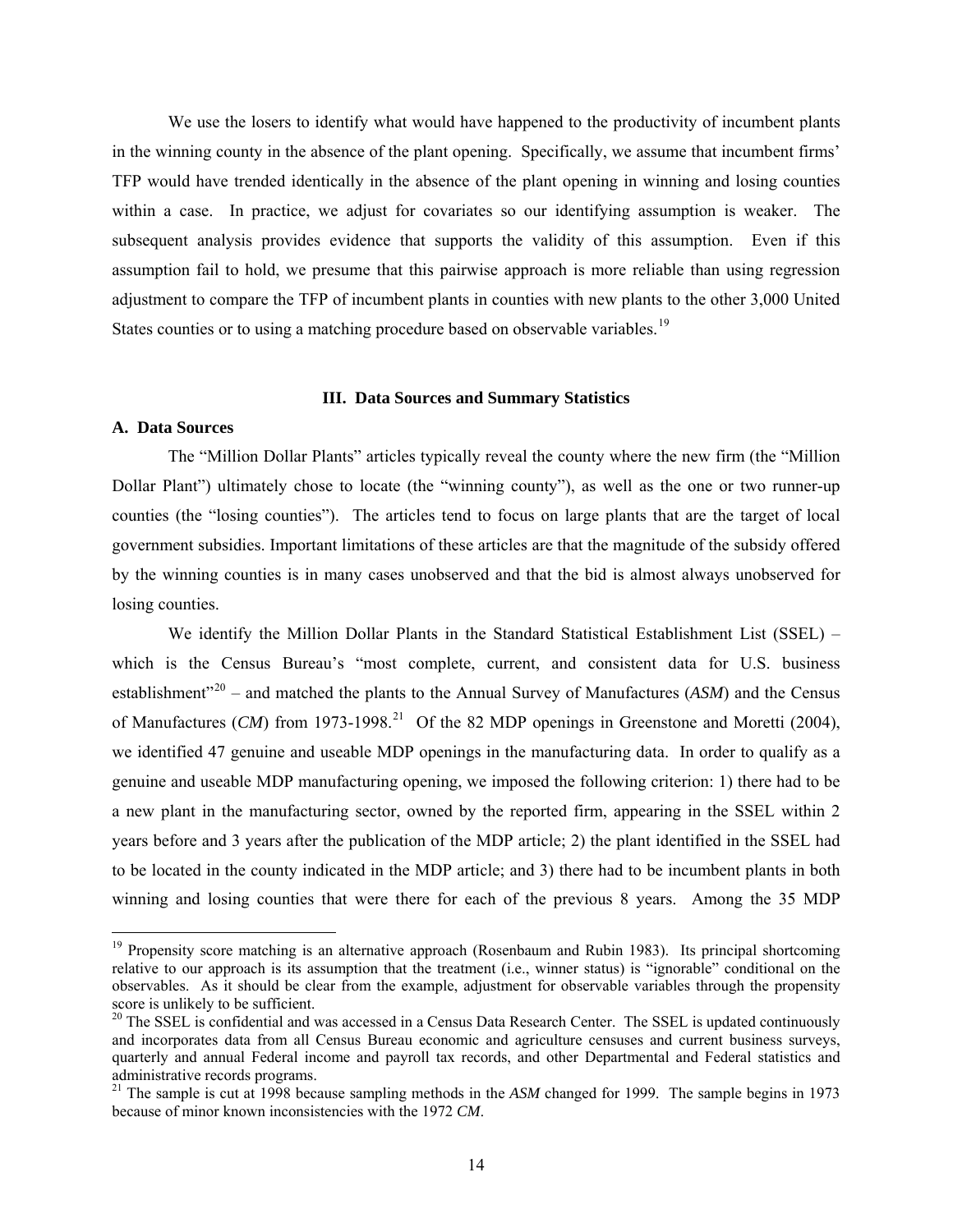We use the losers to identify what would have happened to the productivity of incumbent plants in the winning county in the absence of the plant opening. Specifically, we assume that incumbent firms' TFP would have trended identically in the absence of the plant opening in winning and losing counties within a case. In practice, we adjust for covariates so our identifying assumption is weaker. The subsequent analysis provides evidence that supports the validity of this assumption. Even if this assumption fail to hold, we presume that this pairwise approach is more reliable than using regression adjustment to compare the TFP of incumbent plants in counties with new plants to the other 3,000 United States counties or to using a matching procedure based on observable variables.[19]

## III. Data Sources and Summary Statistics

### A. Data Sources

The "Million Dollar Plants" articles typically reveal the county where the new firm (the "Million Dollar Plant") ultimately chose to locate (the "winning county"), as well as the one or two runner-up counties (the "losing counties"). The articles tend to focus on large plants that are the target of local government subsidies. Important limitations of these articles are that the magnitude of the subsidy offered by the winning counties is in many cases unobserved and that the bid is almost always unobserved for losing counties.

We identify the Million Dollar Plants in the Standard Statistical Establishment List (SSEL) – which is the Census Bureau's "most complete, current, and consistent data for U.S. business establishment"[20] – and matched the plants to the Annual Survey of Manufactures (*ASM*) and the Census of Manufactures (*CM*) from 1973-1998.[21] Of the 82 MDP openings in Greenstone and Moretti (2004), we identified 47 genuine and useable MDP openings in the manufacturing data. In order to qualify as a genuine and useable MDP manufacturing opening, we imposed the following criterion: 1) there had to be a new plant in the manufacturing sector, owned by the reported firm, appearing in the SSEL within 2 years before and 3 years after the publication of the MDP article; 2) the plant identified in the SSEL had to be located in the county indicated in the MDP article; and 3) there had to be incumbent plants in both winning and losing counties that were there for each of the previous 8 years. Among the 35 MDP

---

[19] Propensity score matching is an alternative approach (Rosenbaum and Rubin 1983). Its principal shortcoming relative to our approach is its assumption that the treatment (i.e., winner status) is "ignorable" conditional on the observables. As it should be clear from the example, adjustment for observable variables through the propensity score is unlikely to be sufficient.

[20] The SSEL is confidential and was accessed in a Census Data Research Center. The SSEL is updated continuously and incorporates data from all Census Bureau economic and agriculture censuses and current business surveys, quarterly and annual Federal income and payroll tax records, and other Departmental and Federal statistics and administrative records programs.

[21] The sample is cut at 1998 because sampling methods in the *ASM* changed for 1999. The sample begins in 1973 because of minor known inconsistencies with the 1972 *CM*.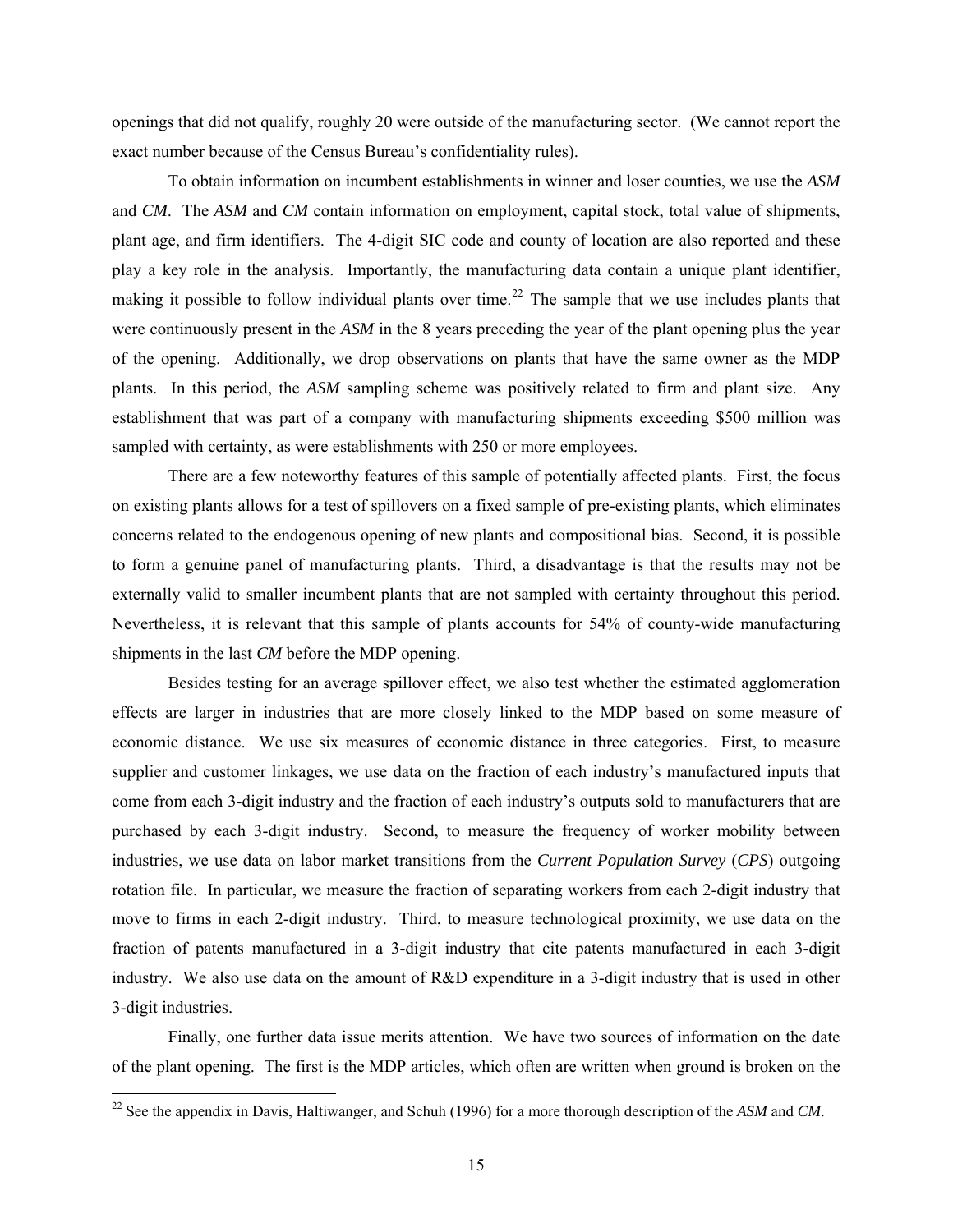openings that did not qualify, roughly 20 were outside of the manufacturing sector. (We cannot report the exact number because of the Census Bureau's confidentiality rules).

To obtain information on incumbent establishments in winner and loser counties, we use the *ASM* and *CM*. The *ASM* and *CM* contain information on employment, capital stock, total value of shipments, plant age, and firm identifiers. The 4-digit SIC code and county of location are also reported and these play a key role in the analysis. Importantly, the manufacturing data contain a unique plant identifier, making it possible to follow individual plants over time.[22] The sample that we use includes plants that were continuously present in the *ASM* in the 8 years preceding the year of the plant opening plus the year of the opening. Additionally, we drop observations on plants that have the same owner as the MDP plants. In this period, the *ASM* sampling scheme was positively related to firm and plant size. Any establishment that was part of a company with manufacturing shipments exceeding $500 million was sampled with certainty, as were establishments with 250 or more employees.

There are a few noteworthy features of this sample of potentially affected plants. First, the focus on existing plants allows for a test of spillovers on a fixed sample of pre-existing plants, which eliminates concerns related to the endogenous opening of new plants and compositional bias. Second, it is possible to form a genuine panel of manufacturing plants. Third, a disadvantage is that the results may not be externally valid to smaller incumbent plants that are not sampled with certainty throughout this period. Nevertheless, it is relevant that this sample of plants accounts for 54% of county-wide manufacturing shipments in the last *CM* before the MDP opening.

Besides testing for an average spillover effect, we also test whether the estimated agglomeration effects are larger in industries that are more closely linked to the MDP based on some measure of economic distance. We use six measures of economic distance in three categories. First, to measure supplier and customer linkages, we use data on the fraction of each industry's manufactured inputs that come from each 3-digit industry and the fraction of each industry's outputs sold to manufacturers that are purchased by each 3-digit industry. Second, to measure the frequency of worker mobility between industries, we use data on labor market transitions from the *Current Population Survey* (*CPS*) outgoing rotation file. In particular, we measure the fraction of separating workers from each 2-digit industry that move to firms in each 2-digit industry. Third, to measure technological proximity, we use data on the fraction of patents manufactured in a 3-digit industry that cite patents manufactured in each 3-digit industry. We also use data on the amount of R&D expenditure in a 3-digit industry that is used in other 3-digit industries.

Finally, one further data issue merits attention. We have two sources of information on the date of the plant opening. The first is the MDP articles, which often are written when ground is broken on the

[22] See the appendix in Davis, Haltiwanger, and Schuh (1996) for a more thorough description of the *ASM* and *CM*.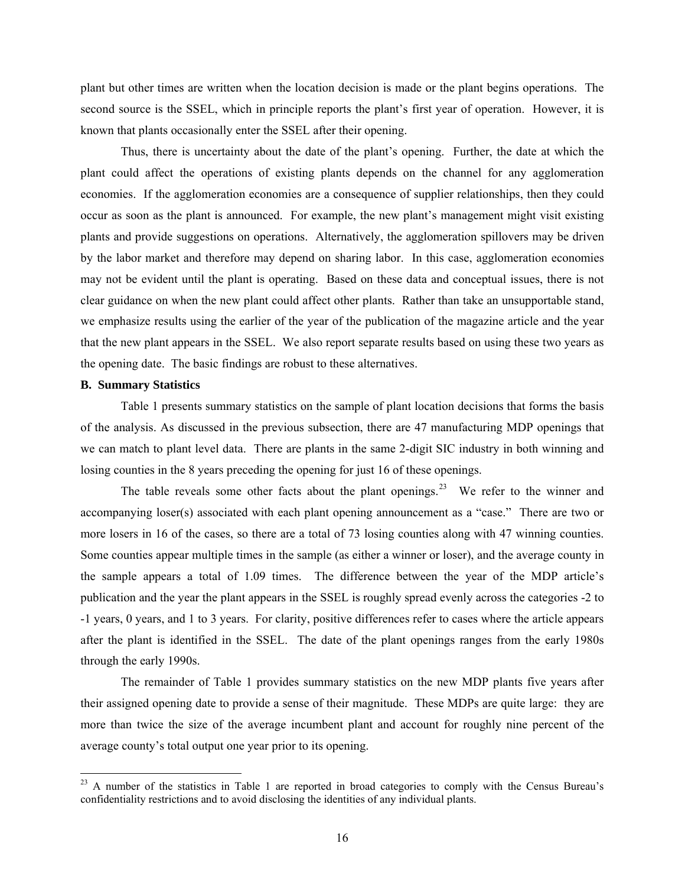plant but other times are written when the location decision is made or the plant begins operations. The second source is the SSEL, which in principle reports the plant's first year of operation. However, it is known that plants occasionally enter the SSEL after their opening.

Thus, there is uncertainty about the date of the plant's opening. Further, the date at which the plant could affect the operations of existing plants depends on the channel for any agglomeration economies. If the agglomeration economies are a consequence of supplier relationships, then they could occur as soon as the plant is announced. For example, the new plant's management might visit existing plants and provide suggestions on operations. Alternatively, the agglomeration spillovers may be driven by the labor market and therefore may depend on sharing labor. In this case, agglomeration economies may not be evident until the plant is operating. Based on these data and conceptual issues, there is not clear guidance on when the new plant could affect other plants. Rather than take an unsupportable stand, we emphasize results using the earlier of the year of the publication of the magazine article and the year that the new plant appears in the SSEL. We also report separate results based on using these two years as the opening date. The basic findings are robust to these alternatives.

**B. Summary Statistics**

Table 1 presents summary statistics on the sample of plant location decisions that forms the basis of the analysis. As discussed in the previous subsection, there are 47 manufacturing MDP openings that we can match to plant level data. There are plants in the same 2-digit SIC industry in both winning and losing counties in the 8 years preceding the opening for just 16 of these openings.

The table reveals some other facts about the plant openings.[23] We refer to the winner and accompanying loser(s) associated with each plant opening announcement as a "case." There are two or more losers in 16 of the cases, so there are a total of 73 losing counties along with 47 winning counties. Some counties appear multiple times in the sample (as either a winner or loser), and the average county in the sample appears a total of 1.09 times. The difference between the year of the MDP article's publication and the year the plant appears in the SSEL is roughly spread evenly across the categories -2 to -1 years, 0 years, and 1 to 3 years. For clarity, positive differences refer to cases where the article appears after the plant is identified in the SSEL. The date of the plant openings ranges from the early 1980s through the early 1990s.

The remainder of Table 1 provides summary statistics on the new MDP plants five years after their assigned opening date to provide a sense of their magnitude. These MDPs are quite large: they are more than twice the size of the average incumbent plant and account for roughly nine percent of the average county's total output one year prior to its opening.

[23] A number of the statistics in Table 1 are reported in broad categories to comply with the Census Bureau's confidentiality restrictions and to avoid disclosing the identities of any individual plants.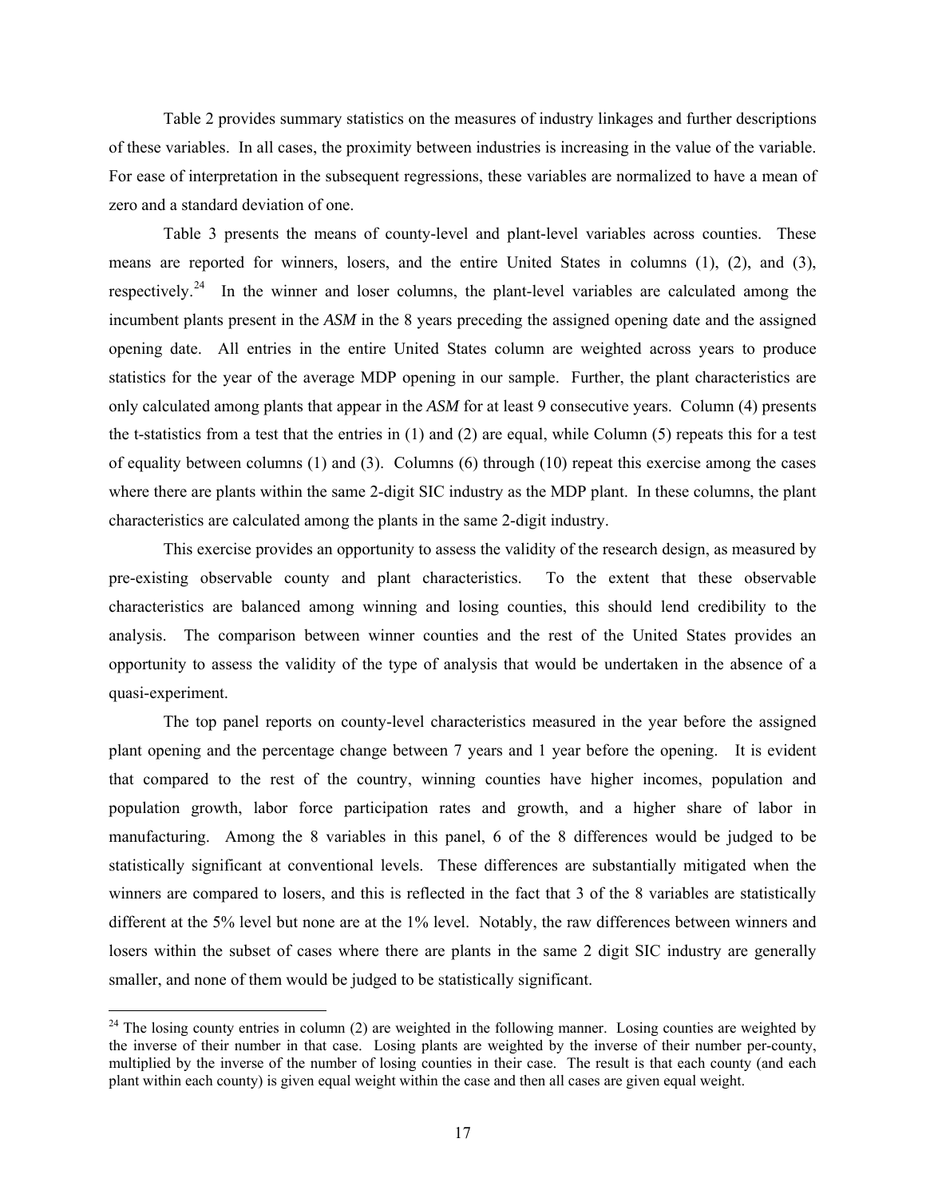Table 2 provides summary statistics on the measures of industry linkages and further descriptions of these variables. In all cases, the proximity between industries is increasing in the value of the variable. For ease of interpretation in the subsequent regressions, these variables are normalized to have a mean of zero and a standard deviation of one.

Table 3 presents the means of county-level and plant-level variables across counties. These means are reported for winners, losers, and the entire United States in columns (1), (2), and (3), respectively.[24] In the winner and loser columns, the plant-level variables are calculated among the incumbent plants present in the *ASM* in the 8 years preceding the assigned opening date and the assigned opening date. All entries in the entire United States column are weighted across years to produce statistics for the year of the average MDP opening in our sample. Further, the plant characteristics are only calculated among plants that appear in the *ASM* for at least 9 consecutive years. Column (4) presents the t-statistics from a test that the entries in (1) and (2) are equal, while Column (5) repeats this for a test of equality between columns (1) and (3). Columns (6) through (10) repeat this exercise among the cases where there are plants within the same 2-digit SIC industry as the MDP plant. In these columns, the plant characteristics are calculated among the plants in the same 2-digit industry.

This exercise provides an opportunity to assess the validity of the research design, as measured by pre-existing observable county and plant characteristics. To the extent that these observable characteristics are balanced among winning and losing counties, this should lend credibility to the analysis. The comparison between winner counties and the rest of the United States provides an opportunity to assess the validity of the type of analysis that would be undertaken in the absence of a quasi-experiment.

The top panel reports on county-level characteristics measured in the year before the assigned plant opening and the percentage change between 7 years and 1 year before the opening. It is evident that compared to the rest of the country, winning counties have higher incomes, population and population growth, labor force participation rates and growth, and a higher share of labor in manufacturing. Among the 8 variables in this panel, 6 of the 8 differences would be judged to be statistically significant at conventional levels. These differences are substantially mitigated when the winners are compared to losers, and this is reflected in the fact that 3 of the 8 variables are statistically different at the 5% level but none are at the 1% level. Notably, the raw differences between winners and losers within the subset of cases where there are plants in the same 2 digit SIC industry are generally smaller, and none of them would be judged to be statistically significant.

[24] The losing county entries in column (2) are weighted in the following manner. Losing counties are weighted by the inverse of their number in that case. Losing plants are weighted by the inverse of their number per-county, multiplied by the inverse of the number of losing counties in their case. The result is that each county (and each plant within each county) is given equal weight within the case and then all cases are given equal weight.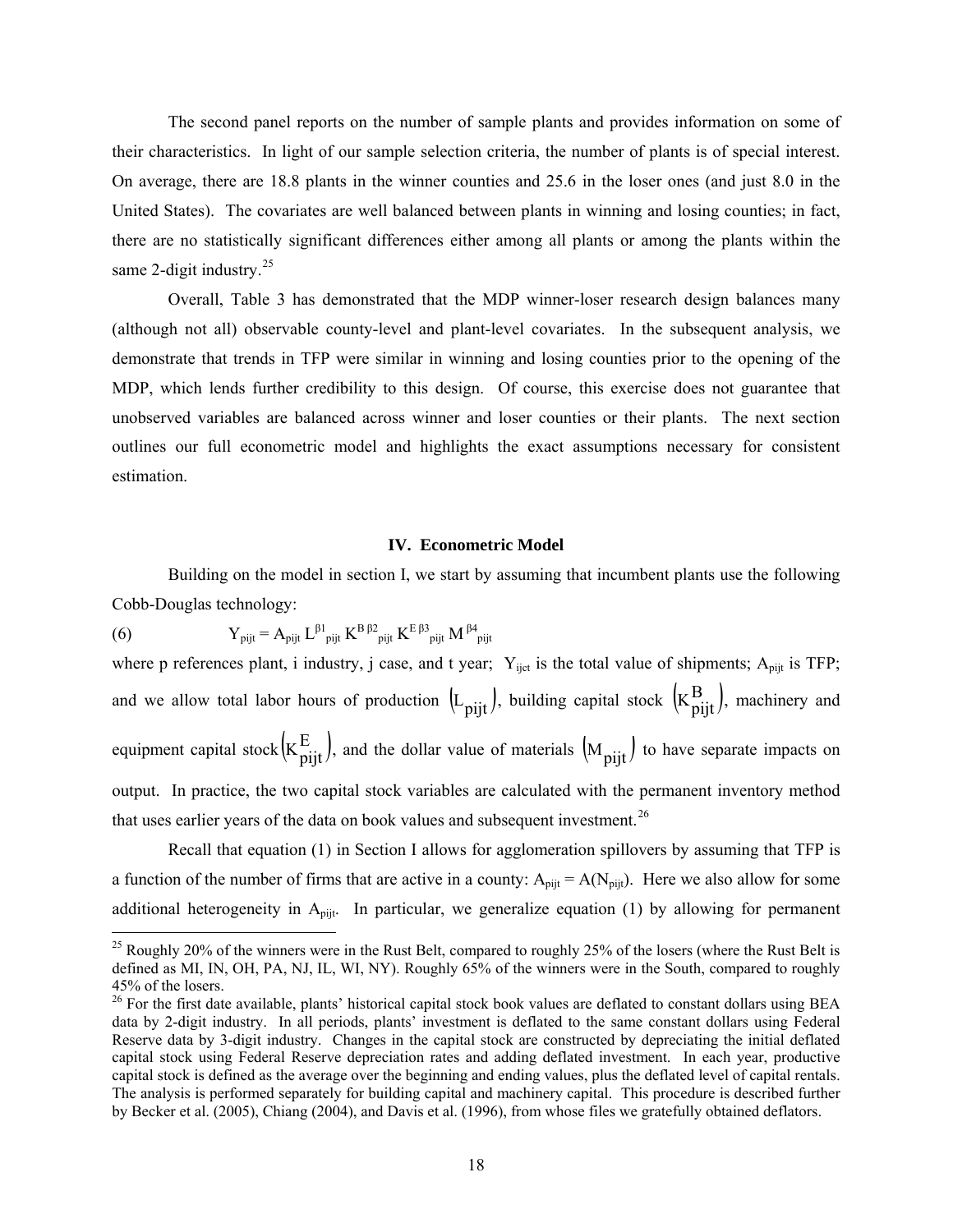The second panel reports on the number of sample plants and provides information on some of their characteristics. In light of our sample selection criteria, the number of plants is of special interest. On average, there are 18.8 plants in the winner counties and 25.6 in the loser ones (and just 8.0 in the United States). The covariates are well balanced between plants in winning and losing counties; in fact, there are no statistically significant differences either among all plants or among the plants within the same 2-digit industry.[25]

Overall, Table 3 has demonstrated that the MDP winner-loser research design balances many (although not all) observable county-level and plant-level covariates. In the subsequent analysis, we demonstrate that trends in TFP were similar in winning and losing counties prior to the opening of the MDP, which lends further credibility to this design. Of course, this exercise does not guarantee that unobserved variables are balanced across winner and loser counties or their plants. The next section outlines our full econometric model and highlights the exact assumptions necessary for consistent estimation.

## IV. Econometric Model

Building on the model in section I, we start by assuming that incumbent plants use the following Cobb-Douglas technology:

$$Y_{pijt} = A_{pijt}\, L^{\beta 1}_{pijt}\, K^{B\,\beta 2}_{pijt}\, K^{E\,\beta 3}_{pijt}\, M^{\beta 4}_{pijt} \tag{6}$$

where p references plant, i industry, j case, and t year; $Y_{ijct}$ is the total value of shipments; $A_{pijt}$ is TFP; and we allow total labor hours of production $\left(L_{pijt}\right)$, building capital stock $\left(K^{B}_{pijt}\right)$, machinery and equipment capital stock $\left(K^{E}_{pijt}\right)$, and the dollar value of materials $\left(M_{pijt}\right)$ to have separate impacts on output. In practice, the two capital stock variables are calculated with the permanent inventory method that uses earlier years of the data on book values and subsequent investment.[26]

Recall that equation (1) in Section I allows for agglomeration spillovers by assuming that TFP is a function of the number of firms that are active in a county: $A_{pijt} = A(N_{pijt})$. Here we also allow for some additional heterogeneity in $A_{pijt}$. In particular, we generalize equation (1) by allowing for permanent

---

[25] Roughly 20% of the winners were in the Rust Belt, compared to roughly 25% of the losers (where the Rust Belt is defined as MI, IN, OH, PA, NJ, IL, WI, NY). Roughly 65% of the winners were in the South, compared to roughly 45% of the losers.

[26] For the first date available, plants' historical capital stock book values are deflated to constant dollars using BEA data by 2-digit industry. In all periods, plants' investment is deflated to the same constant dollars using Federal Reserve data by 3-digit industry. Changes in the capital stock are constructed by depreciating the initial deflated capital stock using Federal Reserve depreciation rates and adding deflated investment. In each year, productive capital stock is defined as the average over the beginning and ending values, plus the deflated level of capital rentals. The analysis is performed separately for building capital and machinery capital. This procedure is described further by Becker et al. (2005), Chiang (2004), and Davis et al. (1996), from whose files we gratefully obtained deflators.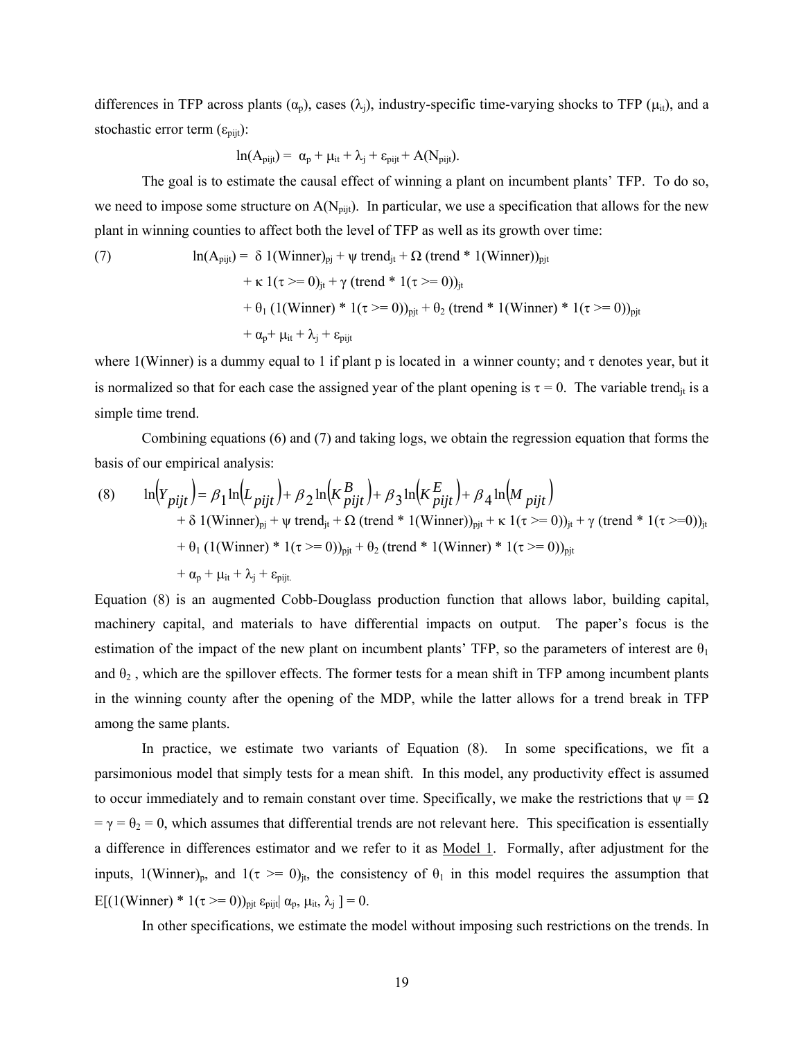differences in TFP across plants ($\alpha_p$), cases ($\lambda_j$), industry-specific time-varying shocks to TFP ($\mu_{it}$), and a stochastic error term ($\varepsilon_{pijt}$):

$$\ln(A_{pijt}) = \alpha_p + \mu_{it} + \lambda_j + \varepsilon_{pijt} + A(N_{pijt}).$$

The goal is to estimate the causal effect of winning a plant on incumbent plants' TFP. To do so, we need to impose some structure on $A(N_{pijt})$. In particular, we use a specification that allows for the new plant in winning counties to affect both the level of TFP as well as its growth over time:

$$\begin{aligned}
(7) \qquad \ln(A_{pijt}) = {} & \delta\, 1(\text{Winner})_{pj} + \psi\, \text{trend}_{jt} + \Omega\, (\text{trend} * 1(\text{Winner}))_{pjt} \\
& + \kappa\, 1(\tau >= 0)_{jt} + \gamma\, (\text{trend} * 1(\tau >= 0))_{jt} \\
& + \theta_1\, (1(\text{Winner}) * 1(\tau >= 0))_{pjt} + \theta_2\, (\text{trend} * 1(\text{Winner}) * 1(\tau >= 0))_{pjt} \\
& + \alpha_p + \mu_{it} + \lambda_j + \varepsilon_{pijt}
\end{aligned}$$

where 1(Winner) is a dummy equal to 1 if plant p is located in a winner county; and $\tau$ denotes year, but it is normalized so that for each case the assigned year of the plant opening is $\tau = 0$. The variable $\text{trend}_{jt}$ is a simple time trend.

Combining equations (6) and (7) and taking logs, we obtain the regression equation that forms the basis of our empirical analysis:

$$\begin{aligned}
(8) \qquad \ln(Y_{pijt}) = {} & \beta_1 \ln(L_{pijt}) + \beta_2 \ln(K^B_{pijt}) + \beta_3 \ln(K^E_{pijt}) + \beta_4 \ln(M_{pijt}) \\
& + \delta\, 1(\text{Winner})_{pj} + \psi\, \text{trend}_{jt} + \Omega\, (\text{trend} * 1(\text{Winner}))_{pjt} + \kappa\, 1(\tau >= 0))_{jt} + \gamma\, (\text{trend} * 1(\tau >=0))_{jt} \\
& + \theta_1\, (1(\text{Winner}) * 1(\tau >= 0))_{pjt} + \theta_2\, (\text{trend} * 1(\text{Winner}) * 1(\tau >= 0))_{pjt} \\
& + \alpha_p + \mu_{it} + \lambda_j + \varepsilon_{pijt.}
\end{aligned}$$

Equation (8) is an augmented Cobb-Douglass production function that allows labor, building capital, machinery capital, and materials to have differential impacts on output. The paper's focus is the estimation of the impact of the new plant on incumbent plants' TFP, so the parameters of interest are $\theta_1$ and $\theta_2$, which are the spillover effects. The former tests for a mean shift in TFP among incumbent plants in the winning county after the opening of the MDP, while the latter allows for a trend break in TFP among the same plants.

In practice, we estimate two variants of Equation (8). In some specifications, we fit a parsimonious model that simply tests for a mean shift. In this model, any productivity effect is assumed to occur immediately and to remain constant over time. Specifically, we make the restrictions that $\psi = \Omega = \gamma = \theta_2 = 0$, which assumes that differential trends are not relevant here. This specification is essentially a difference in differences estimator and we refer to it as <u>Model 1</u>. Formally, after adjustment for the inputs, $1(\text{Winner})_p$, and $1(\tau >= 0)_{jt}$, the consistency of $\theta_1$ in this model requires the assumption that $E[(1(\text{Winner}) * 1(\tau >= 0))_{pjt}\, \varepsilon_{pijt} | \alpha_p, \mu_{it}, \lambda_j] = 0$.

In other specifications, we estimate the model without imposing such restrictions on the trends. In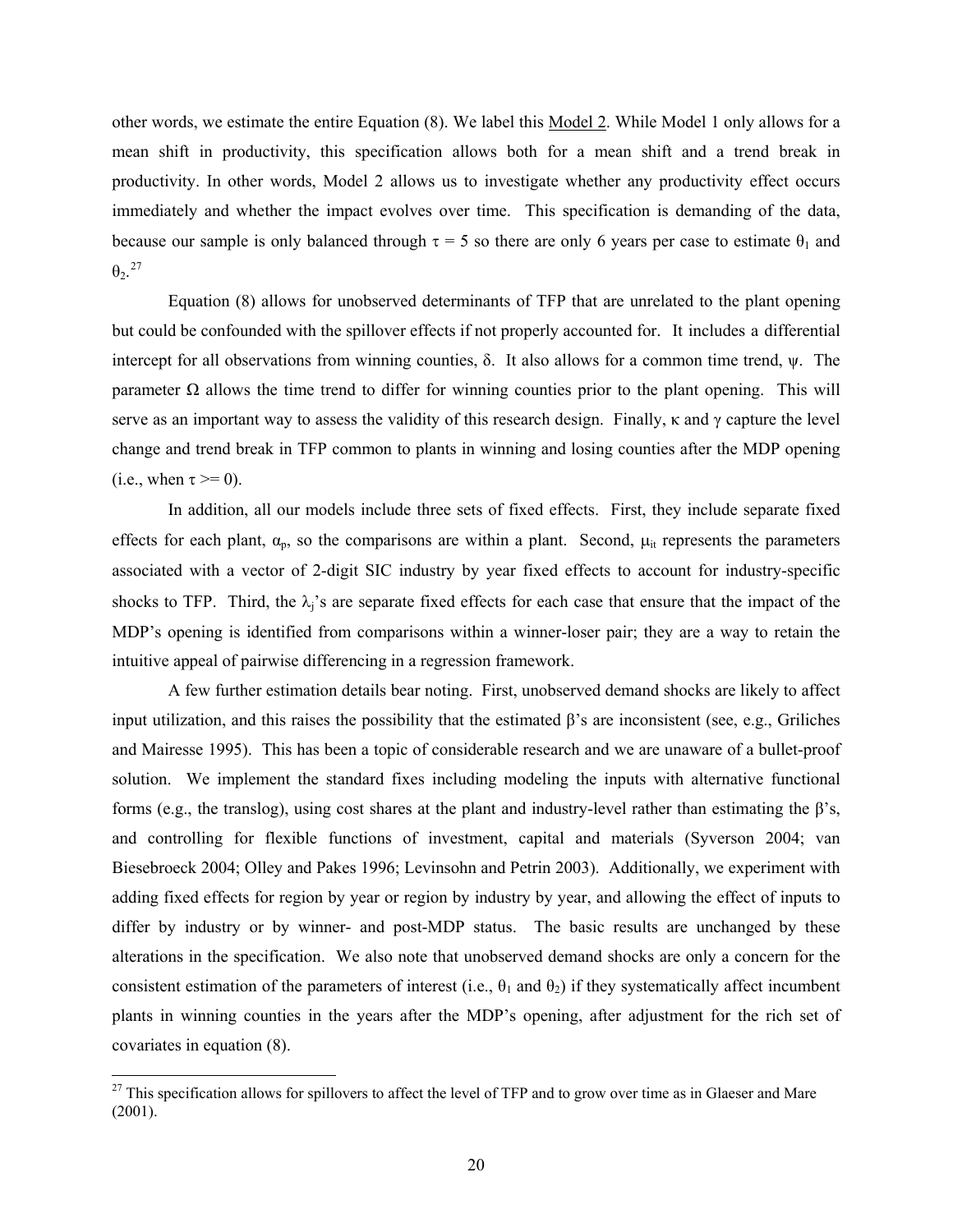other words, we estimate the entire Equation (8). We label this Model 2. While Model 1 only allows for a mean shift in productivity, this specification allows both for a mean shift and a trend break in productivity. In other words, Model 2 allows us to investigate whether any productivity effect occurs immediately and whether the impact evolves over time. This specification is demanding of the data, because our sample is only balanced through $\tau = 5$ so there are only 6 years per case to estimate $\theta_1$ and $\theta_2$.[27]

Equation (8) allows for unobserved determinants of TFP that are unrelated to the plant opening but could be confounded with the spillover effects if not properly accounted for. It includes a differential intercept for all observations from winning counties, $\delta$. It also allows for a common time trend, $\psi$. The parameter $\Omega$ allows the time trend to differ for winning counties prior to the plant opening. This will serve as an important way to assess the validity of this research design. Finally, $\kappa$ and $\gamma$ capture the level change and trend break in TFP common to plants in winning and losing counties after the MDP opening (i.e., when $\tau >= 0$).

In addition, all our models include three sets of fixed effects. First, they include separate fixed effects for each plant, $\alpha_p$, so the comparisons are within a plant. Second, $\mu_{it}$ represents the parameters associated with a vector of 2-digit SIC industry by year fixed effects to account for industry-specific shocks to TFP. Third, the $\lambda_j$'s are separate fixed effects for each case that ensure that the impact of the MDP's opening is identified from comparisons within a winner-loser pair; they are a way to retain the intuitive appeal of pairwise differencing in a regression framework.

A few further estimation details bear noting. First, unobserved demand shocks are likely to affect input utilization, and this raises the possibility that the estimated $\beta$'s are inconsistent (see, e.g., Griliches and Mairesse 1995). This has been a topic of considerable research and we are unaware of a bullet-proof solution. We implement the standard fixes including modeling the inputs with alternative functional forms (e.g., the translog), using cost shares at the plant and industry-level rather than estimating the $\beta$'s, and controlling for flexible functions of investment, capital and materials (Syverson 2004; van Biesebroeck 2004; Olley and Pakes 1996; Levinsohn and Petrin 2003). Additionally, we experiment with adding fixed effects for region by year or region by industry by year, and allowing the effect of inputs to differ by industry or by winner- and post-MDP status. The basic results are unchanged by these alterations in the specification. We also note that unobserved demand shocks are only a concern for the consistent estimation of the parameters of interest (i.e., $\theta_1$ and $\theta_2$) if they systematically affect incumbent plants in winning counties in the years after the MDP's opening, after adjustment for the rich set of covariates in equation (8).

[27] This specification allows for spillovers to affect the level of TFP and to grow over time as in Glaeser and Mare (2001).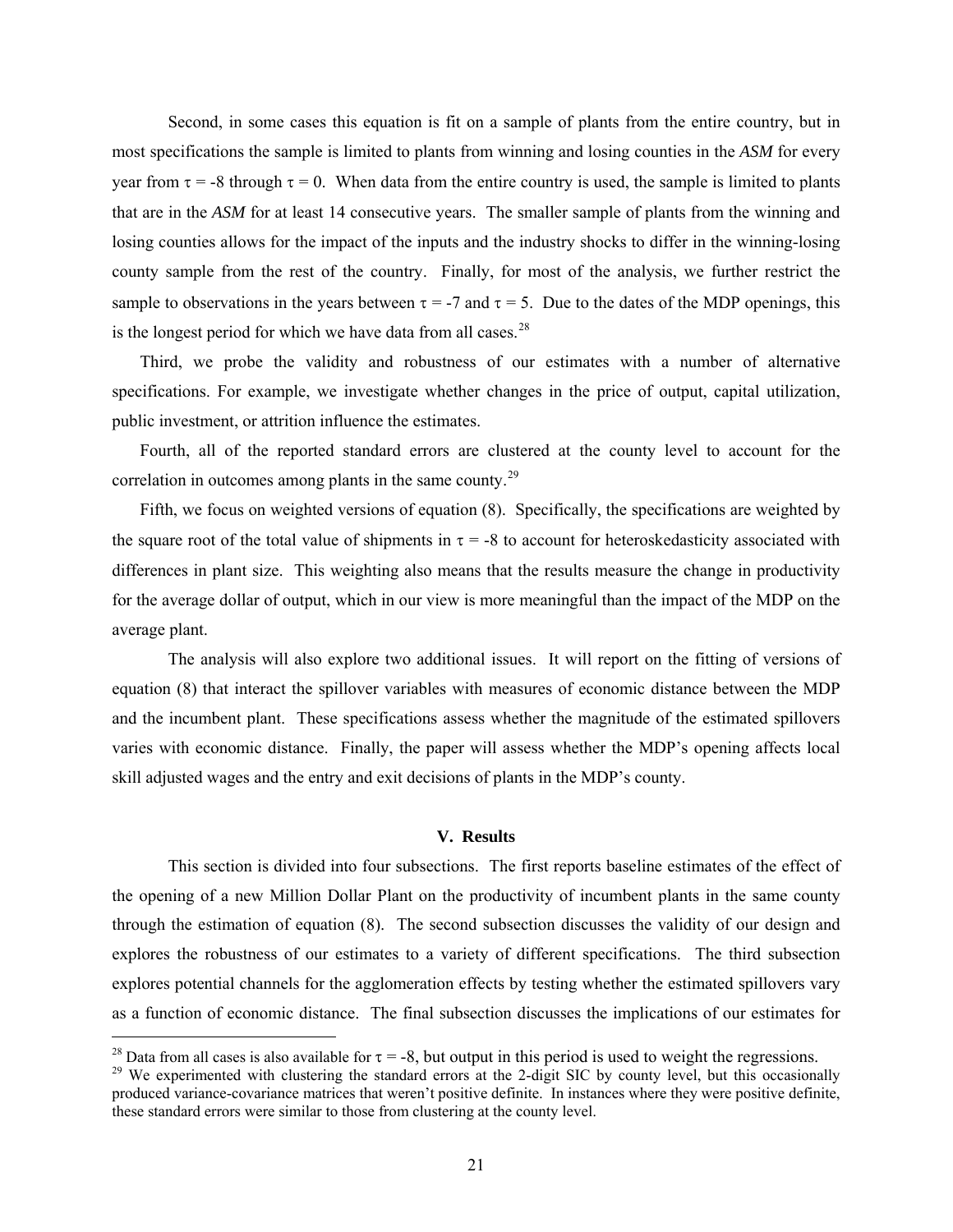Second, in some cases this equation is fit on a sample of plants from the entire country, but in most specifications the sample is limited to plants from winning and losing counties in the *ASM* for every year from $\tau = -8$ through $\tau = 0$. When data from the entire country is used, the sample is limited to plants that are in the *ASM* for at least 14 consecutive years. The smaller sample of plants from the winning and losing counties allows for the impact of the inputs and the industry shocks to differ in the winning-losing county sample from the rest of the country. Finally, for most of the analysis, we further restrict the sample to observations in the years between $\tau = -7$ and $\tau = 5$. Due to the dates of the MDP openings, this is the longest period for which we have data from all cases.[28]

Third, we probe the validity and robustness of our estimates with a number of alternative specifications. For example, we investigate whether changes in the price of output, capital utilization, public investment, or attrition influence the estimates.

Fourth, all of the reported standard errors are clustered at the county level to account for the correlation in outcomes among plants in the same county.[29]

Fifth, we focus on weighted versions of equation (8). Specifically, the specifications are weighted by the square root of the total value of shipments in $\tau = -8$ to account for heteroskedasticity associated with differences in plant size. This weighting also means that the results measure the change in productivity for the average dollar of output, which in our view is more meaningful than the impact of the MDP on the average plant.

The analysis will also explore two additional issues. It will report on the fitting of versions of equation (8) that interact the spillover variables with measures of economic distance between the MDP and the incumbent plant. These specifications assess whether the magnitude of the estimated spillovers varies with economic distance. Finally, the paper will assess whether the MDP's opening affects local skill adjusted wages and the entry and exit decisions of plants in the MDP's county.

## V. Results

This section is divided into four subsections. The first reports baseline estimates of the effect of the opening of a new Million Dollar Plant on the productivity of incumbent plants in the same county through the estimation of equation (8). The second subsection discusses the validity of our design and explores the robustness of our estimates to a variety of different specifications. The third subsection explores potential channels for the agglomeration effects by testing whether the estimated spillovers vary as a function of economic distance. The final subsection discusses the implications of our estimates for

---

[28] Data from all cases is also available for $\tau = -8$, but output in this period is used to weight the regressions.

[29] We experimented with clustering the standard errors at the 2-digit SIC by county level, but this occasionally produced variance-covariance matrices that weren't positive definite. In instances where they were positive definite, these standard errors were similar to those from clustering at the county level.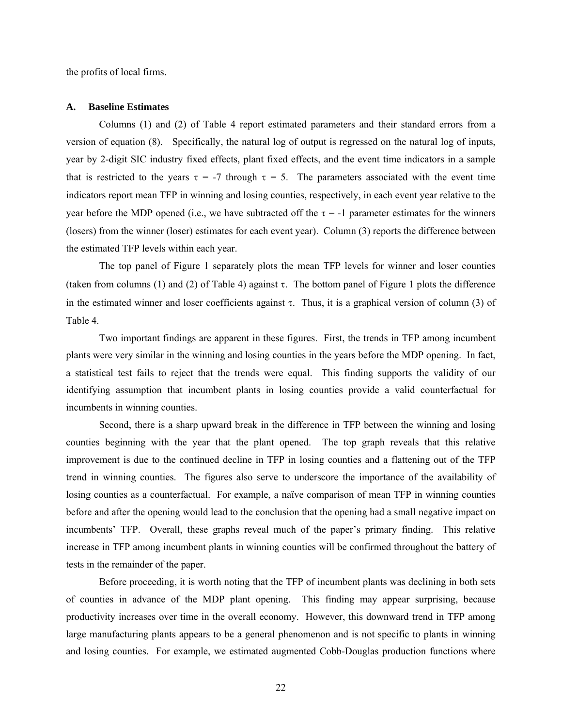the profits of local firms.

### A. Baseline Estimates

Columns (1) and (2) of Table 4 report estimated parameters and their standard errors from a version of equation (8). Specifically, the natural log of output is regressed on the natural log of inputs, year by 2-digit SIC industry fixed effects, plant fixed effects, and the event time indicators in a sample that is restricted to the years $\tau$ = -7 through $\tau$ = 5. The parameters associated with the event time indicators report mean TFP in winning and losing counties, respectively, in each event year relative to the year before the MDP opened (i.e., we have subtracted off the $\tau$ = -1 parameter estimates for the winners (losers) from the winner (loser) estimates for each event year). Column (3) reports the difference between the estimated TFP levels within each year.

The top panel of Figure 1 separately plots the mean TFP levels for winner and loser counties (taken from columns (1) and (2) of Table 4) against $\tau$. The bottom panel of Figure 1 plots the difference in the estimated winner and loser coefficients against $\tau$. Thus, it is a graphical version of column (3) of Table 4.

Two important findings are apparent in these figures. First, the trends in TFP among incumbent plants were very similar in the winning and losing counties in the years before the MDP opening. In fact, a statistical test fails to reject that the trends were equal. This finding supports the validity of our identifying assumption that incumbent plants in losing counties provide a valid counterfactual for incumbents in winning counties.

Second, there is a sharp upward break in the difference in TFP between the winning and losing counties beginning with the year that the plant opened. The top graph reveals that this relative improvement is due to the continued decline in TFP in losing counties and a flattening out of the TFP trend in winning counties. The figures also serve to underscore the importance of the availability of losing counties as a counterfactual. For example, a naïve comparison of mean TFP in winning counties before and after the opening would lead to the conclusion that the opening had a small negative impact on incumbents' TFP. Overall, these graphs reveal much of the paper's primary finding. This relative increase in TFP among incumbent plants in winning counties will be confirmed throughout the battery of tests in the remainder of the paper.

Before proceeding, it is worth noting that the TFP of incumbent plants was declining in both sets of counties in advance of the MDP plant opening. This finding may appear surprising, because productivity increases over time in the overall economy. However, this downward trend in TFP among large manufacturing plants appears to be a general phenomenon and is not specific to plants in winning and losing counties. For example, we estimated augmented Cobb-Douglas production functions where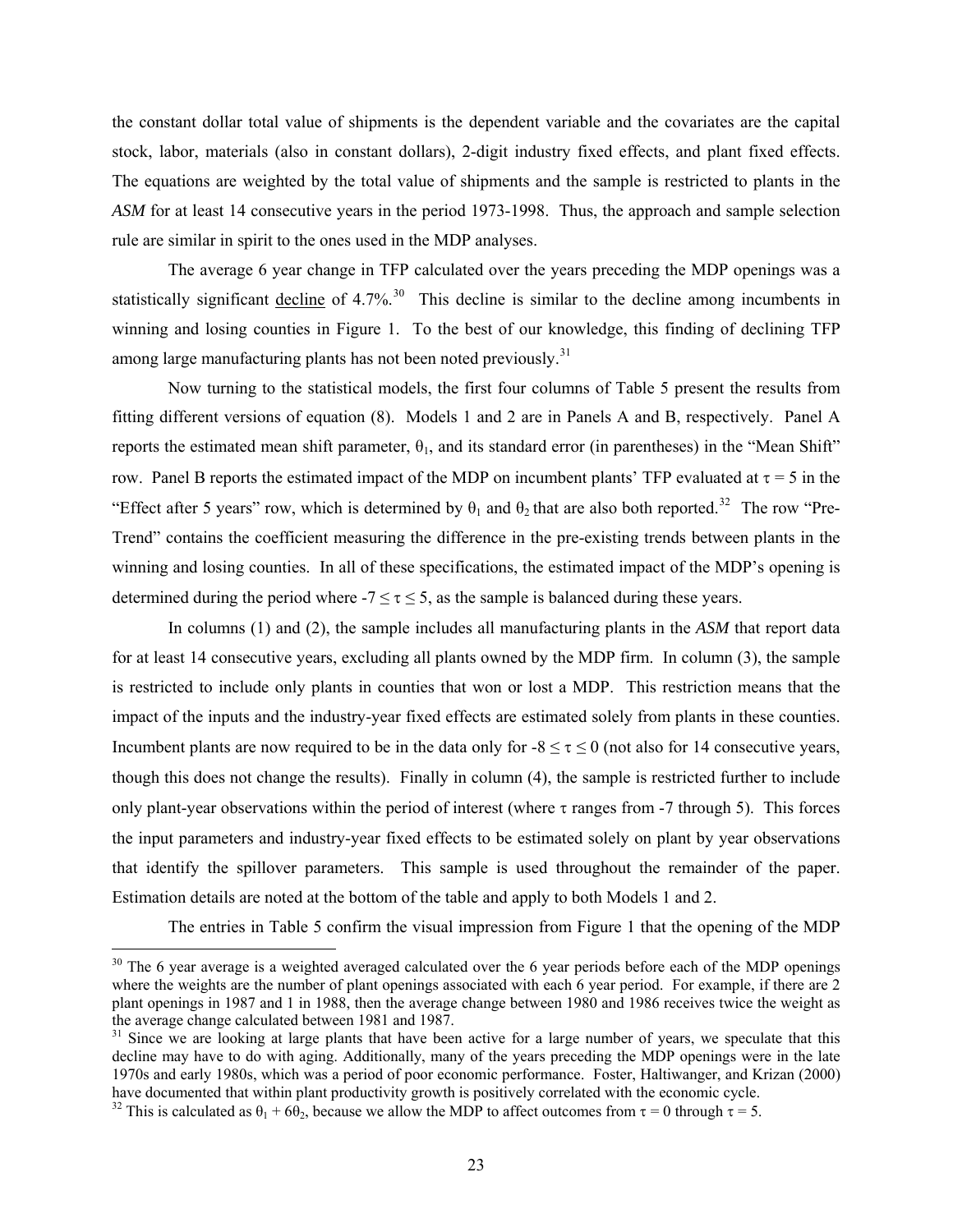the constant dollar total value of shipments is the dependent variable and the covariates are the capital stock, labor, materials (also in constant dollars), 2-digit industry fixed effects, and plant fixed effects. The equations are weighted by the total value of shipments and the sample is restricted to plants in the *ASM* for at least 14 consecutive years in the period 1973-1998. Thus, the approach and sample selection rule are similar in spirit to the ones used in the MDP analyses.

The average 6 year change in TFP calculated over the years preceding the MDP openings was a statistically significant <u>decline</u> of 4.7%.[30] This decline is similar to the decline among incumbents in winning and losing counties in Figure 1. To the best of our knowledge, this finding of declining TFP among large manufacturing plants has not been noted previously.[31]

Now turning to the statistical models, the first four columns of Table 5 present the results from fitting different versions of equation (8). Models 1 and 2 are in Panels A and B, respectively. Panel A reports the estimated mean shift parameter, $\theta_1$, and its standard error (in parentheses) in the "Mean Shift" row. Panel B reports the estimated impact of the MDP on incumbent plants' TFP evaluated at $\tau = 5$ in the "Effect after 5 years" row, which is determined by $\theta_1$ and $\theta_2$ that are also both reported.[32] The row "Pre-Trend" contains the coefficient measuring the difference in the pre-existing trends between plants in the winning and losing counties. In all of these specifications, the estimated impact of the MDP's opening is determined during the period where $-7 \leq \tau \leq 5$, as the sample is balanced during these years.

In columns (1) and (2), the sample includes all manufacturing plants in the *ASM* that report data for at least 14 consecutive years, excluding all plants owned by the MDP firm. In column (3), the sample is restricted to include only plants in counties that won or lost a MDP. This restriction means that the impact of the inputs and the industry-year fixed effects are estimated solely from plants in these counties. Incumbent plants are now required to be in the data only for $-8 \leq \tau \leq 0$ (not also for 14 consecutive years, though this does not change the results). Finally in column (4), the sample is restricted further to include only plant-year observations within the period of interest (where $\tau$ ranges from -7 through 5). This forces the input parameters and industry-year fixed effects to be estimated solely on plant by year observations that identify the spillover parameters. This sample is used throughout the remainder of the paper. Estimation details are noted at the bottom of the table and apply to both Models 1 and 2.

The entries in Table 5 confirm the visual impression from Figure 1 that the opening of the MDP

[30] The 6 year average is a weighted averaged calculated over the 6 year periods before each of the MDP openings where the weights are the number of plant openings associated with each 6 year period. For example, if there are 2 plant openings in 1987 and 1 in 1988, then the average change between 1980 and 1986 receives twice the weight as the average change calculated between 1981 and 1987.

[31] Since we are looking at large plants that have been active for a large number of years, we speculate that this decline may have to do with aging. Additionally, many of the years preceding the MDP openings were in the late 1970s and early 1980s, which was a period of poor economic performance. Foster, Haltiwanger, and Krizan (2000) have documented that within plant productivity growth is positively correlated with the economic cycle.

[32] This is calculated as $\theta_1 + 6\theta_2$, because we allow the MDP to affect outcomes from $\tau = 0$ through $\tau = 5$.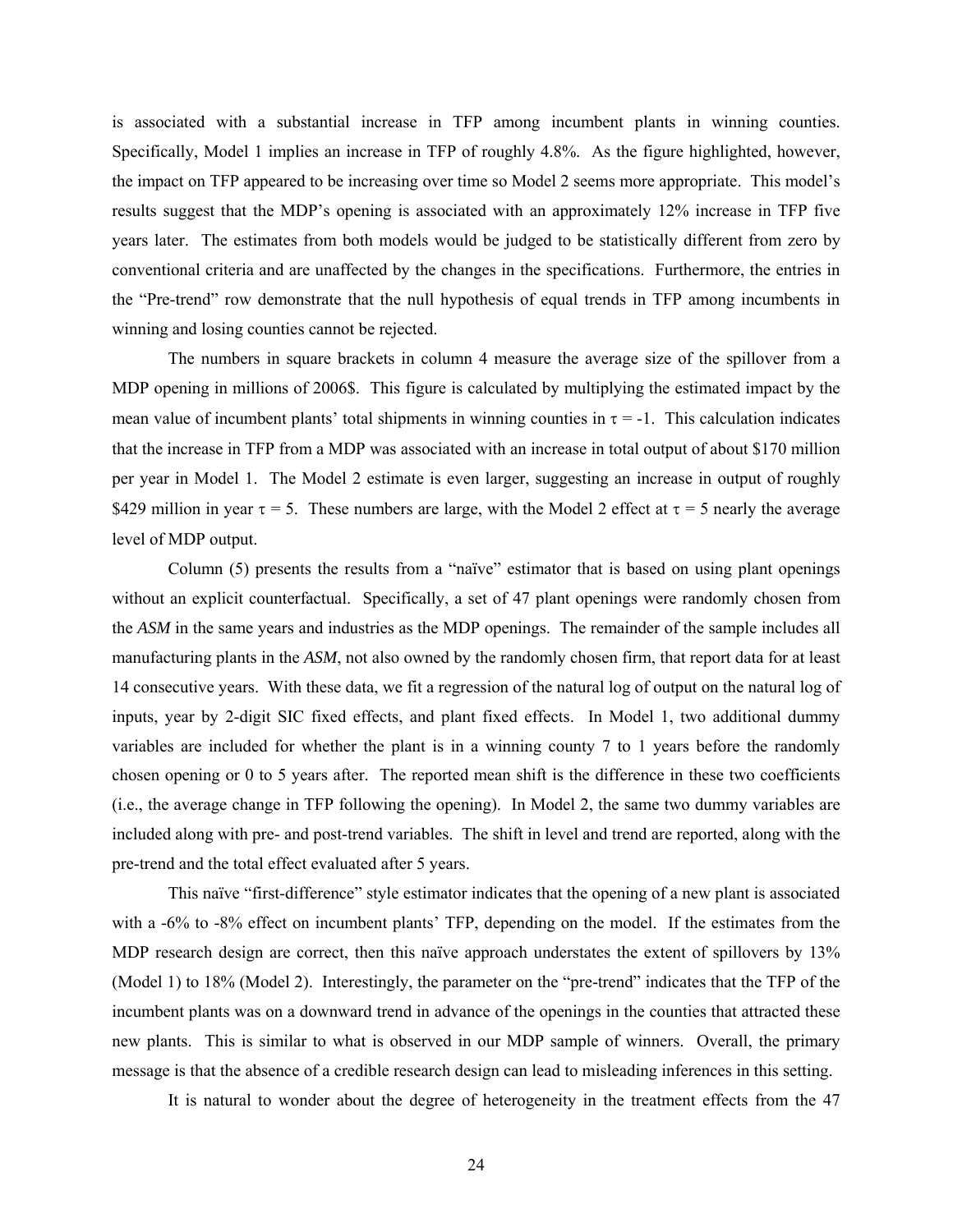is associated with a substantial increase in TFP among incumbent plants in winning counties. Specifically, Model 1 implies an increase in TFP of roughly 4.8%. As the figure highlighted, however, the impact on TFP appeared to be increasing over time so Model 2 seems more appropriate. This model's results suggest that the MDP's opening is associated with an approximately 12% increase in TFP five years later. The estimates from both models would be judged to be statistically different from zero by conventional criteria and are unaffected by the changes in the specifications. Furthermore, the entries in the "Pre-trend" row demonstrate that the null hypothesis of equal trends in TFP among incumbents in winning and losing counties cannot be rejected.

The numbers in square brackets in column 4 measure the average size of the spillover from a MDP opening in millions of 2006$. This figure is calculated by multiplying the estimated impact by the mean value of incumbent plants' total shipments in winning counties in $\tau = -1$. This calculation indicates that the increase in TFP from a MDP was associated with an increase in total output of about $170 million per year in Model 1. The Model 2 estimate is even larger, suggesting an increase in output of roughly $429 million in year $\tau = 5$. These numbers are large, with the Model 2 effect at $\tau = 5$ nearly the average level of MDP output.

Column (5) presents the results from a "naïve" estimator that is based on using plant openings without an explicit counterfactual. Specifically, a set of 47 plant openings were randomly chosen from the *ASM* in the same years and industries as the MDP openings. The remainder of the sample includes all manufacturing plants in the *ASM*, not also owned by the randomly chosen firm, that report data for at least 14 consecutive years. With these data, we fit a regression of the natural log of output on the natural log of inputs, year by 2-digit SIC fixed effects, and plant fixed effects. In Model 1, two additional dummy variables are included for whether the plant is in a winning county 7 to 1 years before the randomly chosen opening or 0 to 5 years after. The reported mean shift is the difference in these two coefficients (i.e., the average change in TFP following the opening). In Model 2, the same two dummy variables are included along with pre- and post-trend variables. The shift in level and trend are reported, along with the pre-trend and the total effect evaluated after 5 years.

This naïve "first-difference" style estimator indicates that the opening of a new plant is associated with a -6% to -8% effect on incumbent plants' TFP, depending on the model. If the estimates from the MDP research design are correct, then this naïve approach understates the extent of spillovers by 13% (Model 1) to 18% (Model 2). Interestingly, the parameter on the "pre-trend" indicates that the TFP of the incumbent plants was on a downward trend in advance of the openings in the counties that attracted these new plants. This is similar to what is observed in our MDP sample of winners. Overall, the primary message is that the absence of a credible research design can lead to misleading inferences in this setting.

It is natural to wonder about the degree of heterogeneity in the treatment effects from the 47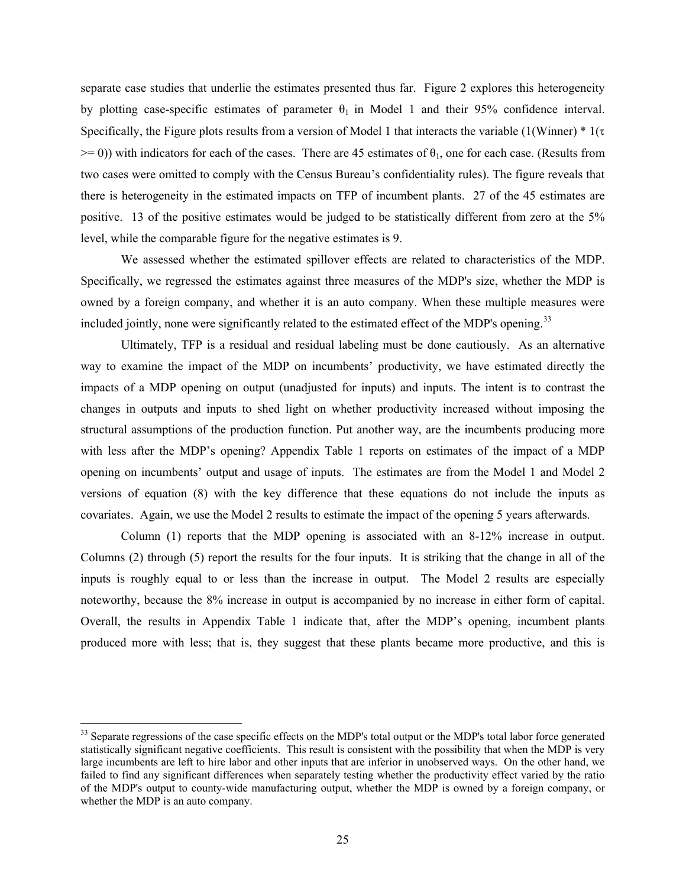separate case studies that underlie the estimates presented thus far. Figure 2 explores this heterogeneity by plotting case-specific estimates of parameter $\theta_1$ in Model 1 and their 95% confidence interval. Specifically, the Figure plots results from a version of Model 1 that interacts the variable (1(Winner) * 1($\tau$ >= 0)) with indicators for each of the cases. There are 45 estimates of $\theta_1$, one for each case. (Results from two cases were omitted to comply with the Census Bureau's confidentiality rules). The figure reveals that there is heterogeneity in the estimated impacts on TFP of incumbent plants. 27 of the 45 estimates are positive. 13 of the positive estimates would be judged to be statistically different from zero at the 5% level, while the comparable figure for the negative estimates is 9.

We assessed whether the estimated spillover effects are related to characteristics of the MDP. Specifically, we regressed the estimates against three measures of the MDP's size, whether the MDP is owned by a foreign company, and whether it is an auto company. When these multiple measures were included jointly, none were significantly related to the estimated effect of the MDP's opening.[33]

Ultimately, TFP is a residual and residual labeling must be done cautiously. As an alternative way to examine the impact of the MDP on incumbents' productivity, we have estimated directly the impacts of a MDP opening on output (unadjusted for inputs) and inputs. The intent is to contrast the changes in outputs and inputs to shed light on whether productivity increased without imposing the structural assumptions of the production function. Put another way, are the incumbents producing more with less after the MDP's opening? Appendix Table 1 reports on estimates of the impact of a MDP opening on incumbents' output and usage of inputs. The estimates are from the Model 1 and Model 2 versions of equation (8) with the key difference that these equations do not include the inputs as covariates. Again, we use the Model 2 results to estimate the impact of the opening 5 years afterwards.

Column (1) reports that the MDP opening is associated with an 8-12% increase in output. Columns (2) through (5) report the results for the four inputs. It is striking that the change in all of the inputs is roughly equal to or less than the increase in output. The Model 2 results are especially noteworthy, because the 8% increase in output is accompanied by no increase in either form of capital. Overall, the results in Appendix Table 1 indicate that, after the MDP's opening, incumbent plants produced more with less; that is, they suggest that these plants became more productive, and this is

[33] Separate regressions of the case specific effects on the MDP's total output or the MDP's total labor force generated statistically significant negative coefficients. This result is consistent with the possibility that when the MDP is very large incumbents are left to hire labor and other inputs that are inferior in unobserved ways. On the other hand, we failed to find any significant differences when separately testing whether the productivity effect varied by the ratio of the MDP's output to county-wide manufacturing output, whether the MDP is owned by a foreign company, or whether the MDP is an auto company.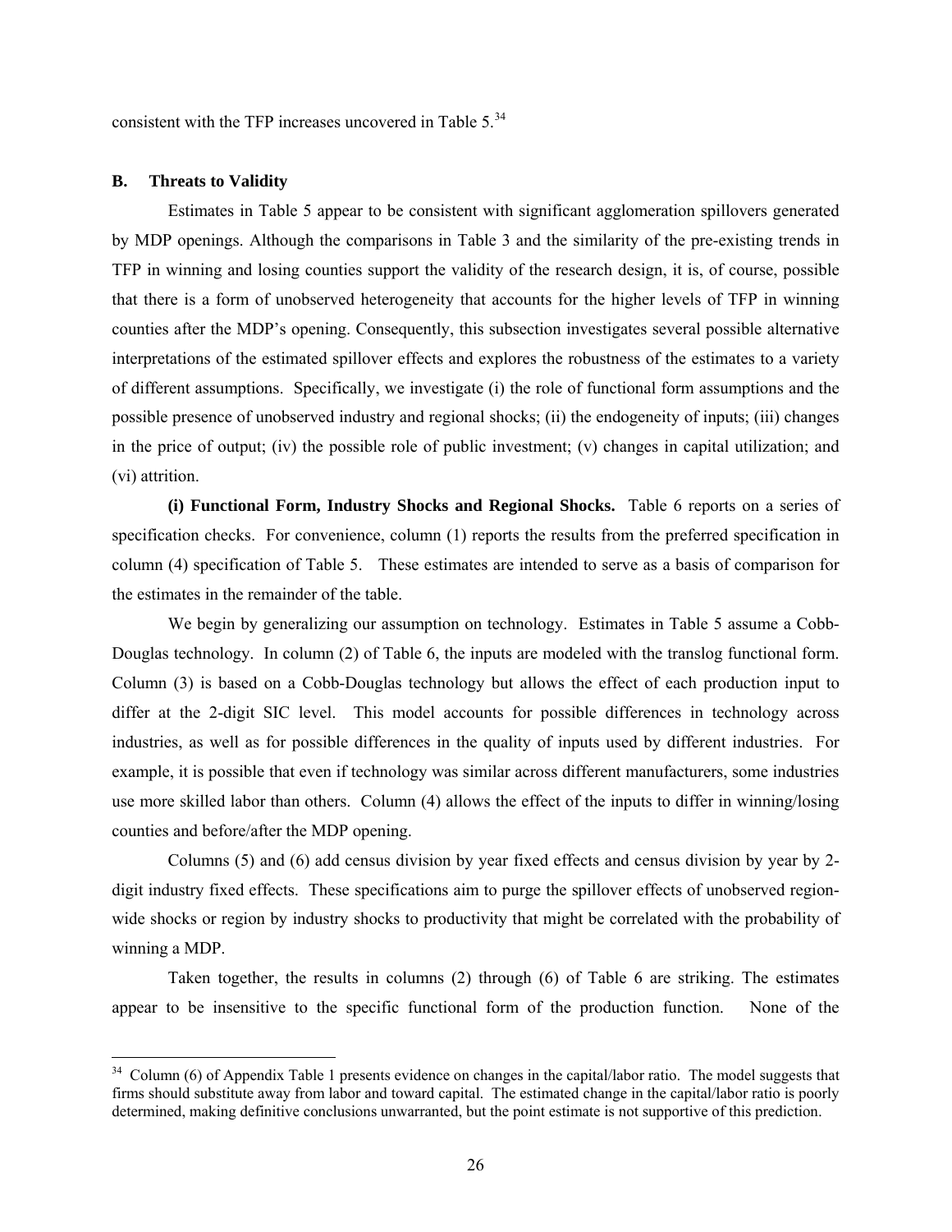consistent with the TFP increases uncovered in Table 5.[34]

### B. Threats to Validity

Estimates in Table 5 appear to be consistent with significant agglomeration spillovers generated by MDP openings. Although the comparisons in Table 3 and the similarity of the pre-existing trends in TFP in winning and losing counties support the validity of the research design, it is, of course, possible that there is a form of unobserved heterogeneity that accounts for the higher levels of TFP in winning counties after the MDP's opening. Consequently, this subsection investigates several possible alternative interpretations of the estimated spillover effects and explores the robustness of the estimates to a variety of different assumptions. Specifically, we investigate (i) the role of functional form assumptions and the possible presence of unobserved industry and regional shocks; (ii) the endogeneity of inputs; (iii) changes in the price of output; (iv) the possible role of public investment; (v) changes in capital utilization; and (vi) attrition.

**(i) Functional Form, Industry Shocks and Regional Shocks.** Table 6 reports on a series of specification checks. For convenience, column (1) reports the results from the preferred specification in column (4) specification of Table 5. These estimates are intended to serve as a basis of comparison for the estimates in the remainder of the table.

We begin by generalizing our assumption on technology. Estimates in Table 5 assume a Cobb-Douglas technology. In column (2) of Table 6, the inputs are modeled with the translog functional form. Column (3) is based on a Cobb-Douglas technology but allows the effect of each production input to differ at the 2-digit SIC level. This model accounts for possible differences in technology across industries, as well as for possible differences in the quality of inputs used by different industries. For example, it is possible that even if technology was similar across different manufacturers, some industries use more skilled labor than others. Column (4) allows the effect of the inputs to differ in winning/losing counties and before/after the MDP opening.

Columns (5) and (6) add census division by year fixed effects and census division by year by 2-digit industry fixed effects. These specifications aim to purge the spillover effects of unobserved region-wide shocks or region by industry shocks to productivity that might be correlated with the probability of winning a MDP.

Taken together, the results in columns (2) through (6) of Table 6 are striking. The estimates appear to be insensitive to the specific functional form of the production function. None of the

[34] Column (6) of Appendix Table 1 presents evidence on changes in the capital/labor ratio. The model suggests that firms should substitute away from labor and toward capital. The estimated change in the capital/labor ratio is poorly determined, making definitive conclusions unwarranted, but the point estimate is not supportive of this prediction.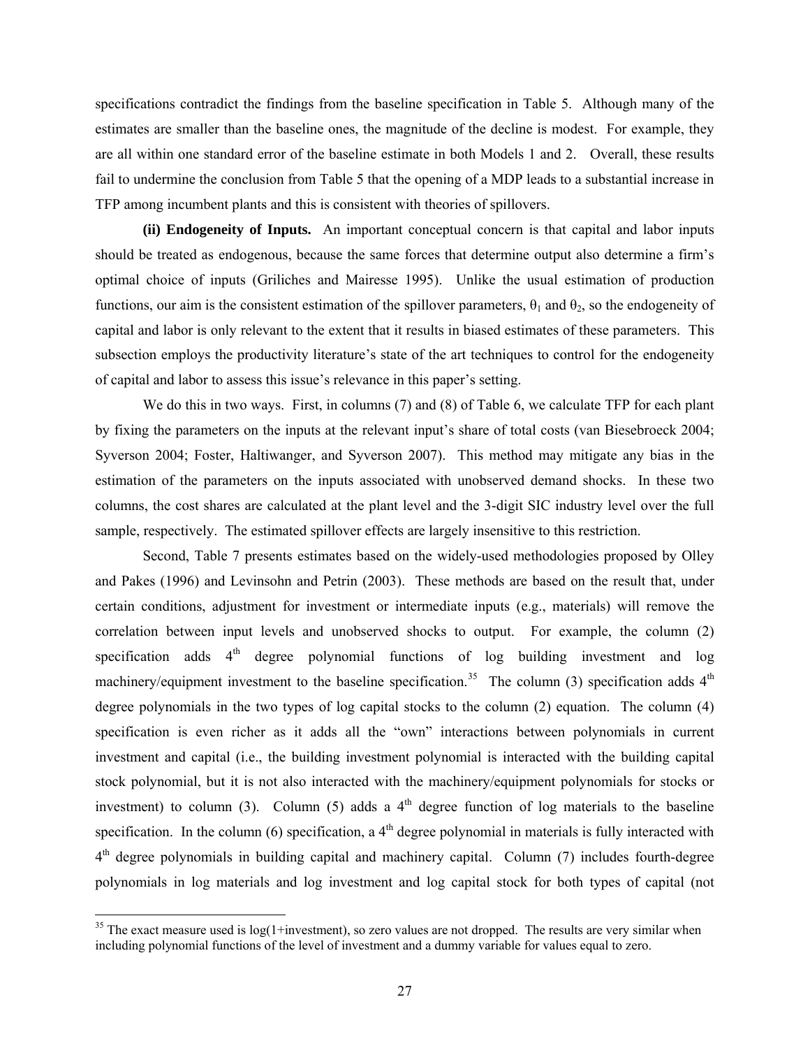specifications contradict the findings from the baseline specification in Table 5. Although many of the estimates are smaller than the baseline ones, the magnitude of the decline is modest. For example, they are all within one standard error of the baseline estimate in both Models 1 and 2. Overall, these results fail to undermine the conclusion from Table 5 that the opening of a MDP leads to a substantial increase in TFP among incumbent plants and this is consistent with theories of spillovers.

**(ii) Endogeneity of Inputs.** An important conceptual concern is that capital and labor inputs should be treated as endogenous, because the same forces that determine output also determine a firm's optimal choice of inputs (Griliches and Mairesse 1995). Unlike the usual estimation of production functions, our aim is the consistent estimation of the spillover parameters, $\theta_1$ and $\theta_2$, so the endogeneity of capital and labor is only relevant to the extent that it results in biased estimates of these parameters. This subsection employs the productivity literature's state of the art techniques to control for the endogeneity of capital and labor to assess this issue's relevance in this paper's setting.

We do this in two ways. First, in columns (7) and (8) of Table 6, we calculate TFP for each plant by fixing the parameters on the inputs at the relevant input's share of total costs (van Biesebroeck 2004; Syverson 2004; Foster, Haltiwanger, and Syverson 2007). This method may mitigate any bias in the estimation of the parameters on the inputs associated with unobserved demand shocks. In these two columns, the cost shares are calculated at the plant level and the 3-digit SIC industry level over the full sample, respectively. The estimated spillover effects are largely insensitive to this restriction.

Second, Table 7 presents estimates based on the widely-used methodologies proposed by Olley and Pakes (1996) and Levinsohn and Petrin (2003). These methods are based on the result that, under certain conditions, adjustment for investment or intermediate inputs (e.g., materials) will remove the correlation between input levels and unobserved shocks to output. For example, the column (2) specification adds 4$^{th}$ degree polynomial functions of log building investment and log machinery/equipment investment to the baseline specification.[35] The column (3) specification adds 4$^{th}$ degree polynomials in the two types of log capital stocks to the column (2) equation. The column (4) specification is even richer as it adds all the "own" interactions between polynomials in current investment and capital (i.e., the building investment polynomial is interacted with the building capital stock polynomial, but it is not also interacted with the machinery/equipment polynomials for stocks or investment) to column (3). Column (5) adds a 4$^{th}$ degree function of log materials to the baseline specification. In the column (6) specification, a 4$^{th}$ degree polynomial in materials is fully interacted with 4$^{th}$ degree polynomials in building capital and machinery capital. Column (7) includes fourth-degree polynomials in log materials and log investment and log capital stock for both types of capital (not

---

[35] The exact measure used is log(1+investment), so zero values are not dropped. The results are very similar when including polynomial functions of the level of investment and a dummy variable for values equal to zero.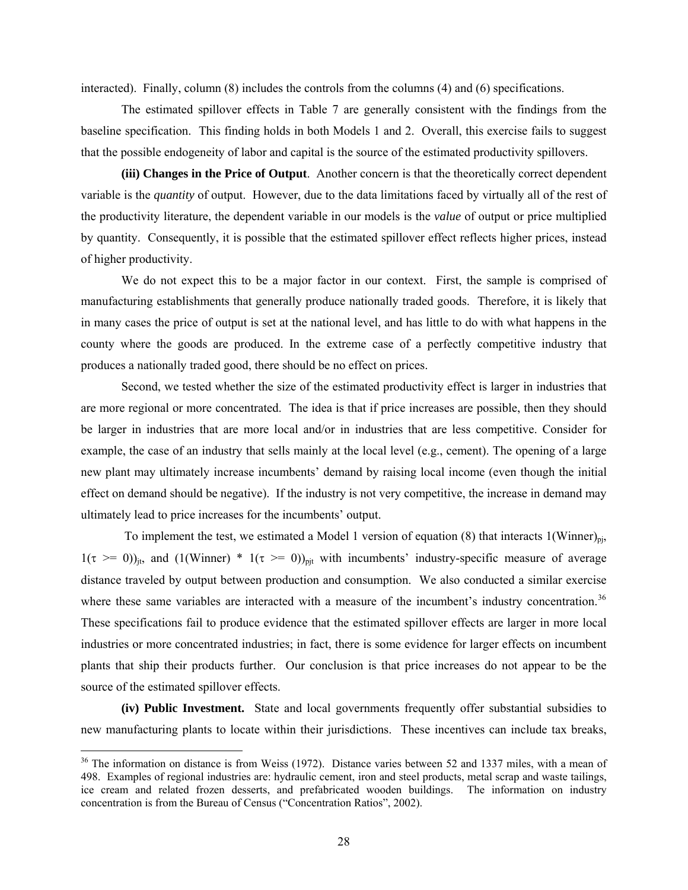interacted). Finally, column (8) includes the controls from the columns (4) and (6) specifications.

The estimated spillover effects in Table 7 are generally consistent with the findings from the baseline specification. This finding holds in both Models 1 and 2. Overall, this exercise fails to suggest that the possible endogeneity of labor and capital is the source of the estimated productivity spillovers.

**(iii) Changes in the Price of Output**. Another concern is that the theoretically correct dependent variable is the *quantity* of output. However, due to the data limitations faced by virtually all of the rest of the productivity literature, the dependent variable in our models is the *value* of output or price multiplied by quantity. Consequently, it is possible that the estimated spillover effect reflects higher prices, instead of higher productivity.

We do not expect this to be a major factor in our context. First, the sample is comprised of manufacturing establishments that generally produce nationally traded goods. Therefore, it is likely that in many cases the price of output is set at the national level, and has little to do with what happens in the county where the goods are produced. In the extreme case of a perfectly competitive industry that produces a nationally traded good, there should be no effect on prices.

Second, we tested whether the size of the estimated productivity effect is larger in industries that are more regional or more concentrated. The idea is that if price increases are possible, then they should be larger in industries that are more local and/or in industries that are less competitive. Consider for example, the case of an industry that sells mainly at the local level (e.g., cement). The opening of a large new plant may ultimately increase incumbents' demand by raising local income (even though the initial effect on demand should be negative). If the industry is not very competitive, the increase in demand may ultimately lead to price increases for the incumbents' output.

To implement the test, we estimated a Model 1 version of equation (8) that interacts $1(\text{Winner})_{pj}$, $1(\tau >= 0))_{jt}$, and $(1(\text{Winner}) * 1(\tau >= 0))_{pjt}$ with incumbents' industry-specific measure of average distance traveled by output between production and consumption. We also conducted a similar exercise where these same variables are interacted with a measure of the incumbent's industry concentration.[36] These specifications fail to produce evidence that the estimated spillover effects are larger in more local industries or more concentrated industries; in fact, there is some evidence for larger effects on incumbent plants that ship their products further. Our conclusion is that price increases do not appear to be the source of the estimated spillover effects.

**(iv) Public Investment.** State and local governments frequently offer substantial subsidies to new manufacturing plants to locate within their jurisdictions. These incentives can include tax breaks,

[36] The information on distance is from Weiss (1972). Distance varies between 52 and 1337 miles, with a mean of 498. Examples of regional industries are: hydraulic cement, iron and steel products, metal scrap and waste tailings, ice cream and related frozen desserts, and prefabricated wooden buildings. The information on industry concentration is from the Bureau of Census ("Concentration Ratios", 2002).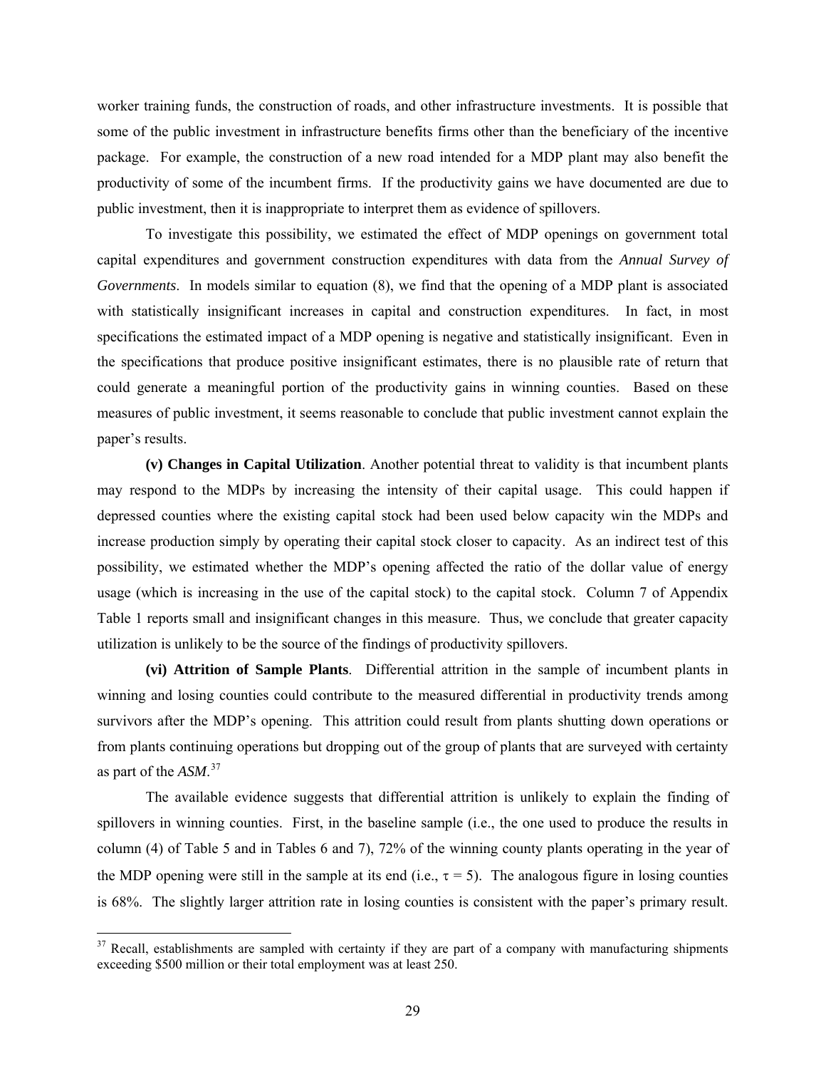worker training funds, the construction of roads, and other infrastructure investments. It is possible that some of the public investment in infrastructure benefits firms other than the beneficiary of the incentive package. For example, the construction of a new road intended for a MDP plant may also benefit the productivity of some of the incumbent firms. If the productivity gains we have documented are due to public investment, then it is inappropriate to interpret them as evidence of spillovers.

To investigate this possibility, we estimated the effect of MDP openings on government total capital expenditures and government construction expenditures with data from the *Annual Survey of Governments*. In models similar to equation (8), we find that the opening of a MDP plant is associated with statistically insignificant increases in capital and construction expenditures. In fact, in most specifications the estimated impact of a MDP opening is negative and statistically insignificant. Even in the specifications that produce positive insignificant estimates, there is no plausible rate of return that could generate a meaningful portion of the productivity gains in winning counties. Based on these measures of public investment, it seems reasonable to conclude that public investment cannot explain the paper's results.

**(v) Changes in Capital Utilization**. Another potential threat to validity is that incumbent plants may respond to the MDPs by increasing the intensity of their capital usage. This could happen if depressed counties where the existing capital stock had been used below capacity win the MDPs and increase production simply by operating their capital stock closer to capacity. As an indirect test of this possibility, we estimated whether the MDP's opening affected the ratio of the dollar value of energy usage (which is increasing in the use of the capital stock) to the capital stock. Column 7 of Appendix Table 1 reports small and insignificant changes in this measure. Thus, we conclude that greater capacity utilization is unlikely to be the source of the findings of productivity spillovers.

**(vi) Attrition of Sample Plants**. Differential attrition in the sample of incumbent plants in winning and losing counties could contribute to the measured differential in productivity trends among survivors after the MDP's opening. This attrition could result from plants shutting down operations or from plants continuing operations but dropping out of the group of plants that are surveyed with certainty as part of the *ASM*.[37]

The available evidence suggests that differential attrition is unlikely to explain the finding of spillovers in winning counties. First, in the baseline sample (i.e., the one used to produce the results in column (4) of Table 5 and in Tables 6 and 7), 72% of the winning county plants operating in the year of the MDP opening were still in the sample at its end (i.e., $\tau = 5$). The analogous figure in losing counties is 68%. The slightly larger attrition rate in losing counties is consistent with the paper's primary result.

[37] Recall, establishments are sampled with certainty if they are part of a company with manufacturing shipments exceeding \$500 million or their total employment was at least 250.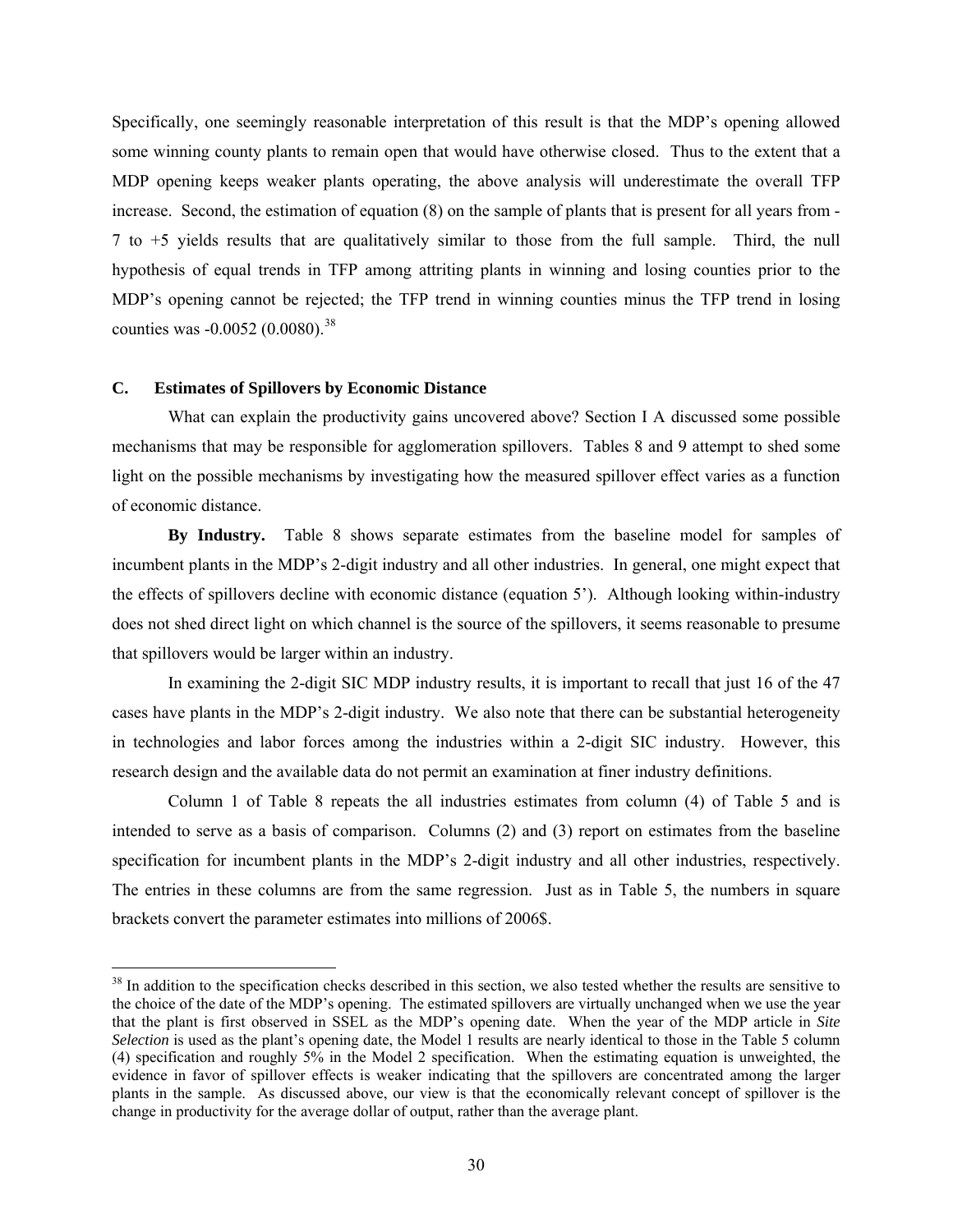Specifically, one seemingly reasonable interpretation of this result is that the MDP's opening allowed some winning county plants to remain open that would have otherwise closed. Thus to the extent that a MDP opening keeps weaker plants operating, the above analysis will underestimate the overall TFP increase. Second, the estimation of equation (8) on the sample of plants that is present for all years from -7 to +5 yields results that are qualitatively similar to those from the full sample. Third, the null hypothesis of equal trends in TFP among attriting plants in winning and losing counties prior to the MDP's opening cannot be rejected; the TFP trend in winning counties minus the TFP trend in losing counties was -0.0052 (0.0080).[38]

### C. Estimates of Spillovers by Economic Distance

What can explain the productivity gains uncovered above? Section I A discussed some possible mechanisms that may be responsible for agglomeration spillovers. Tables 8 and 9 attempt to shed some light on the possible mechanisms by investigating how the measured spillover effect varies as a function of economic distance.

**By Industry.** Table 8 shows separate estimates from the baseline model for samples of incumbent plants in the MDP's 2-digit industry and all other industries. In general, one might expect that the effects of spillovers decline with economic distance (equation 5'). Although looking within-industry does not shed direct light on which channel is the source of the spillovers, it seems reasonable to presume that spillovers would be larger within an industry.

In examining the 2-digit SIC MDP industry results, it is important to recall that just 16 of the 47 cases have plants in the MDP's 2-digit industry. We also note that there can be substantial heterogeneity in technologies and labor forces among the industries within a 2-digit SIC industry. However, this research design and the available data do not permit an examination at finer industry definitions.

Column 1 of Table 8 repeats the all industries estimates from column (4) of Table 5 and is intended to serve as a basis of comparison. Columns (2) and (3) report on estimates from the baseline specification for incumbent plants in the MDP's 2-digit industry and all other industries, respectively. The entries in these columns are from the same regression. Just as in Table 5, the numbers in square brackets convert the parameter estimates into millions of 2006$.

---

[38] In addition to the specification checks described in this section, we also tested whether the results are sensitive to the choice of the date of the MDP's opening. The estimated spillovers are virtually unchanged when we use the year that the plant is first observed in SSEL as the MDP's opening date. When the year of the MDP article in *Site Selection* is used as the plant's opening date, the Model 1 results are nearly identical to those in the Table 5 column (4) specification and roughly 5% in the Model 2 specification. When the estimating equation is unweighted, the evidence in favor of spillover effects is weaker indicating that the spillovers are concentrated among the larger plants in the sample. As discussed above, our view is that the economically relevant concept of spillover is the change in productivity for the average dollar of output, rather than the average plant.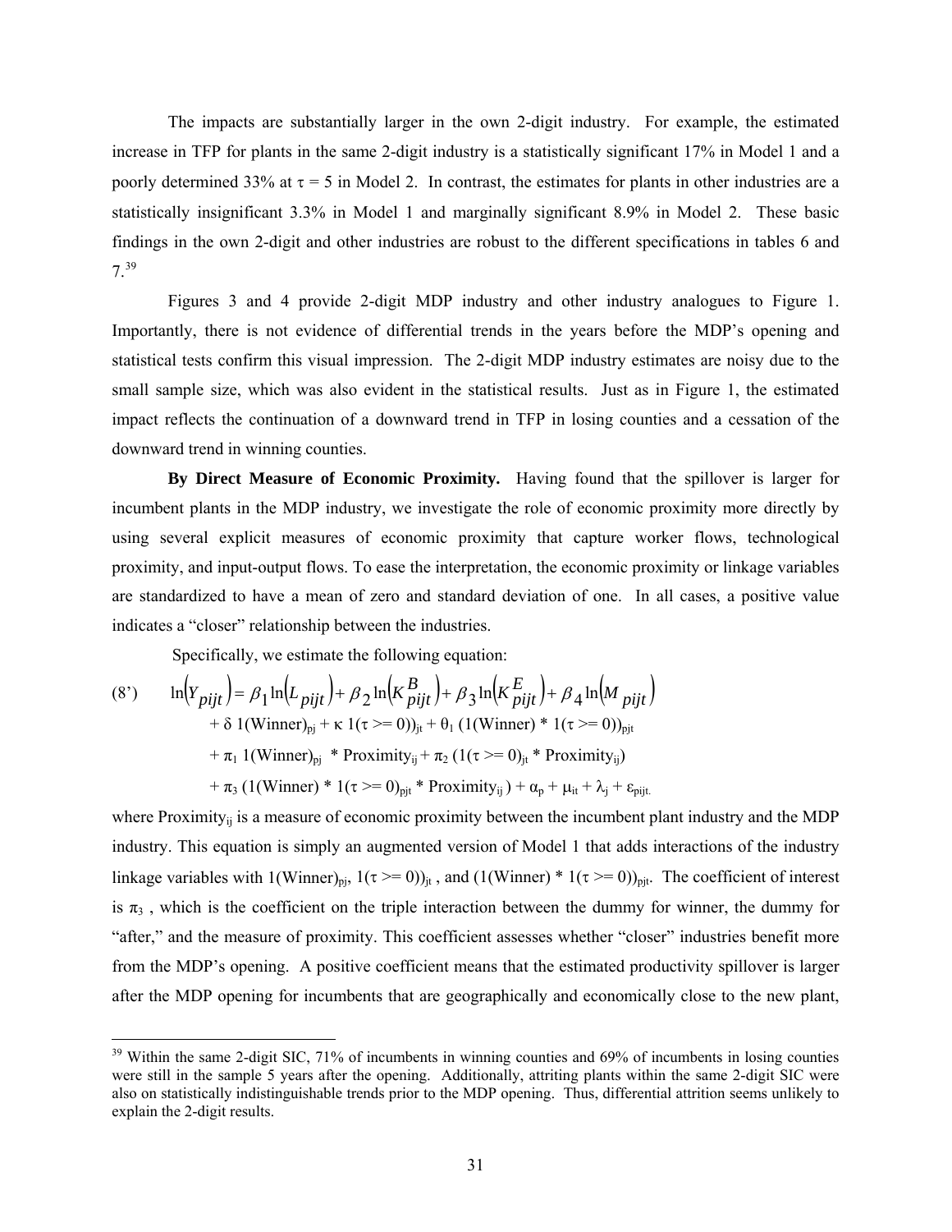The impacts are substantially larger in the own 2-digit industry. For example, the estimated increase in TFP for plants in the same 2-digit industry is a statistically significant 17% in Model 1 and a poorly determined 33% at $\tau = 5$ in Model 2. In contrast, the estimates for plants in other industries are a statistically insignificant 3.3% in Model 1 and marginally significant 8.9% in Model 2. These basic findings in the own 2-digit and other industries are robust to the different specifications in tables 6 and 7.[39]

Figures 3 and 4 provide 2-digit MDP industry and other industry analogues to Figure 1. Importantly, there is not evidence of differential trends in the years before the MDP's opening and statistical tests confirm this visual impression. The 2-digit MDP industry estimates are noisy due to the small sample size, which was also evident in the statistical results. Just as in Figure 1, the estimated impact reflects the continuation of a downward trend in TFP in losing counties and a cessation of the downward trend in winning counties.

**By Direct Measure of Economic Proximity.** Having found that the spillover is larger for incumbent plants in the MDP industry, we investigate the role of economic proximity more directly by using several explicit measures of economic proximity that capture worker flows, technological proximity, and input-output flows. To ease the interpretation, the economic proximity or linkage variables are standardized to have a mean of zero and standard deviation of one. In all cases, a positive value indicates a "closer" relationship between the industries.

Specifically, we estimate the following equation:

$$
\begin{aligned}
(8') \quad \ln(Y_{pijt}) = {} & \beta_1 \ln(L_{pijt}) + \beta_2 \ln(K^B_{pijt}) + \beta_3 \ln(K^E_{pijt}) + \beta_4 \ln(M_{pijt}) \\
& + \delta\, 1(\text{Winner})_{pj} + \kappa\, 1(\tau >= 0))_{jt} + \theta_1\, (1(\text{Winner}) * 1(\tau >= 0))_{pjt} \\
& + \pi_1\, 1(\text{Winner})_{pj} * \text{Proximity}_{ij} + \pi_2\, (1(\tau >= 0)_{jt} * \text{Proximity}_{ij}) \\
& + \pi_3\, (1(\text{Winner}) * 1(\tau >= 0)_{pjt} * \text{Proximity}_{ij}) + \alpha_p + \mu_{it} + \lambda_j + \varepsilon_{pijt.}
\end{aligned}
$$

where $\text{Proximity}_{ij}$ is a measure of economic proximity between the incumbent plant industry and the MDP industry. This equation is simply an augmented version of Model 1 that adds interactions of the industry linkage variables with $1(\text{Winner})_{pj}$, $1(\tau >= 0))_{jt}$, and $(1(\text{Winner}) * 1(\tau >= 0))_{pjt}$. The coefficient of interest is $\pi_3$, which is the coefficient on the triple interaction between the dummy for winner, the dummy for "after," and the measure of proximity. This coefficient assesses whether "closer" industries benefit more from the MDP's opening. A positive coefficient means that the estimated productivity spillover is larger after the MDP opening for incumbents that are geographically and economically close to the new plant,

---

[39] Within the same 2-digit SIC, 71% of incumbents in winning counties and 69% of incumbents in losing counties were still in the sample 5 years after the opening. Additionally, attriting plants within the same 2-digit SIC were also on statistically indistinguishable trends prior to the MDP opening. Thus, differential attrition seems unlikely to explain the 2-digit results.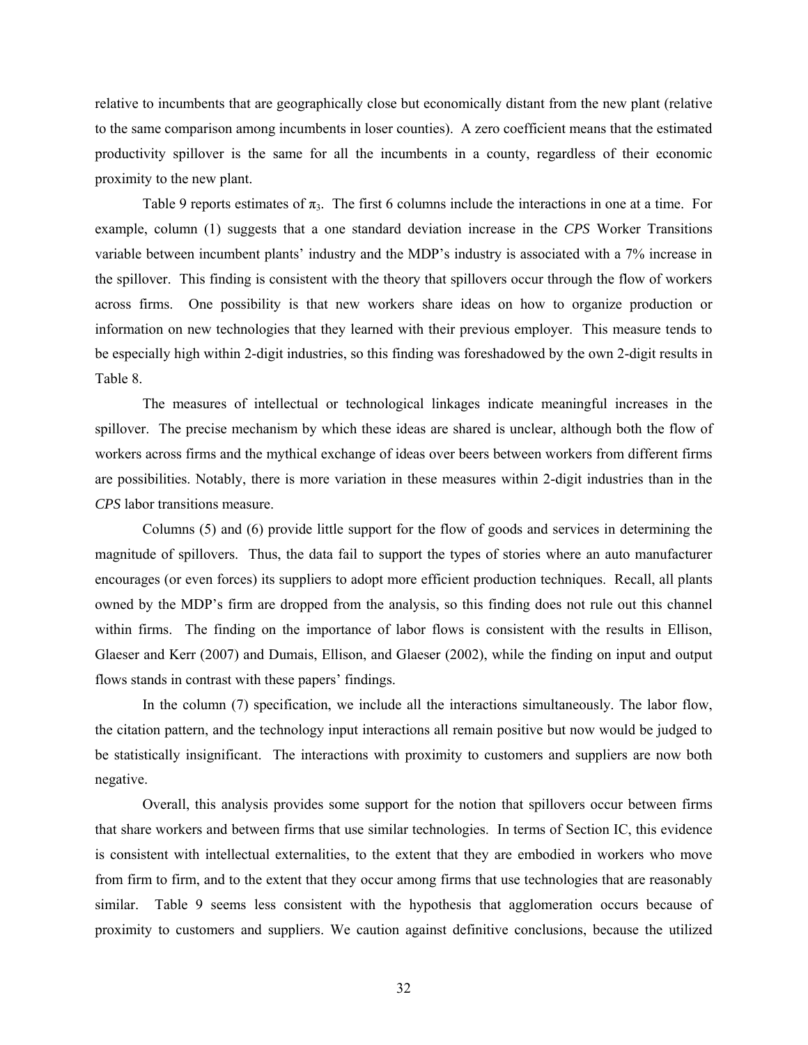relative to incumbents that are geographically close but economically distant from the new plant (relative to the same comparison among incumbents in loser counties). A zero coefficient means that the estimated productivity spillover is the same for all the incumbents in a county, regardless of their economic proximity to the new plant.

Table 9 reports estimates of $\pi_3$. The first 6 columns include the interactions in one at a time. For example, column (1) suggests that a one standard deviation increase in the *CPS* Worker Transitions variable between incumbent plants' industry and the MDP's industry is associated with a 7% increase in the spillover. This finding is consistent with the theory that spillovers occur through the flow of workers across firms. One possibility is that new workers share ideas on how to organize production or information on new technologies that they learned with their previous employer. This measure tends to be especially high within 2-digit industries, so this finding was foreshadowed by the own 2-digit results in Table 8.

The measures of intellectual or technological linkages indicate meaningful increases in the spillover. The precise mechanism by which these ideas are shared is unclear, although both the flow of workers across firms and the mythical exchange of ideas over beers between workers from different firms are possibilities. Notably, there is more variation in these measures within 2-digit industries than in the *CPS* labor transitions measure.

Columns (5) and (6) provide little support for the flow of goods and services in determining the magnitude of spillovers. Thus, the data fail to support the types of stories where an auto manufacturer encourages (or even forces) its suppliers to adopt more efficient production techniques. Recall, all plants owned by the MDP's firm are dropped from the analysis, so this finding does not rule out this channel within firms. The finding on the importance of labor flows is consistent with the results in Ellison, Glaeser and Kerr (2007) and Dumais, Ellison, and Glaeser (2002), while the finding on input and output flows stands in contrast with these papers' findings.

In the column (7) specification, we include all the interactions simultaneously. The labor flow, the citation pattern, and the technology input interactions all remain positive but now would be judged to be statistically insignificant. The interactions with proximity to customers and suppliers are now both negative.

Overall, this analysis provides some support for the notion that spillovers occur between firms that share workers and between firms that use similar technologies. In terms of Section IC, this evidence is consistent with intellectual externalities, to the extent that they are embodied in workers who move from firm to firm, and to the extent that they occur among firms that use technologies that are reasonably similar. Table 9 seems less consistent with the hypothesis that agglomeration occurs because of proximity to customers and suppliers. We caution against definitive conclusions, because the utilized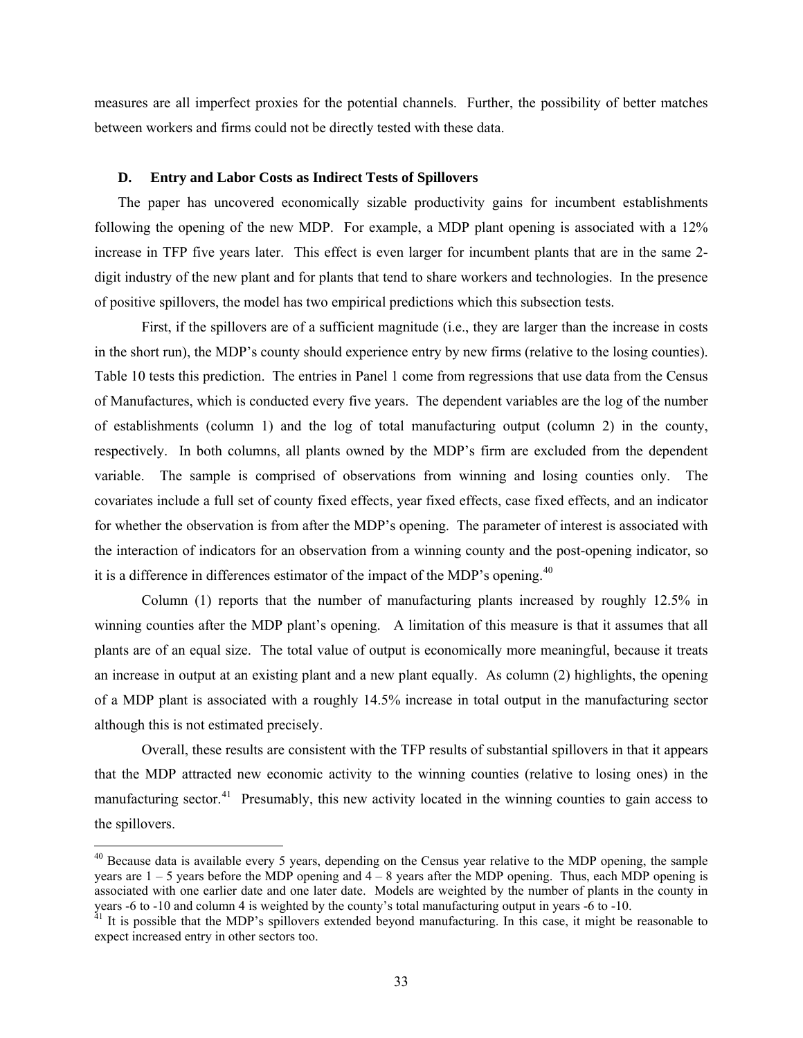measures are all imperfect proxies for the potential channels. Further, the possibility of better matches between workers and firms could not be directly tested with these data.

### D. Entry and Labor Costs as Indirect Tests of Spillovers

The paper has uncovered economically sizable productivity gains for incumbent establishments following the opening of the new MDP. For example, a MDP plant opening is associated with a 12% increase in TFP five years later. This effect is even larger for incumbent plants that are in the same 2-digit industry of the new plant and for plants that tend to share workers and technologies. In the presence of positive spillovers, the model has two empirical predictions which this subsection tests.

First, if the spillovers are of a sufficient magnitude (i.e., they are larger than the increase in costs in the short run), the MDP's county should experience entry by new firms (relative to the losing counties). Table 10 tests this prediction. The entries in Panel 1 come from regressions that use data from the Census of Manufactures, which is conducted every five years. The dependent variables are the log of the number of establishments (column 1) and the log of total manufacturing output (column 2) in the county, respectively. In both columns, all plants owned by the MDP's firm are excluded from the dependent variable. The sample is comprised of observations from winning and losing counties only. The covariates include a full set of county fixed effects, year fixed effects, case fixed effects, and an indicator for whether the observation is from after the MDP's opening. The parameter of interest is associated with the interaction of indicators for an observation from a winning county and the post-opening indicator, so it is a difference in differences estimator of the impact of the MDP's opening.[40]

Column (1) reports that the number of manufacturing plants increased by roughly 12.5% in winning counties after the MDP plant's opening. A limitation of this measure is that it assumes that all plants are of an equal size. The total value of output is economically more meaningful, because it treats an increase in output at an existing plant and a new plant equally. As column (2) highlights, the opening of a MDP plant is associated with a roughly 14.5% increase in total output in the manufacturing sector although this is not estimated precisely.

Overall, these results are consistent with the TFP results of substantial spillovers in that it appears that the MDP attracted new economic activity to the winning counties (relative to losing ones) in the manufacturing sector.[41] Presumably, this new activity located in the winning counties to gain access to the spillovers.

[40] Because data is available every 5 years, depending on the Census year relative to the MDP opening, the sample years are 1 – 5 years before the MDP opening and 4 – 8 years after the MDP opening. Thus, each MDP opening is associated with one earlier date and one later date. Models are weighted by the number of plants in the county in years -6 to -10 and column 4 is weighted by the county's total manufacturing output in years -6 to -10.

[41] It is possible that the MDP's spillovers extended beyond manufacturing. In this case, it might be reasonable to expect increased entry in other sectors too.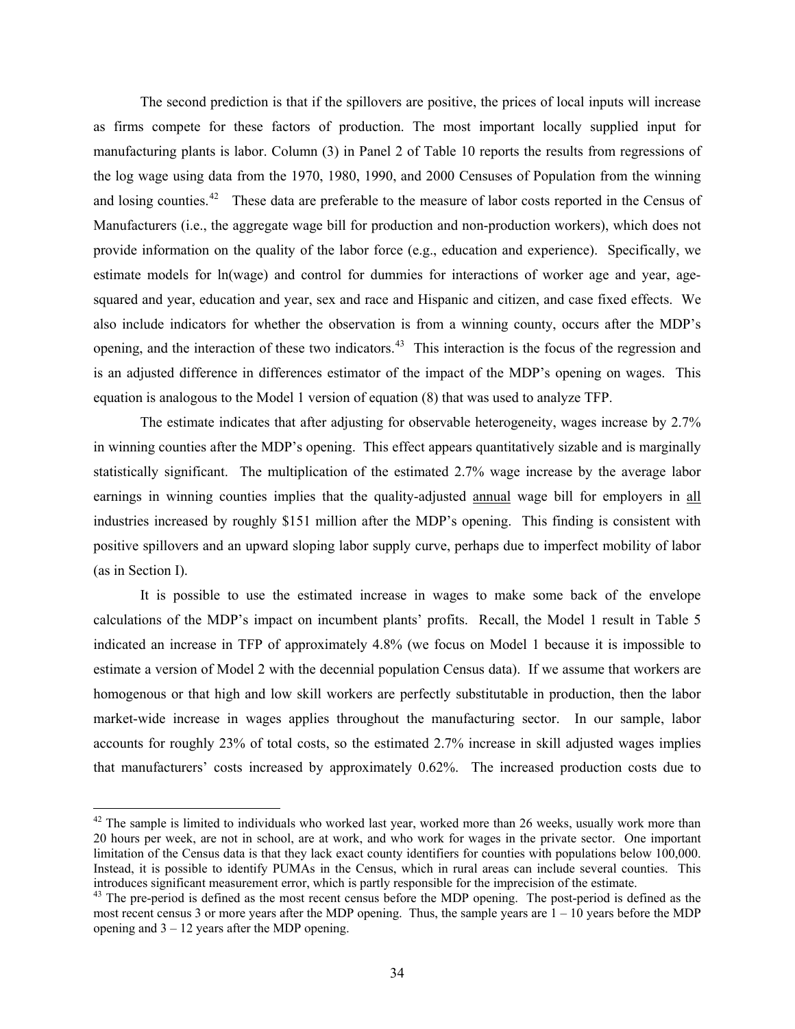The second prediction is that if the spillovers are positive, the prices of local inputs will increase as firms compete for these factors of production. The most important locally supplied input for manufacturing plants is labor. Column (3) in Panel 2 of Table 10 reports the results from regressions of the log wage using data from the 1970, 1980, 1990, and 2000 Censuses of Population from the winning and losing counties.[42] These data are preferable to the measure of labor costs reported in the Census of Manufacturers (i.e., the aggregate wage bill for production and non-production workers), which does not provide information on the quality of the labor force (e.g., education and experience). Specifically, we estimate models for ln(wage) and control for dummies for interactions of worker age and year, age-squared and year, education and year, sex and race and Hispanic and citizen, and case fixed effects. We also include indicators for whether the observation is from a winning county, occurs after the MDP's opening, and the interaction of these two indicators.[43] This interaction is the focus of the regression and is an adjusted difference in differences estimator of the impact of the MDP's opening on wages. This equation is analogous to the Model 1 version of equation (8) that was used to analyze TFP.

The estimate indicates that after adjusting for observable heterogeneity, wages increase by 2.7% in winning counties after the MDP's opening. This effect appears quantitatively sizable and is marginally statistically significant. The multiplication of the estimated 2.7% wage increase by the average labor earnings in winning counties implies that the quality-adjusted <u>annual</u> wage bill for employers in <u>all</u> industries increased by roughly \$151 million after the MDP's opening. This finding is consistent with positive spillovers and an upward sloping labor supply curve, perhaps due to imperfect mobility of labor (as in Section I).

It is possible to use the estimated increase in wages to make some back of the envelope calculations of the MDP's impact on incumbent plants' profits. Recall, the Model 1 result in Table 5 indicated an increase in TFP of approximately 4.8% (we focus on Model 1 because it is impossible to estimate a version of Model 2 with the decennial population Census data). If we assume that workers are homogenous or that high and low skill workers are perfectly substitutable in production, then the labor market-wide increase in wages applies throughout the manufacturing sector. In our sample, labor accounts for roughly 23% of total costs, so the estimated 2.7% increase in skill adjusted wages implies that manufacturers' costs increased by approximately 0.62%. The increased production costs due to

---

[42] The sample is limited to individuals who worked last year, worked more than 26 weeks, usually work more than 20 hours per week, are not in school, are at work, and who work for wages in the private sector. One important limitation of the Census data is that they lack exact county identifiers for counties with populations below 100,000. Instead, it is possible to identify PUMAs in the Census, which in rural areas can include several counties. This introduces significant measurement error, which is partly responsible for the imprecision of the estimate.

[43] The pre-period is defined as the most recent census before the MDP opening. The post-period is defined as the most recent census 3 or more years after the MDP opening. Thus, the sample years are 1 – 10 years before the MDP opening and 3 – 12 years after the MDP opening.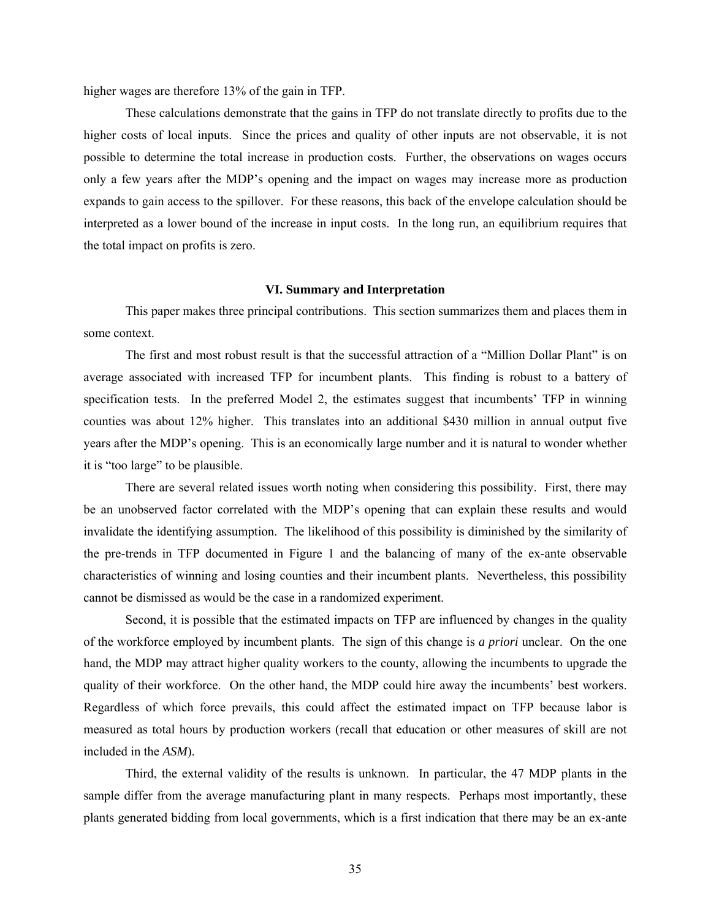higher wages are therefore 13% of the gain in TFP.

These calculations demonstrate that the gains in TFP do not translate directly to profits due to the higher costs of local inputs. Since the prices and quality of other inputs are not observable, it is not possible to determine the total increase in production costs. Further, the observations on wages occurs only a few years after the MDP's opening and the impact on wages may increase more as production expands to gain access to the spillover. For these reasons, this back of the envelope calculation should be interpreted as a lower bound of the increase in input costs. In the long run, an equilibrium requires that the total impact on profits is zero.

## VI. Summary and Interpretation

This paper makes three principal contributions. This section summarizes them and places them in some context.

The first and most robust result is that the successful attraction of a "Million Dollar Plant" is on average associated with increased TFP for incumbent plants. This finding is robust to a battery of specification tests. In the preferred Model 2, the estimates suggest that incumbents' TFP in winning counties was about 12% higher. This translates into an additional \$430 million in annual output five years after the MDP's opening. This is an economically large number and it is natural to wonder whether it is "too large" to be plausible.

There are several related issues worth noting when considering this possibility. First, there may be an unobserved factor correlated with the MDP's opening that can explain these results and would invalidate the identifying assumption. The likelihood of this possibility is diminished by the similarity of the pre-trends in TFP documented in Figure 1 and the balancing of many of the ex-ante observable characteristics of winning and losing counties and their incumbent plants. Nevertheless, this possibility cannot be dismissed as would be the case in a randomized experiment.

Second, it is possible that the estimated impacts on TFP are influenced by changes in the quality of the workforce employed by incumbent plants. The sign of this change is *a priori* unclear. On the one hand, the MDP may attract higher quality workers to the county, allowing the incumbents to upgrade the quality of their workforce. On the other hand, the MDP could hire away the incumbents' best workers. Regardless of which force prevails, this could affect the estimated impact on TFP because labor is measured as total hours by production workers (recall that education or other measures of skill are not included in the *ASM*).

Third, the external validity of the results is unknown. In particular, the 47 MDP plants in the sample differ from the average manufacturing plant in many respects. Perhaps most importantly, these plants generated bidding from local governments, which is a first indication that there may be an ex-ante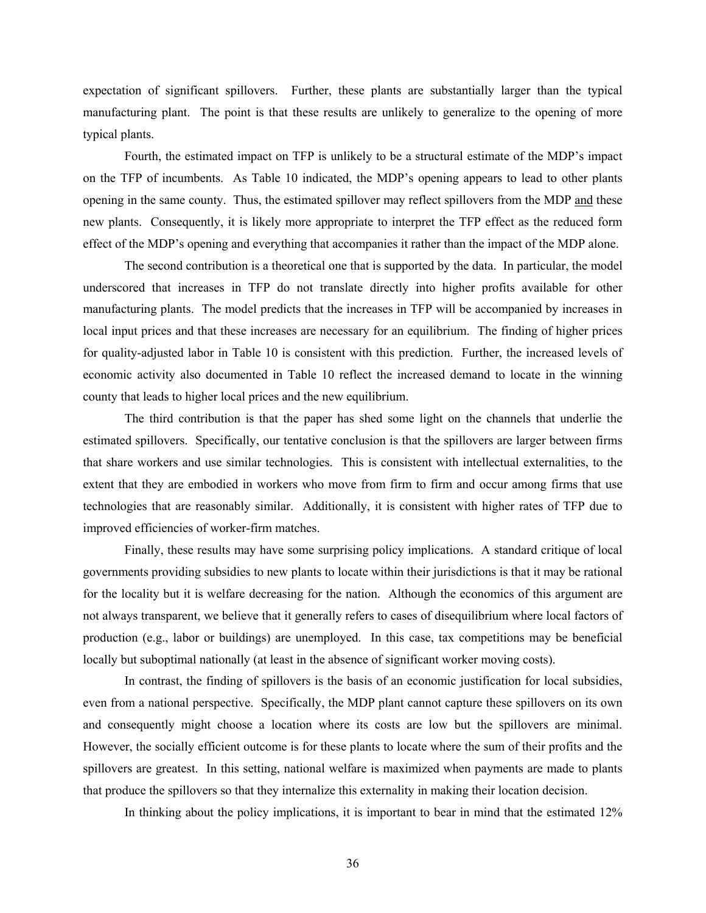expectation of significant spillovers. Further, these plants are substantially larger than the typical manufacturing plant. The point is that these results are unlikely to generalize to the opening of more typical plants.

Fourth, the estimated impact on TFP is unlikely to be a structural estimate of the MDP's impact on the TFP of incumbents. As Table 10 indicated, the MDP's opening appears to lead to other plants opening in the same county. Thus, the estimated spillover may reflect spillovers from the MDP and these new plants. Consequently, it is likely more appropriate to interpret the TFP effect as the reduced form effect of the MDP's opening and everything that accompanies it rather than the impact of the MDP alone.

The second contribution is a theoretical one that is supported by the data. In particular, the model underscored that increases in TFP do not translate directly into higher profits available for other manufacturing plants. The model predicts that the increases in TFP will be accompanied by increases in local input prices and that these increases are necessary for an equilibrium. The finding of higher prices for quality-adjusted labor in Table 10 is consistent with this prediction. Further, the increased levels of economic activity also documented in Table 10 reflect the increased demand to locate in the winning county that leads to higher local prices and the new equilibrium.

The third contribution is that the paper has shed some light on the channels that underlie the estimated spillovers. Specifically, our tentative conclusion is that the spillovers are larger between firms that share workers and use similar technologies. This is consistent with intellectual externalities, to the extent that they are embodied in workers who move from firm to firm and occur among firms that use technologies that are reasonably similar. Additionally, it is consistent with higher rates of TFP due to improved efficiencies of worker-firm matches.

Finally, these results may have some surprising policy implications. A standard critique of local governments providing subsidies to new plants to locate within their jurisdictions is that it may be rational for the locality but it is welfare decreasing for the nation. Although the economics of this argument are not always transparent, we believe that it generally refers to cases of disequilibrium where local factors of production (e.g., labor or buildings) are unemployed. In this case, tax competitions may be beneficial locally but suboptimal nationally (at least in the absence of significant worker moving costs).

In contrast, the finding of spillovers is the basis of an economic justification for local subsidies, even from a national perspective. Specifically, the MDP plant cannot capture these spillovers on its own and consequently might choose a location where its costs are low but the spillovers are minimal. However, the socially efficient outcome is for these plants to locate where the sum of their profits and the spillovers are greatest. In this setting, national welfare is maximized when payments are made to plants that produce the spillovers so that they internalize this externality in making their location decision.

In thinking about the policy implications, it is important to bear in mind that the estimated 12%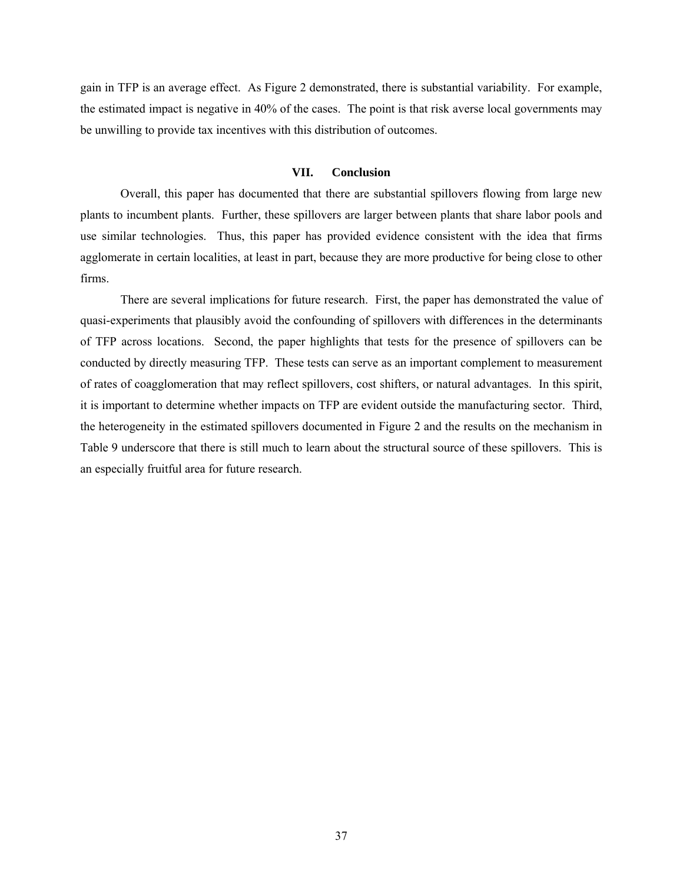gain in TFP is an average effect. As Figure 2 demonstrated, there is substantial variability. For example, the estimated impact is negative in 40% of the cases. The point is that risk averse local governments may be unwilling to provide tax incentives with this distribution of outcomes.

## VII. Conclusion

Overall, this paper has documented that there are substantial spillovers flowing from large new plants to incumbent plants. Further, these spillovers are larger between plants that share labor pools and use similar technologies. Thus, this paper has provided evidence consistent with the idea that firms agglomerate in certain localities, at least in part, because they are more productive for being close to other firms.

There are several implications for future research. First, the paper has demonstrated the value of quasi-experiments that plausibly avoid the confounding of spillovers with differences in the determinants of TFP across locations. Second, the paper highlights that tests for the presence of spillovers can be conducted by directly measuring TFP. These tests can serve as an important complement to measurement of rates of coagglomeration that may reflect spillovers, cost shifters, or natural advantages. In this spirit, it is important to determine whether impacts on TFP are evident outside the manufacturing sector. Third, the heterogeneity in the estimated spillovers documented in Figure 2 and the results on the mechanism in Table 9 underscore that there is still much to learn about the structural source of these spillovers. This is an especially fruitful area for future research.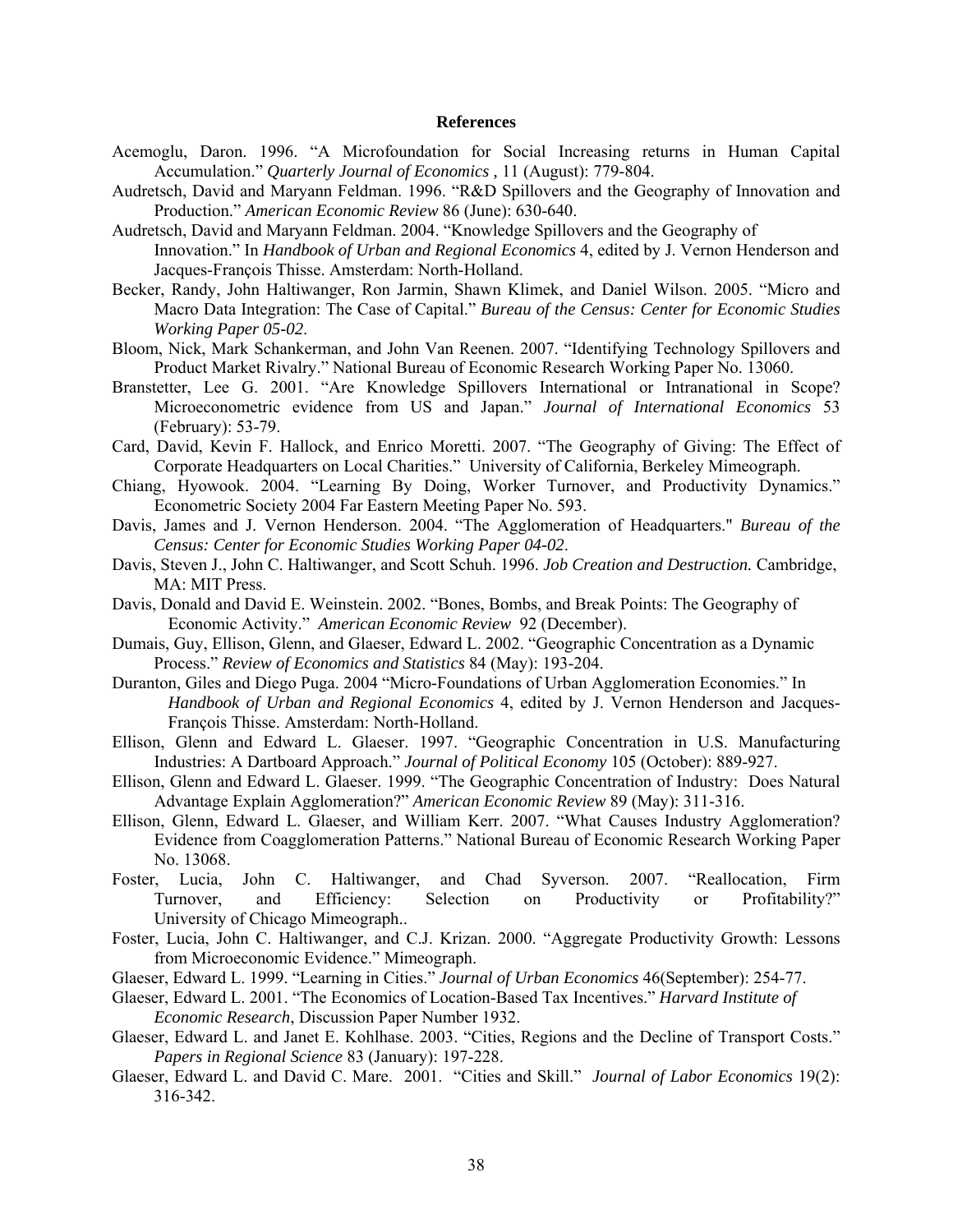## References

Acemoglu, Daron. 1996. "A Microfoundation for Social Increasing returns in Human Capital Accumulation." *Quarterly Journal of Economics ,* 11 (August): 779-804.

Audretsch, David and Maryann Feldman. 1996. "R&D Spillovers and the Geography of Innovation and Production." *American Economic Review* 86 (June): 630-640.

Audretsch, David and Maryann Feldman. 2004. "Knowledge Spillovers and the Geography of Innovation." In *Handbook of Urban and Regional Economics* 4, edited by J. Vernon Henderson and Jacques-François Thisse. Amsterdam: North-Holland.

Becker, Randy, John Haltiwanger, Ron Jarmin, Shawn Klimek, and Daniel Wilson. 2005. "Micro and Macro Data Integration: The Case of Capital." *Bureau of the Census: Center for Economic Studies Working Paper 05-02*.

Bloom, Nick, Mark Schankerman, and John Van Reenen. 2007. "Identifying Technology Spillovers and Product Market Rivalry." National Bureau of Economic Research Working Paper No. 13060.

Branstetter, Lee G. 2001. "Are Knowledge Spillovers International or Intranational in Scope? Microeconometric evidence from US and Japan." *Journal of International Economics* 53 (February): 53-79.

Card, David, Kevin F. Hallock, and Enrico Moretti. 2007. "The Geography of Giving: The Effect of Corporate Headquarters on Local Charities." University of California, Berkeley Mimeograph.

Chiang, Hyowook. 2004. "Learning By Doing, Worker Turnover, and Productivity Dynamics." Econometric Society 2004 Far Eastern Meeting Paper No. 593.

Davis, James and J. Vernon Henderson. 2004. "The Agglomeration of Headquarters." *Bureau of the Census: Center for Economic Studies Working Paper 04-02*.

Davis, Steven J., John C. Haltiwanger, and Scott Schuh. 1996. ***Job Creation and Destruction.*** Cambridge, MA: MIT Press.

Davis, Donald and David E. Weinstein. 2002. "Bones, Bombs, and Break Points: The Geography of Economic Activity." *American Economic Review* 92 (December).

Dumais, Guy, Ellison, Glenn, and Glaeser, Edward L. 2002. "Geographic Concentration as a Dynamic Process." *Review of Economics and Statistics* 84 (May): 193-204.

Duranton, Giles and Diego Puga. 2004 "Micro-Foundations of Urban Agglomeration Economies." In *Handbook of Urban and Regional Economics* 4, edited by J. Vernon Henderson and Jacques-François Thisse. Amsterdam: North-Holland.

Ellison, Glenn and Edward L. Glaeser. 1997. "Geographic Concentration in U.S. Manufacturing Industries: A Dartboard Approach." *Journal of Political Economy* 105 (October): 889-927.

Ellison, Glenn and Edward L. Glaeser. 1999. "The Geographic Concentration of Industry: Does Natural Advantage Explain Agglomeration?" *American Economic Review* 89 (May): 311-316.

Ellison, Glenn, Edward L. Glaeser, and William Kerr. 2007. "What Causes Industry Agglomeration? Evidence from Coagglomeration Patterns." National Bureau of Economic Research Working Paper No. 13068.

Foster, Lucia, John C. Haltiwanger, and Chad Syverson. 2007. "Reallocation, Firm Turnover, and Efficiency: Selection on Productivity or Profitability?" University of Chicago Mimeograph..

Foster, Lucia, John C. Haltiwanger, and C.J. Krizan. 2000. "Aggregate Productivity Growth: Lessons from Microeconomic Evidence." Mimeograph.

Glaeser, Edward L. 1999. "Learning in Cities." *Journal of Urban Economics* 46(September): 254-77.

Glaeser, Edward L. 2001. "The Economics of Location-Based Tax Incentives." *Harvard Institute of Economic Research*, Discussion Paper Number 1932.

Glaeser, Edward L. and Janet E. Kohlhase. 2003. "Cities, Regions and the Decline of Transport Costs." *Papers in Regional Science* 83 (January): 197-228.

Glaeser, Edward L. and David C. Mare. 2001. "Cities and Skill." *Journal of Labor Economics* 19(2): 316-342.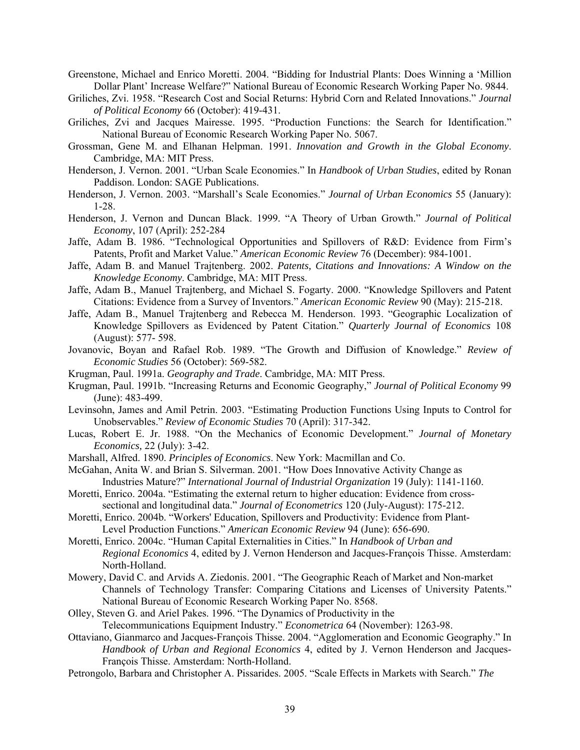Greenstone, Michael and Enrico Moretti. 2004. "Bidding for Industrial Plants: Does Winning a 'Million Dollar Plant' Increase Welfare?" National Bureau of Economic Research Working Paper No. 9844.

Griliches, Zvi. 1958. "Research Cost and Social Returns: Hybrid Corn and Related Innovations." *Journal of Political Economy* 66 (October): 419-431.

Griliches, Zvi and Jacques Mairesse. 1995. "Production Functions: the Search for Identification." National Bureau of Economic Research Working Paper No. 5067.

Grossman, Gene M. and Elhanan Helpman. 1991. *Innovation and Growth in the Global Economy*. Cambridge, MA: MIT Press.

Henderson, J. Vernon. 2001. "Urban Scale Economies." In *Handbook of Urban Studies*, edited by Ronan Paddison. London: SAGE Publications.

Henderson, J. Vernon. 2003. "Marshall's Scale Economies." *Journal of Urban Economics* 55 (January): 1-28.

Henderson, J. Vernon and Duncan Black. 1999. "A Theory of Urban Growth." *Journal of Political Economy*, 107 (April): 252-284

Jaffe, Adam B. 1986. "Technological Opportunities and Spillovers of R&D: Evidence from Firm's Patents, Profit and Market Value." *American Economic Review* 76 (December): 984-1001.

Jaffe, Adam B. and Manuel Trajtenberg. 2002. *Patents, Citations and Innovations: A Window on the Knowledge Economy*. Cambridge, MA: MIT Press.

Jaffe, Adam B., Manuel Trajtenberg, and Michael S. Fogarty. 2000. "Knowledge Spillovers and Patent Citations: Evidence from a Survey of Inventors." *American Economic Review* 90 (May): 215-218.

Jaffe, Adam B., Manuel Trajtenberg and Rebecca M. Henderson. 1993. "Geographic Localization of Knowledge Spillovers as Evidenced by Patent Citation." *Quarterly Journal of Economics* 108 (August): 577- 598.

Jovanovic, Boyan and Rafael Rob. 1989. "The Growth and Diffusion of Knowledge." *Review of Economic Studies* 56 (October): 569-582.

Krugman, Paul. 1991a. *Geography and Trade*. Cambridge, MA: MIT Press.

Krugman, Paul. 1991b. "Increasing Returns and Economic Geography," *Journal of Political Economy* 99 (June): 483-499.

Levinsohn, James and Amil Petrin. 2003. "Estimating Production Functions Using Inputs to Control for Unobservables." *Review of Economic Studies* 70 (April): 317-342.

Lucas, Robert E. Jr. 1988. "On the Mechanics of Economic Development." *Journal of Monetary Economics*, 22 (July): 3-42.

Marshall, Alfred. 1890. *Principles of Economics*. New York: Macmillan and Co.

McGahan, Anita W. and Brian S. Silverman. 2001. "How Does Innovative Activity Change as Industries Mature?" *International Journal of Industrial Organization* 19 (July): 1141-1160.

Moretti, Enrico. 2004a. "Estimating the external return to higher education: Evidence from cross-sectional and longitudinal data." *Journal of Econometrics* 120 (July-August): 175-212.

Moretti, Enrico. 2004b. "Workers' Education, Spillovers and Productivity: Evidence from Plant-Level Production Functions." *American Economic Review* 94 (June): 656-690.

Moretti, Enrico. 2004c. "Human Capital Externalities in Cities." In *Handbook of Urban and Regional Economics* 4, edited by J. Vernon Henderson and Jacques-François Thisse. Amsterdam: North-Holland.

Mowery, David C. and Arvids A. Ziedonis. 2001. "The Geographic Reach of Market and Non-market Channels of Technology Transfer: Comparing Citations and Licenses of University Patents." National Bureau of Economic Research Working Paper No. 8568.

Olley, Steven G. and Ariel Pakes. 1996. "The Dynamics of Productivity in the Telecommunications Equipment Industry." *Econometrica* 64 (November): 1263-98.

Ottaviano, Gianmarco and Jacques-François Thisse. 2004. "Agglomeration and Economic Geography." In *Handbook of Urban and Regional Economics* 4, edited by J. Vernon Henderson and Jacques-François Thisse. Amsterdam: North-Holland.

Petrongolo, Barbara and Christopher A. Pissarides. 2005. "Scale Effects in Markets with Search." *The*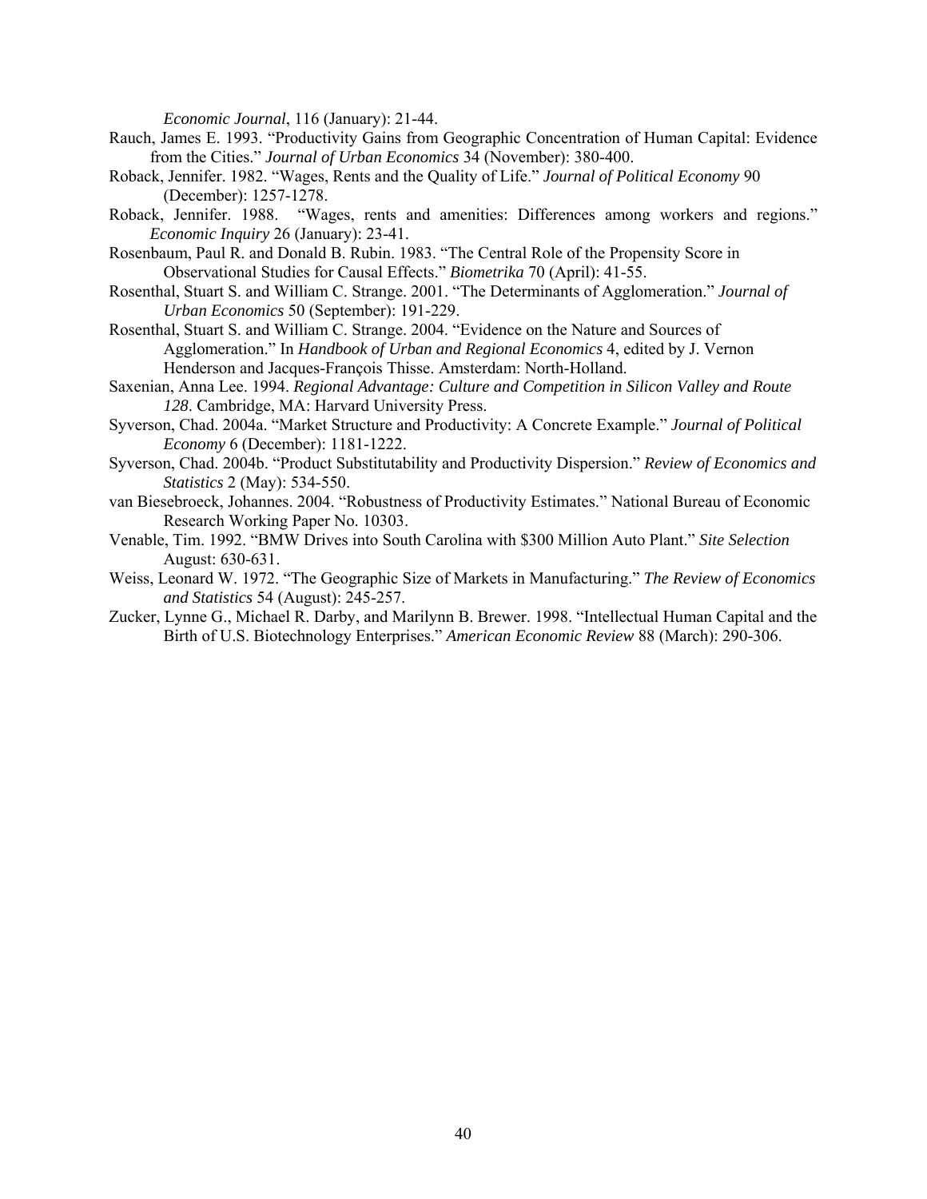*Economic Journal*, 116 (January): 21-44.

Rauch, James E. 1993. "Productivity Gains from Geographic Concentration of Human Capital: Evidence from the Cities." *Journal of Urban Economics* 34 (November): 380-400.

Roback, Jennifer. 1982. "Wages, Rents and the Quality of Life." *Journal of Political Economy* 90 (December): 1257-1278.

Roback, Jennifer. 1988. "Wages, rents and amenities: Differences among workers and regions." *Economic Inquiry* 26 (January): 23-41.

Rosenbaum, Paul R. and Donald B. Rubin. 1983. "The Central Role of the Propensity Score in Observational Studies for Causal Effects." *Biometrika* 70 (April): 41-55.

Rosenthal, Stuart S. and William C. Strange. 2001. "The Determinants of Agglomeration." *Journal of Urban Economics* 50 (September): 191-229.

Rosenthal, Stuart S. and William C. Strange. 2004. "Evidence on the Nature and Sources of Agglomeration." In *Handbook of Urban and Regional Economics* 4, edited by J. Vernon Henderson and Jacques-François Thisse. Amsterdam: North-Holland.

Saxenian, Anna Lee. 1994. *Regional Advantage: Culture and Competition in Silicon Valley and Route 128*. Cambridge, MA: Harvard University Press.

Syverson, Chad. 2004a. "Market Structure and Productivity: A Concrete Example." *Journal of Political Economy* 6 (December): 1181-1222.

Syverson, Chad. 2004b. "Product Substitutability and Productivity Dispersion." *Review of Economics and Statistics* 2 (May): 534-550.

van Biesebroeck, Johannes. 2004. "Robustness of Productivity Estimates." National Bureau of Economic Research Working Paper No. 10303.

Venable, Tim. 1992. "BMW Drives into South Carolina with $300 Million Auto Plant." *Site Selection* August: 630-631.

Weiss, Leonard W. 1972. "The Geographic Size of Markets in Manufacturing." *The Review of Economics and Statistics* 54 (August): 245-257.

Zucker, Lynne G., Michael R. Darby, and Marilynn B. Brewer. 1998. "Intellectual Human Capital and the Birth of U.S. Biotechnology Enterprises." *American Economic Review* 88 (March): 290-306.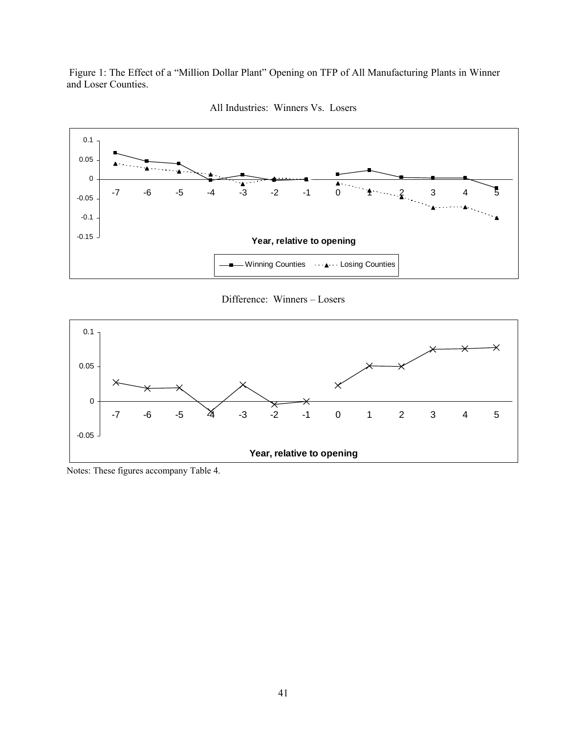Figure 1: The Effect of a "Million Dollar Plant" Opening on TFP of All Manufacturing Plants in Winner and Loser Counties.

All Industries: Winners Vs. Losers

Difference: Winners – Losers

Notes: These figures accompany Table 4.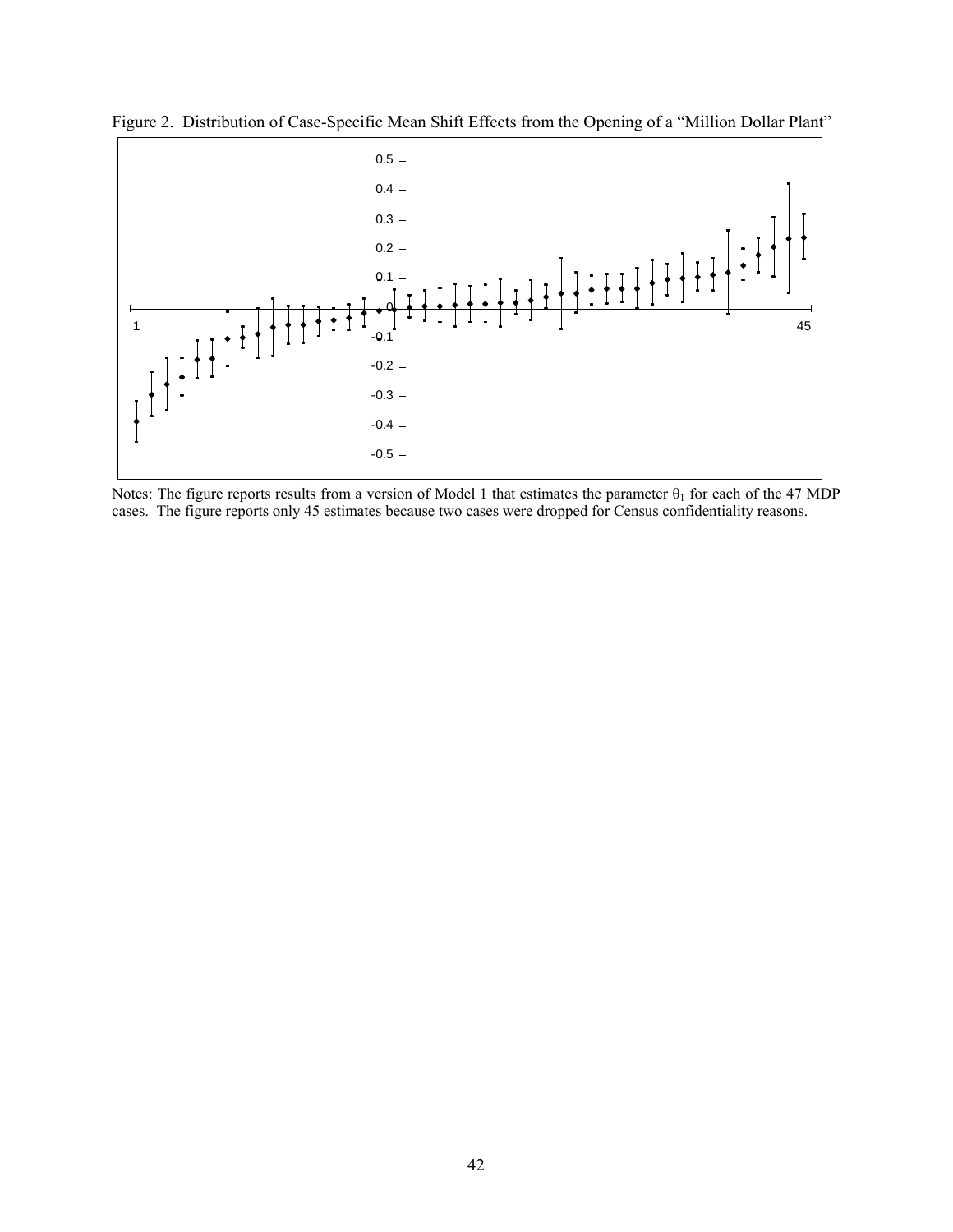Figure 2. Distribution of Case-Specific Mean Shift Effects from the Opening of a "Million Dollar Plant"

Notes: The figure reports results from a version of Model 1 that estimates the parameter $\theta_1$ for each of the 47 MDP cases. The figure reports only 45 estimates because two cases were dropped for Census confidentiality reasons.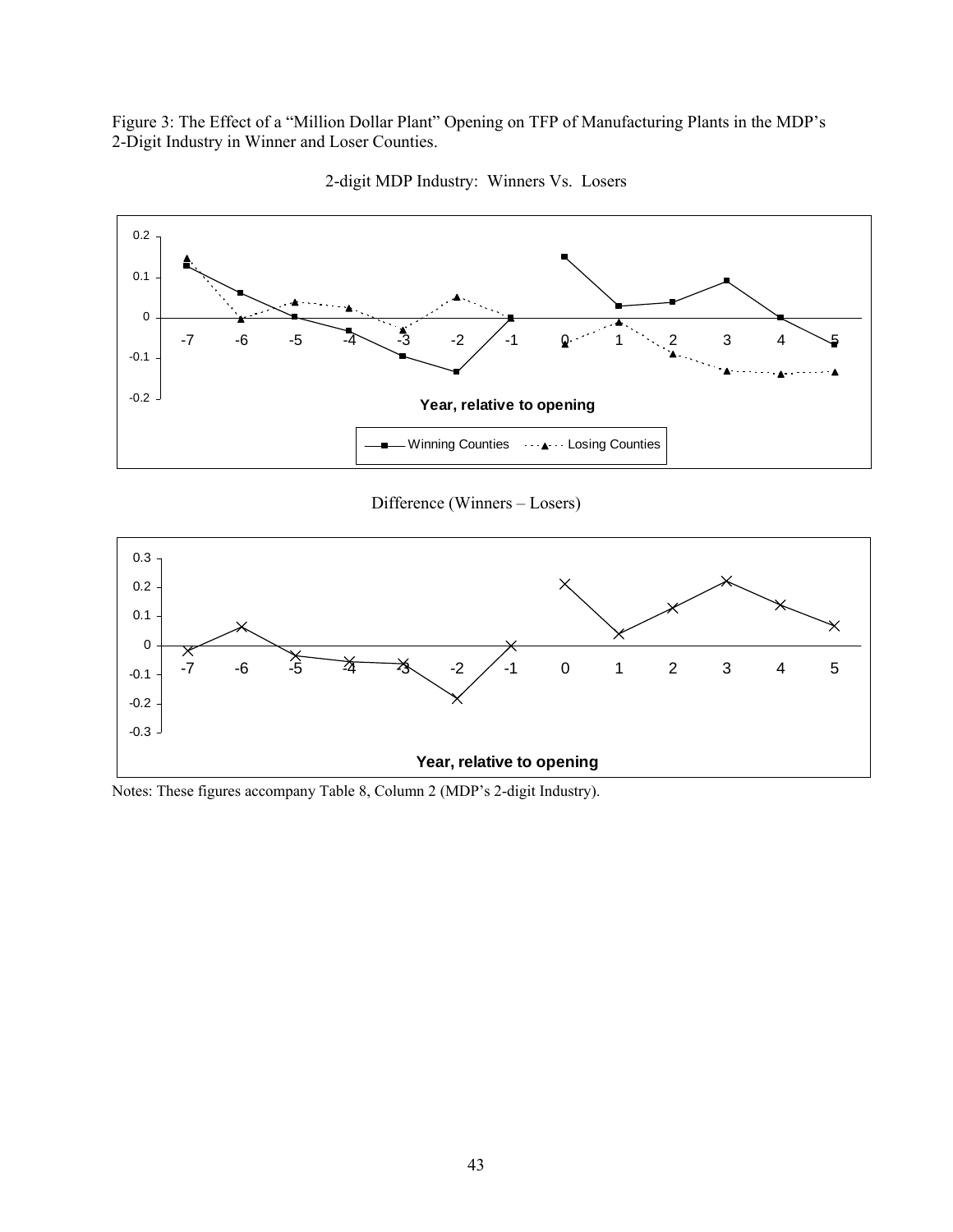Figure 3: The Effect of a "Million Dollar Plant" Opening on TFP of Manufacturing Plants in the MDP's 2-Digit Industry in Winner and Loser Counties.

2-digit MDP Industry: Winners Vs. Losers

Difference (Winners – Losers)

Notes: These figures accompany Table 8, Column 2 (MDP's 2-digit Industry).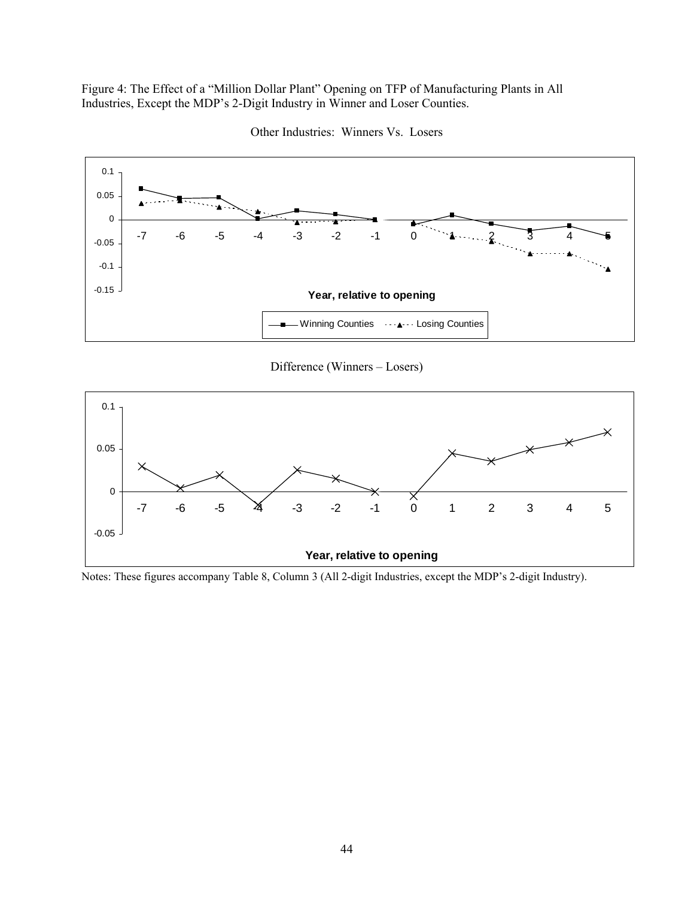Figure 4: The Effect of a "Million Dollar Plant" Opening on TFP of Manufacturing Plants in All Industries, Except the MDP's 2-Digit Industry in Winner and Loser Counties.

Other Industries: Winners Vs. Losers

Difference (Winners – Losers)

Notes: These figures accompany Table 8, Column 3 (All 2-digit Industries, except the MDP's 2-digit Industry).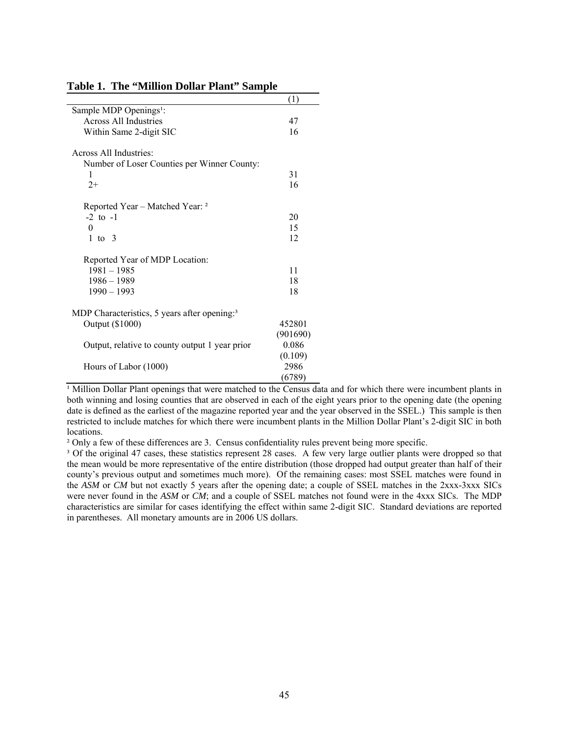**Table 1. The "Million Dollar Plant" Sample**

| | (1) |
|---|---|
| Sample MDP Openings[1]: | |
| Across All Industries | 47 |
| Within Same 2-digit SIC | 16 |
| | |
| Across All Industries: | |
| Number of Loser Counties per Winner County: | |
| 1 | 31 |
| 2+ | 16 |
| | |
| Reported Year – Matched Year: [2] | |
| -2 to -1 | 20 |
| 0 | 15 |
| 1 to 3 | 12 |
| | |
| Reported Year of MDP Location: | |
| 1981 – 1985 | 11 |
| 1986 – 1989 | 18 |
| 1990 – 1993 | 18 |
| | |
| MDP Characteristics, 5 years after opening:[3] | |
| Output ($1000) | 452801 |
| | (901690) |
| Output, relative to county output 1 year prior | 0.086 |
| | (0.109) |
| Hours of Labor (1000) | 2986 |
| | (6789) |

[1] Million Dollar Plant openings that were matched to the Census data and for which there were incumbent plants in both winning and losing counties that are observed in each of the eight years prior to the opening date (the opening date is defined as the earliest of the magazine reported year and the year observed in the SSEL.) This sample is then restricted to include matches for which there were incumbent plants in the Million Dollar Plant's 2-digit SIC in both locations.

[2] Only a few of these differences are 3. Census confidentiality rules prevent being more specific.

[3] Of the original 47 cases, these statistics represent 28 cases. A few very large outlier plants were dropped so that the mean would be more representative of the entire distribution (those dropped had output greater than half of their county's previous output and sometimes much more). Of the remaining cases: most SSEL matches were found in the *ASM* or *CM* but not exactly 5 years after the opening date; a couple of SSEL matches in the 2xxx-3xxx SICs were never found in the *ASM* or *CM*; and a couple of SSEL matches not found were in the 4xxx SICs. The MDP characteristics are similar for cases identifying the effect within same 2-digit SIC. Standard deviations are reported in parentheses. All monetary amounts are in 2006 US dollars.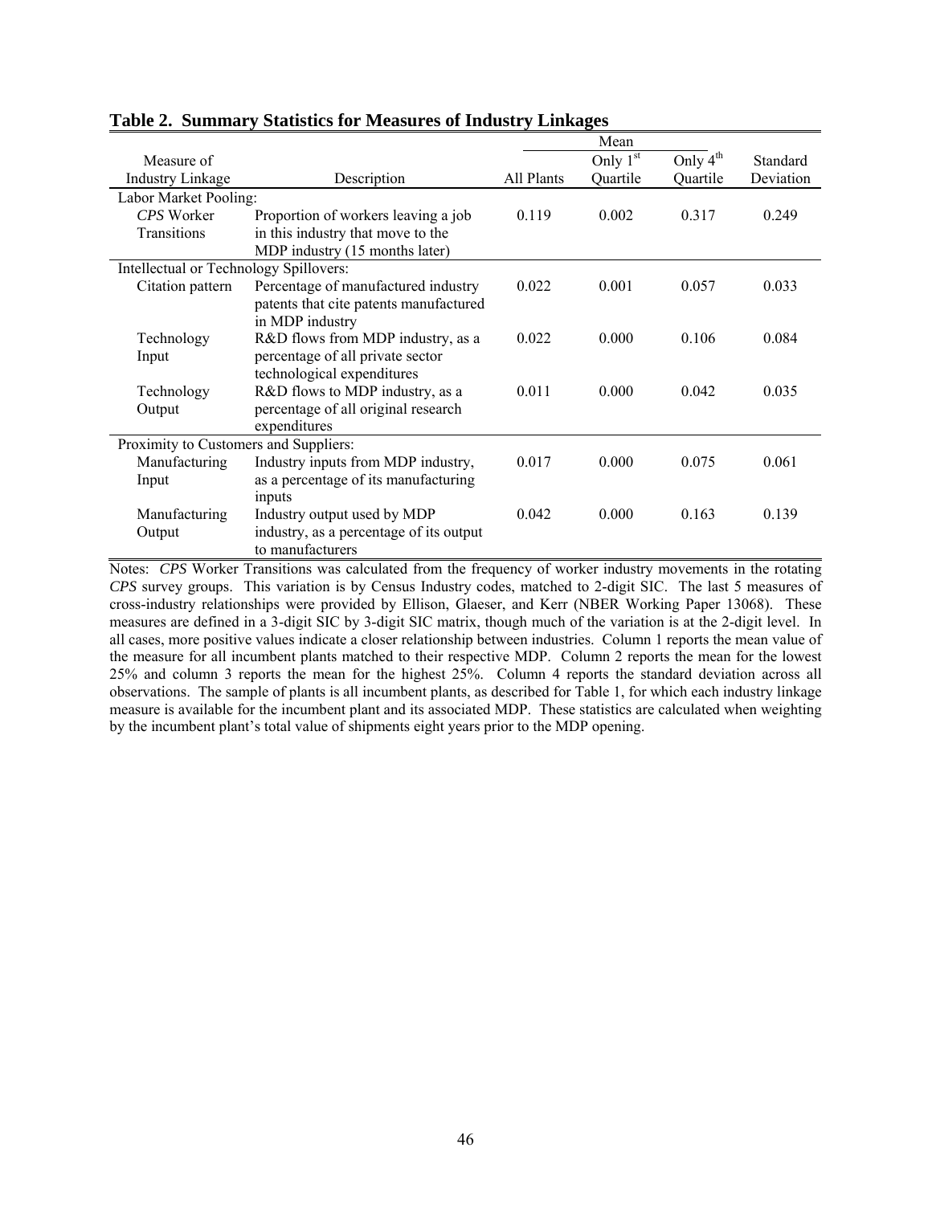**Table 2. Summary Statistics for Measures of Industry Linkages**

| Measure of Industry Linkage | Description | Mean: All Plants | Mean: Only 1st Quartile | Mean: Only 4th Quartile | Standard Deviation |
|---|---|---|---|---|---|
| Labor Market Pooling: | | | | | |
| *CPS* Worker Transitions | Proportion of workers leaving a job in this industry that move to the MDP industry (15 months later) | 0.119 | 0.002 | 0.317 | 0.249 |
| Intellectual or Technology Spillovers: | | | | | |
| Citation pattern | Percentage of manufactured industry patents that cite patents manufactured in MDP industry | 0.022 | 0.001 | 0.057 | 0.033 |
| Technology Input | R&D flows from MDP industry, as a percentage of all private sector technological expenditures | 0.022 | 0.000 | 0.106 | 0.084 |
| Technology Output | R&D flows to MDP industry, as a percentage of all original research expenditures | 0.011 | 0.000 | 0.042 | 0.035 |
| Proximity to Customers and Suppliers: | | | | | |
| Manufacturing Input | Industry inputs from MDP industry, as a percentage of its manufacturing inputs | 0.017 | 0.000 | 0.075 | 0.061 |
| Manufacturing Output | Industry output used by MDP industry, as a percentage of its output to manufacturers | 0.042 | 0.000 | 0.163 | 0.139 |

Notes: *CPS* Worker Transitions was calculated from the frequency of worker industry movements in the rotating *CPS* survey groups. This variation is by Census Industry codes, matched to 2-digit SIC. The last 5 measures of cross-industry relationships were provided by Ellison, Glaeser, and Kerr (NBER Working Paper 13068). These measures are defined in a 3-digit SIC by 3-digit SIC matrix, though much of the variation is at the 2-digit level. In all cases, more positive values indicate a closer relationship between industries. Column 1 reports the mean value of the measure for all incumbent plants matched to their respective MDP. Column 2 reports the mean for the lowest 25% and column 3 reports the mean for the highest 25%. Column 4 reports the standard deviation across all observations. The sample of plants is all incumbent plants, as described for Table 1, for which each industry linkage measure is available for the incumbent plant and its associated MDP. These statistics are calculated when weighting by the incumbent plant's total value of shipments eight years prior to the MDP opening.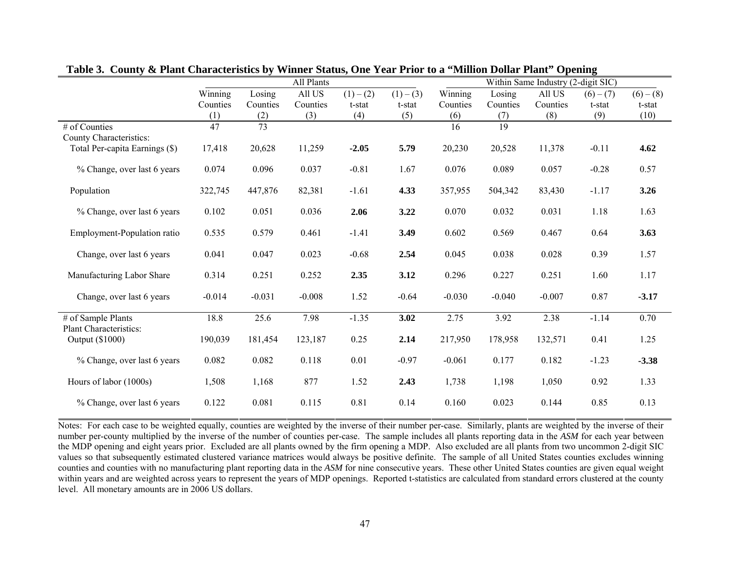**Table 3. County & Plant Characteristics by Winner Status, One Year Prior to a "Million Dollar Plant" Opening**

| | All Plants | | | | | Within Same Industry (2-digit SIC) | | | | |
|---|---|---|---|---|---|---|---|---|---|---|
| | Winning Counties (1) | Losing Counties (2) | All US Counties (3) | (1) – (2) t-stat (4) | (1) – (3) t-stat (5) | Winning Counties (6) | Losing Counties (7) | All US Counties (8) | (6) – (7) t-stat (9) | (6) – (8) t-stat (10) |
| # of Counties | 47 | 73 | | | | 16 | 19 | | | |
| County Characteristics: | | | | | | | | | | |
| Total Per-capita Earnings ($) | 17,418 | 20,628 | 11,259 | **-2.05** | **5.79** | 20,230 | 20,528 | 11,378 | -0.11 | **4.62** |
| % Change, over last 6 years | 0.074 | 0.096 | 0.037 | -0.81 | 1.67 | 0.076 | 0.089 | 0.057 | -0.28 | 0.57 |
| Population | 322,745 | 447,876 | 82,381 | -1.61 | **4.33** | 357,955 | 504,342 | 83,430 | -1.17 | **3.26** |
| % Change, over last 6 years | 0.102 | 0.051 | 0.036 | **2.06** | **3.22** | 0.070 | 0.032 | 0.031 | 1.18 | 1.63 |
| Employment-Population ratio | 0.535 | 0.579 | 0.461 | -1.41 | **3.49** | 0.602 | 0.569 | 0.467 | 0.64 | **3.63** |
| Change, over last 6 years | 0.041 | 0.047 | 0.023 | -0.68 | **2.54** | 0.045 | 0.038 | 0.028 | 0.39 | 1.57 |
| Manufacturing Labor Share | 0.314 | 0.251 | 0.252 | **2.35** | **3.12** | 0.296 | 0.227 | 0.251 | 1.60 | 1.17 |
| Change, over last 6 years | -0.014 | -0.031 | -0.008 | 1.52 | -0.64 | -0.030 | -0.040 | -0.007 | 0.87 | **-3.17** |
| # of Sample Plants | 18.8 | 25.6 | 7.98 | -1.35 | **3.02** | 2.75 | 3.92 | 2.38 | -1.14 | 0.70 |
| Plant Characteristics: | | | | | | | | | | |
| Output ($1000) | 190,039 | 181,454 | 123,187 | 0.25 | **2.14** | 217,950 | 178,958 | 132,571 | 0.41 | 1.25 |
| % Change, over last 6 years | 0.082 | 0.082 | 0.118 | 0.01 | -0.97 | -0.061 | 0.177 | 0.182 | -1.23 | **-3.38** |
| Hours of labor (1000s) | 1,508 | 1,168 | 877 | 1.52 | **2.43** | 1,738 | 1,198 | 1,050 | 0.92 | 1.33 |
| % Change, over last 6 years | 0.122 | 0.081 | 0.115 | 0.81 | 0.14 | 0.160 | 0.023 | 0.144 | 0.85 | 0.13 |

Notes: For each case to be weighted equally, counties are weighted by the inverse of their number per-case. Similarly, plants are weighted by the inverse of their number per-county multiplied by the inverse of the number of counties per-case. The sample includes all plants reporting data in the *ASM* for each year between the MDP opening and eight years prior. Excluded are all plants owned by the firm opening a MDP. Also excluded are all plants from two uncommon 2-digit SIC values so that subsequently estimated clustered variance matrices would always be positive definite. The sample of all United States counties excludes winning counties and counties with no manufacturing plant reporting data in the *ASM* for nine consecutive years. These other United States counties are given equal weight within years and are weighted across years to represent the years of MDP openings. Reported t-statistics are calculated from standard errors clustered at the county level. All monetary amounts are in 2006 US dollars.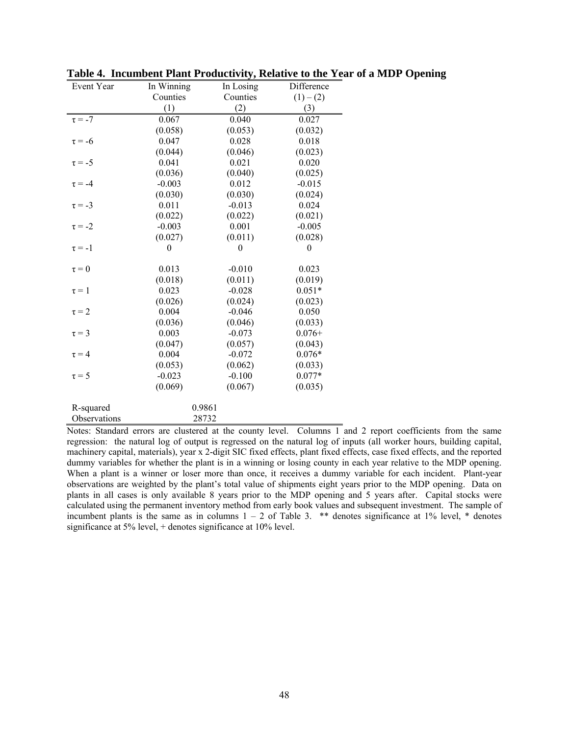**Table 4. Incumbent Plant Productivity, Relative to the Year of a MDP Opening**

| Event Year | In Winning Counties (1) | In Losing Counties (2) | Difference (1) – (2) (3) |
|---|---|---|---|
| $\tau = -7$ | 0.067 | 0.040 | 0.027 |
| | (0.058) | (0.053) | (0.032) |
| $\tau = -6$ | 0.047 | 0.028 | 0.018 |
| | (0.044) | (0.046) | (0.023) |
| $\tau = -5$ | 0.041 | 0.021 | 0.020 |
| | (0.036) | (0.040) | (0.025) |
| $\tau = -4$ | -0.003 | 0.012 | -0.015 |
| | (0.030) | (0.030) | (0.024) |
| $\tau = -3$ | 0.011 | -0.013 | 0.024 |
| | (0.022) | (0.022) | (0.021) |
| $\tau = -2$ | -0.003 | 0.001 | -0.005 |
| | (0.027) | (0.011) | (0.028) |
| $\tau = -1$ | 0 | 0 | 0 |
| $\tau = 0$ | 0.013 | -0.010 | 0.023 |
| | (0.018) | (0.011) | (0.019) |
| $\tau = 1$ | 0.023 | -0.028 | 0.051* |
| | (0.026) | (0.024) | (0.023) |
| $\tau = 2$ | 0.004 | -0.046 | 0.050 |
| | (0.036) | (0.046) | (0.033) |
| $\tau = 3$ | 0.003 | -0.073 | 0.076+ |
| | (0.047) | (0.057) | (0.043) |
| $\tau = 4$ | 0.004 | -0.072 | 0.076* |
| | (0.053) | (0.062) | (0.033) |
| $\tau = 5$ | -0.023 | -0.100 | 0.077* |
| | (0.069) | (0.067) | (0.035) |
| R-squared | 0.9861 | | |
| Observations | 28732 | | |

Notes: Standard errors are clustered at the county level. Columns 1 and 2 report coefficients from the same regression: the natural log of output is regressed on the natural log of inputs (all worker hours, building capital, machinery capital, materials), year x 2-digit SIC fixed effects, plant fixed effects, case fixed effects, and the reported dummy variables for whether the plant is in a winning or losing county in each year relative to the MDP opening. When a plant is a winner or loser more than once, it receives a dummy variable for each incident. Plant-year observations are weighted by the plant's total value of shipments eight years prior to the MDP opening. Data on plants in all cases is only available 8 years prior to the MDP opening and 5 years after. Capital stocks were calculated using the permanent inventory method from early book values and subsequent investment. The sample of incumbent plants is the same as in columns 1 – 2 of Table 3. ** denotes significance at 1% level, * denotes significance at 5% level, + denotes significance at 10% level.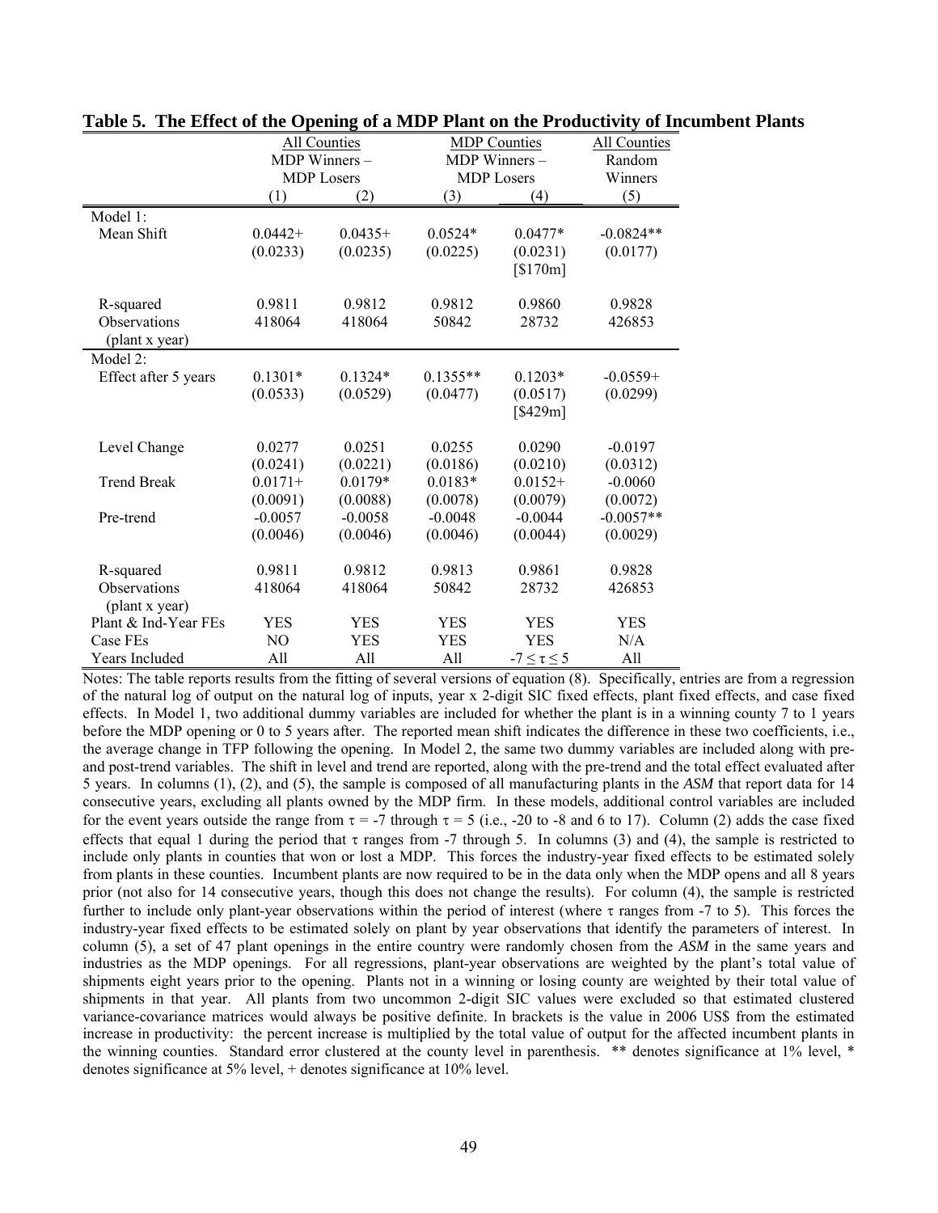**Table 5. The Effect of the Opening of a MDP Plant on the Productivity of Incumbent Plants**

| | All Counties MDP Winners – MDP Losers | | MDP Counties MDP Winners – MDP Losers | | All Counties Random Winners |
|---|---|---|---|---|---|
| | (1) | (2) | (3) | (4) | (5) |
| Model 1: | | | | | |
| Mean Shift | 0.0442+ | 0.0435+ | 0.0524* | 0.0477* | -0.0824** |
| | (0.0233) | (0.0235) | (0.0225) | (0.0231) | (0.0177) |
| | | | | [$170m] | |
| R-squared | 0.9811 | 0.9812 | 0.9812 | 0.9860 | 0.9828 |
| Observations (plant x year) | 418064 | 418064 | 50842 | 28732 | 426853 |
| Model 2: | | | | | |
| Effect after 5 years | 0.1301* | 0.1324* | 0.1355** | 0.1203* | -0.0559+ |
| | (0.0533) | (0.0529) | (0.0477) | (0.0517) | (0.0299) |
| | | | | [$429m] | |
| Level Change | 0.0277 | 0.0251 | 0.0255 | 0.0290 | -0.0197 |
| | (0.0241) | (0.0221) | (0.0186) | (0.0210) | (0.0312) |
| Trend Break | 0.0171+ | 0.0179* | 0.0183* | 0.0152+ | -0.0060 |
| | (0.0091) | (0.0088) | (0.0078) | (0.0079) | (0.0072) |
| Pre-trend | -0.0057 | -0.0058 | -0.0048 | -0.0044 | -0.0057** |
| | (0.0046) | (0.0046) | (0.0046) | (0.0044) | (0.0029) |
| R-squared | 0.9811 | 0.9812 | 0.9813 | 0.9861 | 0.9828 |
| Observations (plant x year) | 418064 | 418064 | 50842 | 28732 | 426853 |
| Plant & Ind-Year FEs | YES | YES | YES | YES | YES |
| Case FEs | NO | YES | YES | YES | N/A |
| Years Included | All | All | All | $-7 \leq \tau \leq 5$ | All |

Notes: The table reports results from the fitting of several versions of equation (8). Specifically, entries are from a regression of the natural log of output on the natural log of inputs, year x 2-digit SIC fixed effects, plant fixed effects, and case fixed effects. In Model 1, two additional dummy variables are included for whether the plant is in a winning county 7 to 1 years before the MDP opening or 0 to 5 years after. The reported mean shift indicates the difference in these two coefficients, i.e., the average change in TFP following the opening. In Model 2, the same two dummy variables are included along with pre- and post-trend variables. The shift in level and trend are reported, along with the pre-trend and the total effect evaluated after 5 years. In columns (1), (2), and (5), the sample is composed of all manufacturing plants in the *ASM* that report data for 14 consecutive years, excluding all plants owned by the MDP firm. In these models, additional control variables are included for the event years outside the range from $\tau = -7$ through $\tau = 5$ (i.e., -20 to -8 and 6 to 17). Column (2) adds the case fixed effects that equal 1 during the period that $\tau$ ranges from -7 through 5. In columns (3) and (4), the sample is restricted to include only plants in counties that won or lost a MDP. This forces the industry-year fixed effects to be estimated solely from plants in these counties. Incumbent plants are now required to be in the data only when the MDP opens and all 8 years prior (not also for 14 consecutive years, though this does not change the results). For column (4), the sample is restricted further to include only plant-year observations within the period of interest (where $\tau$ ranges from -7 to 5). This forces the industry-year fixed effects to be estimated solely on plant by year observations that identify the parameters of interest. In column (5), a set of 47 plant openings in the entire country were randomly chosen from the *ASM* in the same years and industries as the MDP openings. For all regressions, plant-year observations are weighted by the plant's total value of shipments eight years prior to the opening. Plants not in a winning or losing county are weighted by their total value of shipments in that year. All plants from two uncommon 2-digit SIC values were excluded so that estimated clustered variance-covariance matrices would always be positive definite. In brackets is the value in 2006 US$ from the estimated increase in productivity: the percent increase is multiplied by the total value of output for the affected incumbent plants in the winning counties. Standard error clustered at the county level in parenthesis. ** denotes significance at 1% level, * denotes significance at 5% level, + denotes significance at 10% level.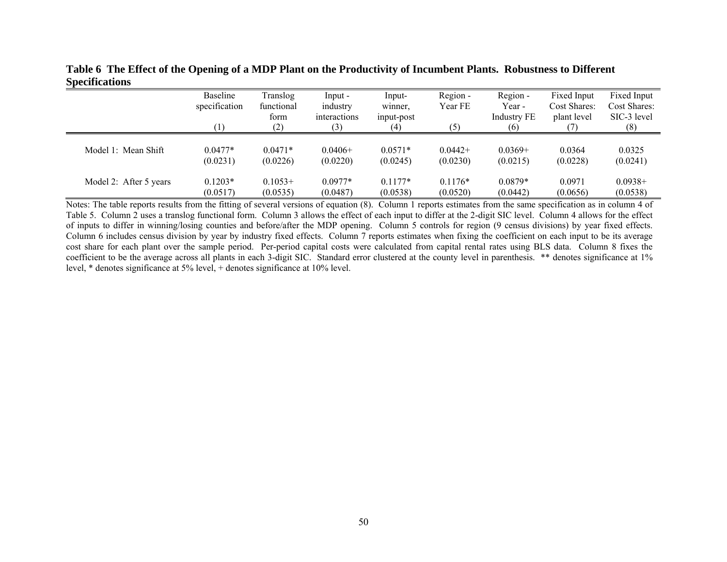**Table 6 The Effect of the Opening of a MDP Plant on the Productivity of Incumbent Plants. Robustness to Different Specifications**

| | Baseline specification (1) | Translog functional form (2) | Input - industry interactions (3) | Input- winner, input-post (4) | Region - Year FE (5) | Region - Year - Industry FE (6) | Fixed Input Cost Shares: plant level (7) | Fixed Input Cost Shares: SIC-3 level (8) |
|---|---|---|---|---|---|---|---|---|
| Model 1: Mean Shift | 0.0477* | 0.0471* | 0.0406+ | 0.0571* | 0.0442+ | 0.0369+ | 0.0364 | 0.0325 |
| | (0.0231) | (0.0226) | (0.0220) | (0.0245) | (0.0230) | (0.0215) | (0.0228) | (0.0241) |
| Model 2: After 5 years | 0.1203* | 0.1053+ | 0.0977* | 0.1177* | 0.1176* | 0.0879* | 0.0971 | 0.0938+ |
| | (0.0517) | (0.0535) | (0.0487) | (0.0538) | (0.0520) | (0.0442) | (0.0656) | (0.0538) |

Notes: The table reports results from the fitting of several versions of equation (8). Column 1 reports estimates from the same specification as in column 4 of Table 5. Column 2 uses a translog functional form. Column 3 allows the effect of each input to differ at the 2-digit SIC level. Column 4 allows for the effect of inputs to differ in winning/losing counties and before/after the MDP opening. Column 5 controls for region (9 census divisions) by year fixed effects. Column 6 includes census division by year by industry fixed effects. Column 7 reports estimates when fixing the coefficient on each input to be its average cost share for each plant over the sample period. Per-period capital costs were calculated from capital rental rates using BLS data. Column 8 fixes the coefficient to be the average across all plants in each 3-digit SIC. Standard error clustered at the county level in parenthesis. ** denotes significance at 1% level, * denotes significance at 5% level, + denotes significance at 10% level.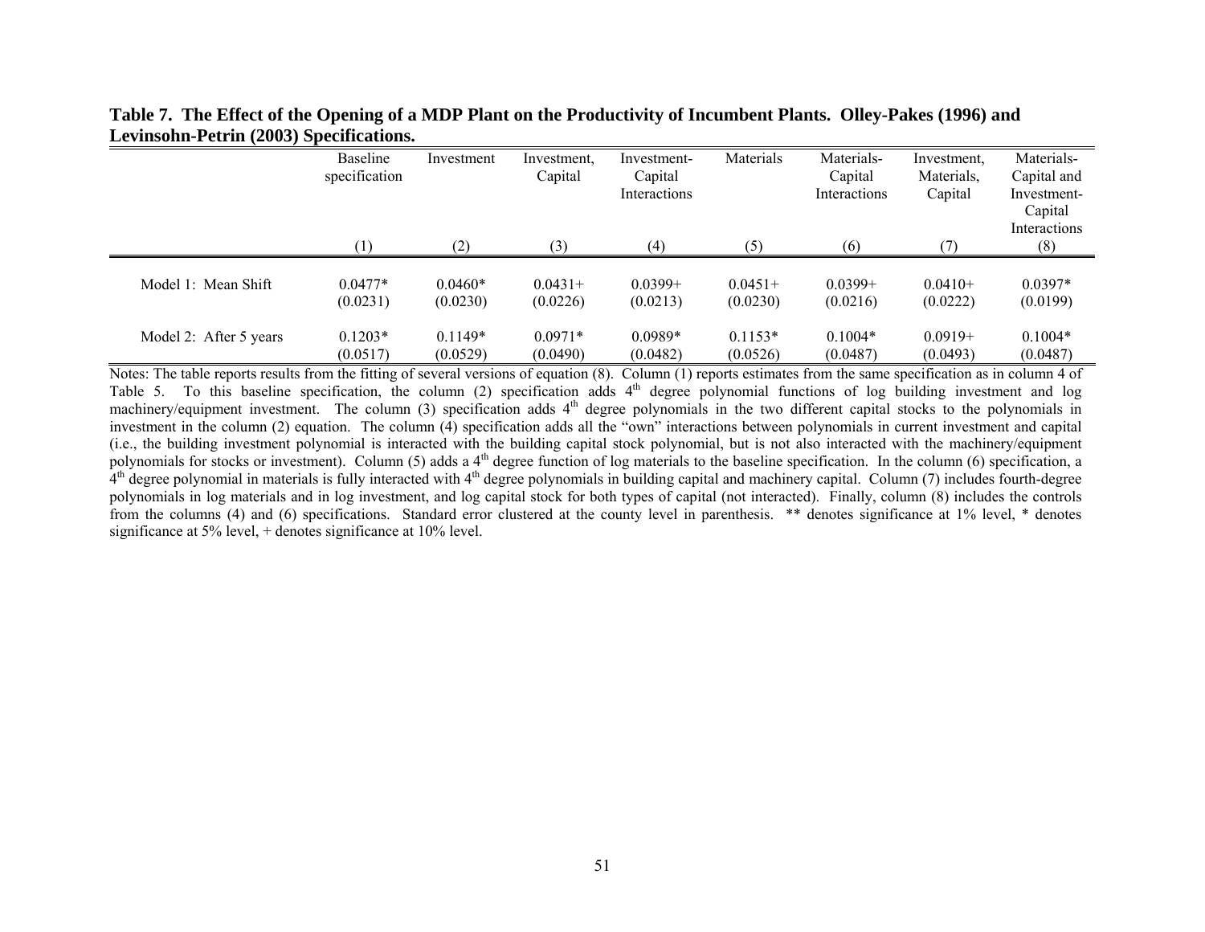**Table 7. The Effect of the Opening of a MDP Plant on the Productivity of Incumbent Plants. Olley-Pakes (1996) and Levinsohn-Petrin (2003) Specifications.**

| | Baseline specification | Investment | Investment, Capital | Investment-Capital Interactions | Materials | Materials-Capital Interactions | Investment, Materials, Capital | Materials-Capital and Investment-Capital Interactions |
|---|---|---|---|---|---|---|---|---|
| | (1) | (2) | (3) | (4) | (5) | (6) | (7) | (8) |
| Model 1: Mean Shift | 0.0477* | 0.0460* | 0.0431+ | 0.0399+ | 0.0451+ | 0.0399+ | 0.0410+ | 0.0397* |
| | (0.0231) | (0.0230) | (0.0226) | (0.0213) | (0.0230) | (0.0216) | (0.0222) | (0.0199) |
| Model 2: After 5 years | 0.1203* | 0.1149* | 0.0971* | 0.0989* | 0.1153* | 0.1004* | 0.0919+ | 0.1004* |
| | (0.0517) | (0.0529) | (0.0490) | (0.0482) | (0.0526) | (0.0487) | (0.0493) | (0.0487) |

Notes: The table reports results from the fitting of several versions of equation (8). Column (1) reports estimates from the same specification as in column 4 of Table 5. To this baseline specification, the column (2) specification adds $4^{th}$ degree polynomial functions of log building investment and log machinery/equipment investment. The column (3) specification adds $4^{th}$ degree polynomials in the two different capital stocks to the polynomials in investment in the column (2) equation. The column (4) specification adds all the "own" interactions between polynomials in current investment and capital (i.e., the building investment polynomial is interacted with the building capital stock polynomial, but is not also interacted with the machinery/equipment polynomials for stocks or investment). Column (5) adds a $4^{th}$ degree function of log materials to the baseline specification. In the column (6) specification, a $4^{th}$ degree polynomial in materials is fully interacted with $4^{th}$ degree polynomials in building capital and machinery capital. Column (7) includes fourth-degree polynomials in log materials and in log investment, and log capital stock for both types of capital (not interacted). Finally, column (8) includes the controls from the columns (4) and (6) specifications. Standard error clustered at the county level in parenthesis. ** denotes significance at 1% level, * denotes significance at 5% level, + denotes significance at 10% level.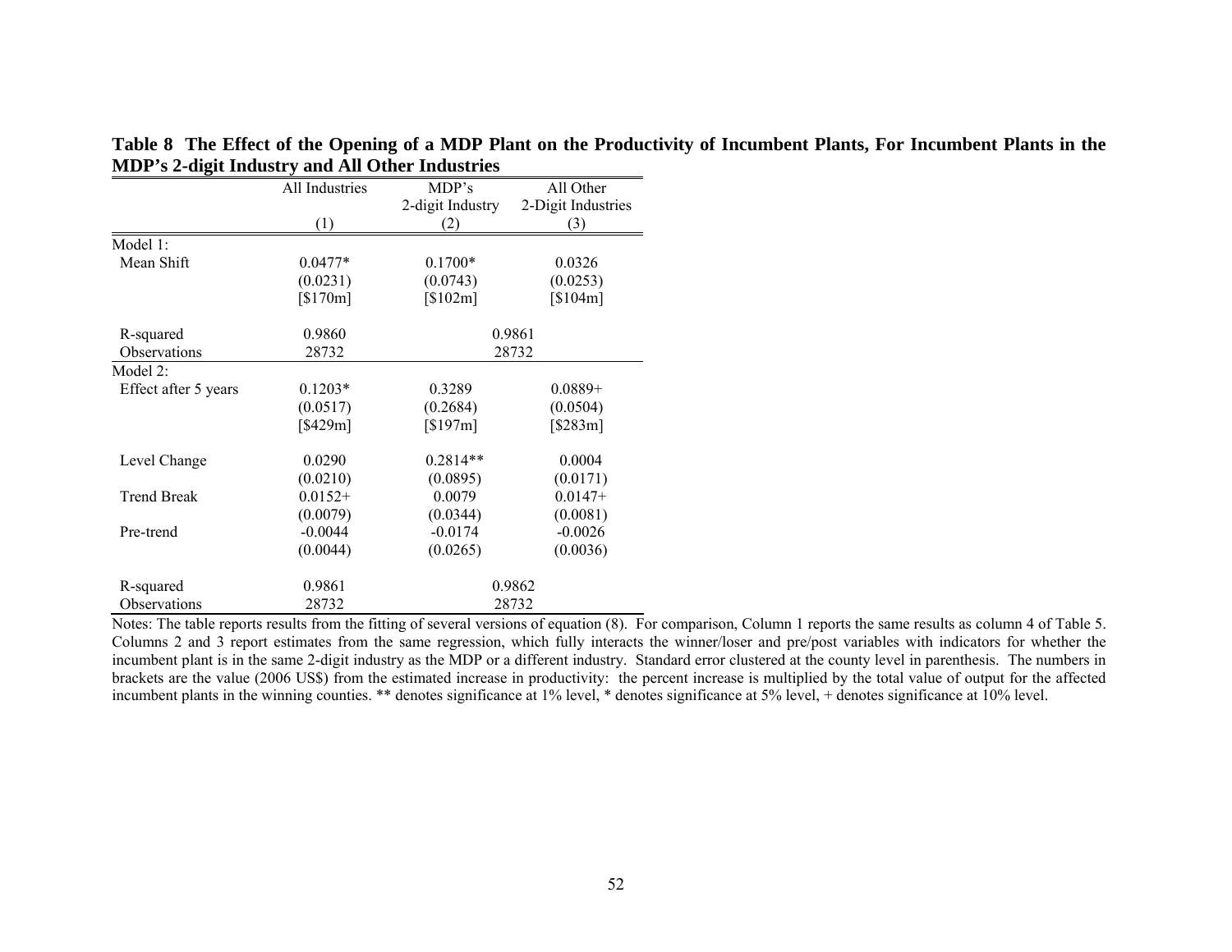**Table 8 The Effect of the Opening of a MDP Plant on the Productivity of Incumbent Plants, For Incumbent Plants in the MDP's 2-digit Industry and All Other Industries**

| | All Industries | MDP's 2-digit Industry | All Other 2-Digit Industries |
|---|---|---|---|
| | (1) | (2) | (3) |
| Model 1: | | | |
| Mean Shift | 0.0477* | 0.1700* | 0.0326 |
| | (0.0231) | (0.0743) | (0.0253) |
| | [$170m] | [$102m] | [$104m] |
| R-squared | 0.9860 | 0.9861 | |
| Observations | 28732 | 28732 | |
| Model 2: | | | |
| Effect after 5 years | 0.1203* | 0.3289 | 0.0889+ |
| | (0.0517) | (0.2684) | (0.0504) |
| | [$429m] | [$197m] | [$283m] |
| Level Change | 0.0290 | 0.2814** | 0.0004 |
| | (0.0210) | (0.0895) | (0.0171) |
| Trend Break | 0.0152+ | 0.0079 | 0.0147+ |
| | (0.0079) | (0.0344) | (0.0081) |
| Pre-trend | -0.0044 | -0.0174 | -0.0026 |
| | (0.0044) | (0.0265) | (0.0036) |
| R-squared | 0.9861 | 0.9862 | |
| Observations | 28732 | 28732 | |

Notes: The table reports results from the fitting of several versions of equation (8). For comparison, Column 1 reports the same results as column 4 of Table 5. Columns 2 and 3 report estimates from the same regression, which fully interacts the winner/loser and pre/post variables with indicators for whether the incumbent plant is in the same 2-digit industry as the MDP or a different industry. Standard error clustered at the county level in parenthesis. The numbers in brackets are the value (2006 US$) from the estimated increase in productivity: the percent increase is multiplied by the total value of output for the affected incumbent plants in the winning counties. ** denotes significance at 1% level, * denotes significance at 5% level, + denotes significance at 10% level.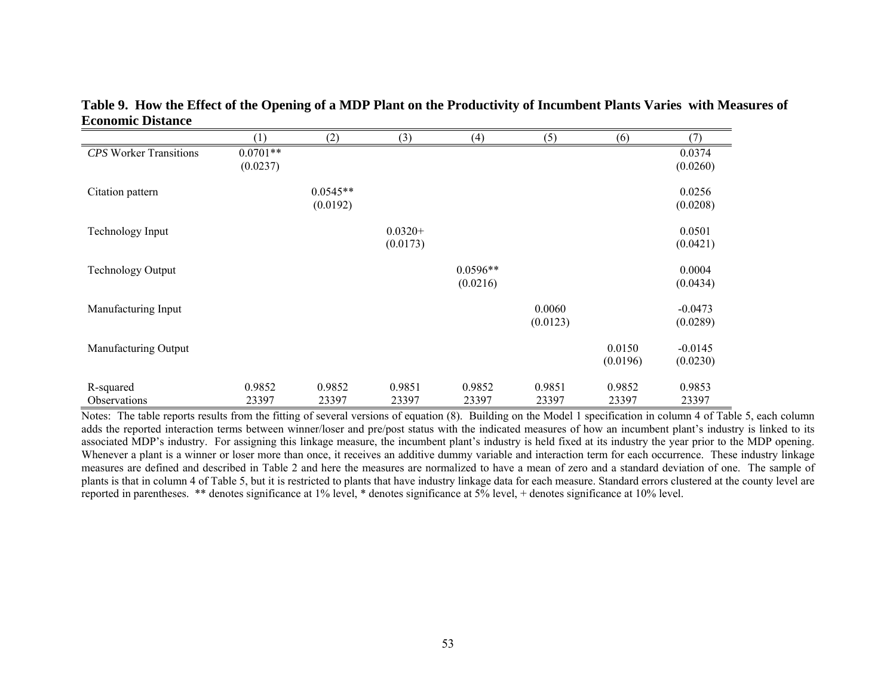**Table 9. How the Effect of the Opening of a MDP Plant on the Productivity of Incumbent Plants Varies with Measures of Economic Distance**

| | (1) | (2) | (3) | (4) | (5) | (6) | (7) |
|---|---|---|---|---|---|---|---|
| *CPS* Worker Transitions | 0.0701** | | | | | | 0.0374 |
| | (0.0237) | | | | | | (0.0260) |
| Citation pattern | | 0.0545** | | | | | 0.0256 |
| | | (0.0192) | | | | | (0.0208) |
| Technology Input | | | 0.0320+ | | | | 0.0501 |
| | | | (0.0173) | | | | (0.0421) |
| Technology Output | | | | 0.0596** | | | 0.0004 |
| | | | | (0.0216) | | | (0.0434) |
| Manufacturing Input | | | | | 0.0060 | | -0.0473 |
| | | | | | (0.0123) | | (0.0289) |
| Manufacturing Output | | | | | | 0.0150 | -0.0145 |
| | | | | | | (0.0196) | (0.0230) |
| R-squared | 0.9852 | 0.9852 | 0.9851 | 0.9852 | 0.9851 | 0.9852 | 0.9853 |
| Observations | 23397 | 23397 | 23397 | 23397 | 23397 | 23397 | 23397 |

Notes: The table reports results from the fitting of several versions of equation (8). Building on the Model 1 specification in column 4 of Table 5, each column adds the reported interaction terms between winner/loser and pre/post status with the indicated measures of how an incumbent plant's industry is linked to its associated MDP's industry. For assigning this linkage measure, the incumbent plant's industry is held fixed at its industry the year prior to the MDP opening. Whenever a plant is a winner or loser more than once, it receives an additive dummy variable and interaction term for each occurrence. These industry linkage measures are defined and described in Table 2 and here the measures are normalized to have a mean of zero and a standard deviation of one. The sample of plants is that in column 4 of Table 5, but it is restricted to plants that have industry linkage data for each measure. Standard errors clustered at the county level are reported in parentheses. ** denotes significance at 1% level, * denotes significance at 5% level, + denotes significance at 10% level.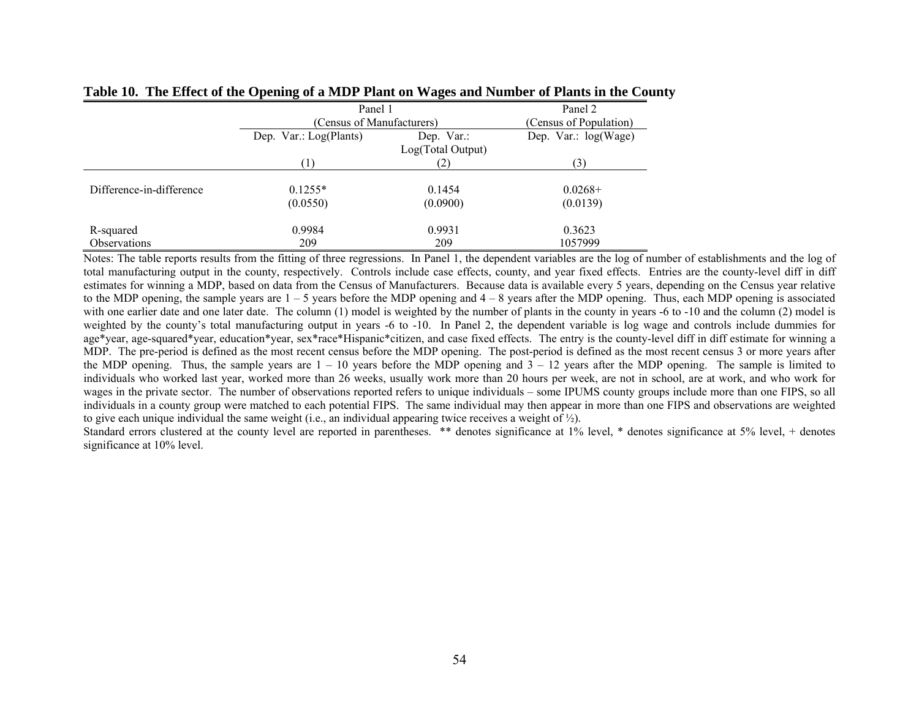**Table 10. The Effect of the Opening of a MDP Plant on Wages and Number of Plants in the County**

| | Panel 1 (Census of Manufacturers) | | Panel 2 (Census of Population) |
|---|---|---|---|
| | Dep. Var.: Log(Plants) | Dep. Var.: Log(Total Output) | Dep. Var.: log(Wage) |
| | (1) | (2) | (3) |
| Difference-in-difference | 0.1255* | 0.1454 | 0.0268+ |
| | (0.0550) | (0.0900) | (0.0139) |
| R-squared | 0.9984 | 0.9931 | 0.3623 |
| Observations | 209 | 209 | 1057999 |

Notes: The table reports results from the fitting of three regressions. In Panel 1, the dependent variables are the log of number of establishments and the log of total manufacturing output in the county, respectively. Controls include case effects, county, and year fixed effects. Entries are the county-level diff in diff estimates for winning a MDP, based on data from the Census of Manufacturers. Because data is available every 5 years, depending on the Census year relative to the MDP opening, the sample years are 1 – 5 years before the MDP opening and 4 – 8 years after the MDP opening. Thus, each MDP opening is associated with one earlier date and one later date. The column (1) model is weighted by the number of plants in the county in years -6 to -10 and the column (2) model is weighted by the county's total manufacturing output in years -6 to -10. In Panel 2, the dependent variable is log wage and controls include dummies for age*year, age-squared*year, education*year, sex*race*Hispanic*citizen, and case fixed effects. The entry is the county-level diff in diff estimate for winning a MDP. The pre-period is defined as the most recent census before the MDP opening. The post-period is defined as the most recent census 3 or more years after the MDP opening. Thus, the sample years are 1 – 10 years before the MDP opening and 3 – 12 years after the MDP opening. The sample is limited to individuals who worked last year, worked more than 26 weeks, usually work more than 20 hours per week, are not in school, are at work, and who work for wages in the private sector. The number of observations reported refers to unique individuals – some IPUMS county groups include more than one FIPS, so all individuals in a county group were matched to each potential FIPS. The same individual may then appear in more than one FIPS and observations are weighted to give each unique individual the same weight (i.e., an individual appearing twice receives a weight of ½).

Standard errors clustered at the county level are reported in parentheses. ** denotes significance at 1% level, * denotes significance at 5% level, + denotes significance at 10% level.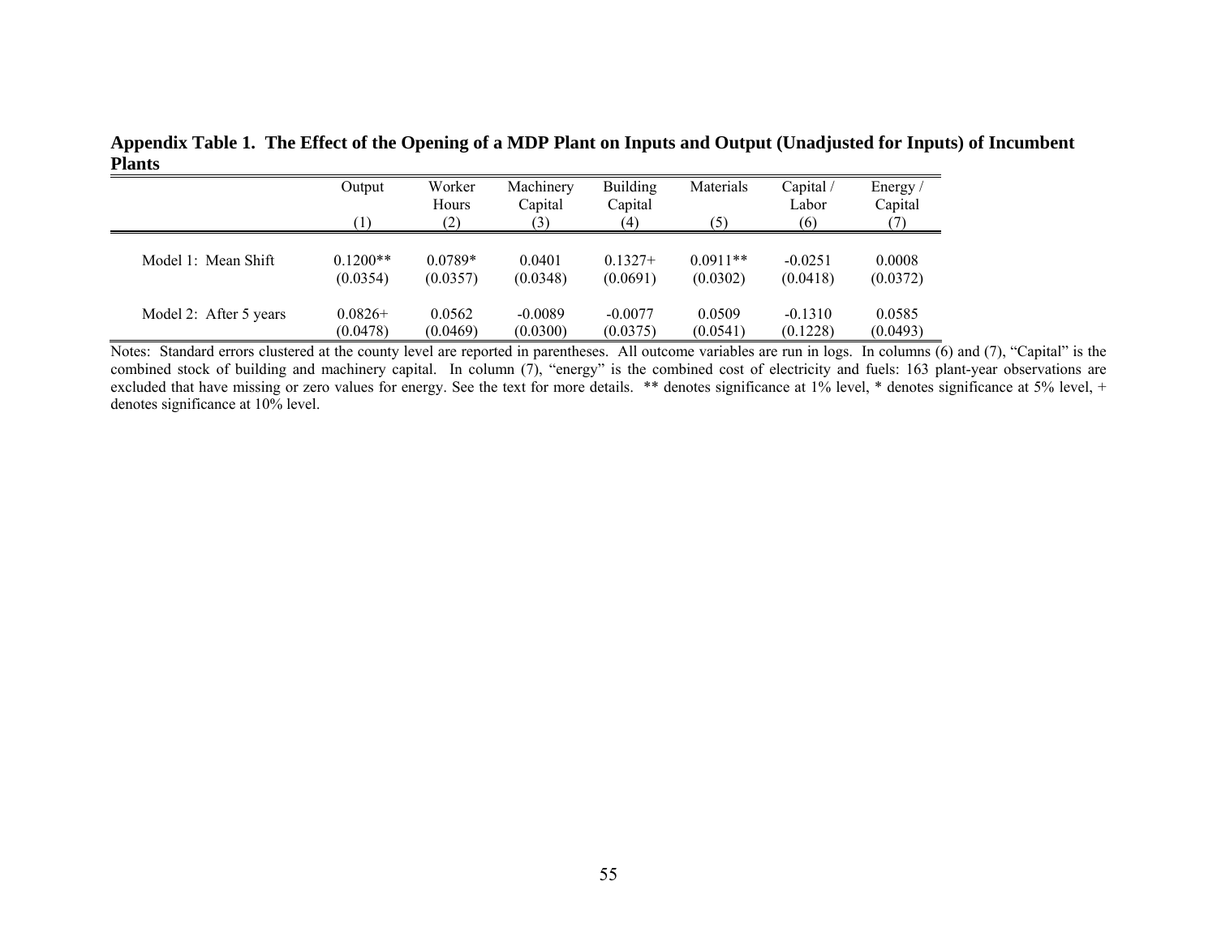**Appendix Table 1. The Effect of the Opening of a MDP Plant on Inputs and Output (Unadjusted for Inputs) of Incumbent Plants**

| | Output<br>(1) | Worker Hours<br>(2) | Machinery Capital<br>(3) | Building Capital<br>(4) | Materials<br>(5) | Capital / Labor<br>(6) | Energy / Capital<br>(7) |
|---|---|---|---|---|---|---|---|
| Model 1: Mean Shift | 0.1200** | 0.0789* | 0.0401 | 0.1327+ | 0.0911** | -0.0251 | 0.0008 |
| | (0.0354) | (0.0357) | (0.0348) | (0.0691) | (0.0302) | (0.0418) | (0.0372) |
| Model 2: After 5 years | 0.0826+ | 0.0562 | -0.0089 | -0.0077 | 0.0509 | -0.1310 | 0.0585 |
| | (0.0478) | (0.0469) | (0.0300) | (0.0375) | (0.0541) | (0.1228) | (0.0493) |

Notes: Standard errors clustered at the county level are reported in parentheses. All outcome variables are run in logs. In columns (6) and (7), "Capital" is the combined stock of building and machinery capital. In column (7), "energy" is the combined cost of electricity and fuels: 163 plant-year observations are excluded that have missing or zero values for energy. See the text for more details. ** denotes significance at 1% level, * denotes significance at 5% level, + denotes significance at 10% level.